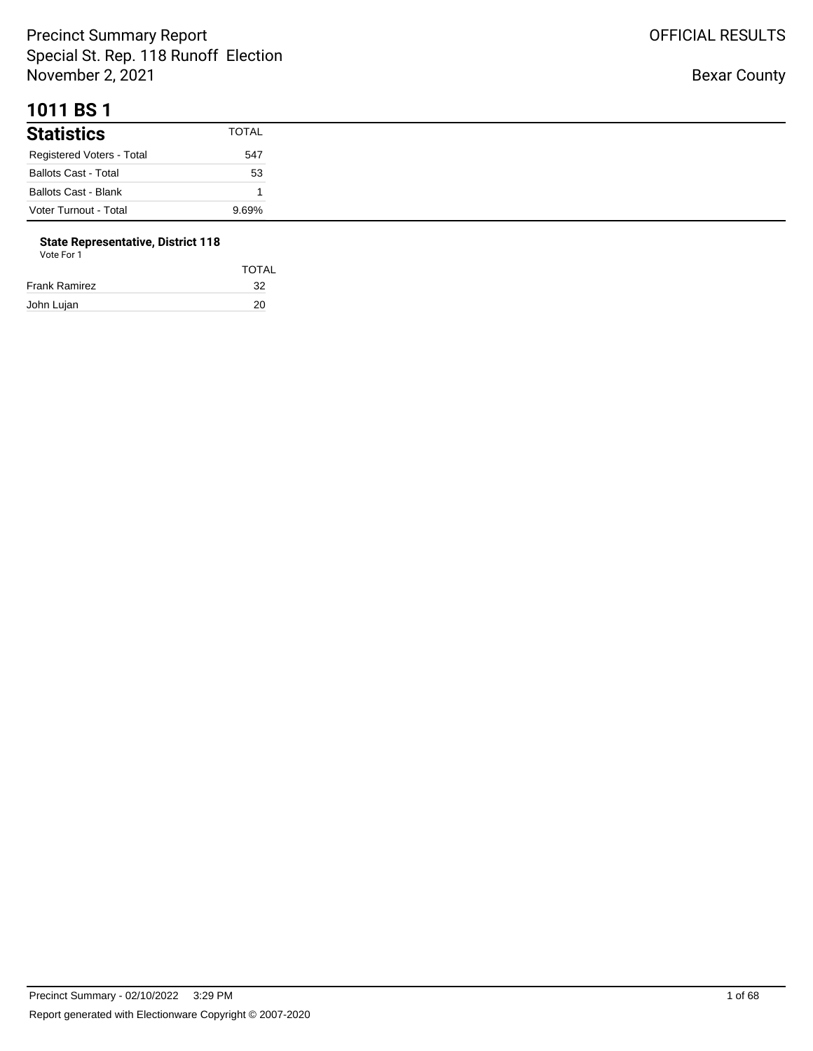Precinct Summary Report
Special St. Rep. 118 Runoff Election
November 2, 2021

OFFICIAL RESULTS

Bexar County

# 1011 BS 1

## Statistics

| Statistics | TOTAL |
| --- | --- |
| Registered Voters - Total | 547 |
| Ballots Cast - Total | 53 |
| Ballots Cast - Blank | 1 |
| Voter Turnout - Total | 9.69% |

### State Representative, District 118

Vote For 1

| | TOTAL |
| --- | --- |
| Frank Ramirez | 32 |
| John Lujan | 20 |

Precinct Summary - 02/10/2022 3:29 PM

Report generated with Electionware Copyright © 2007-2020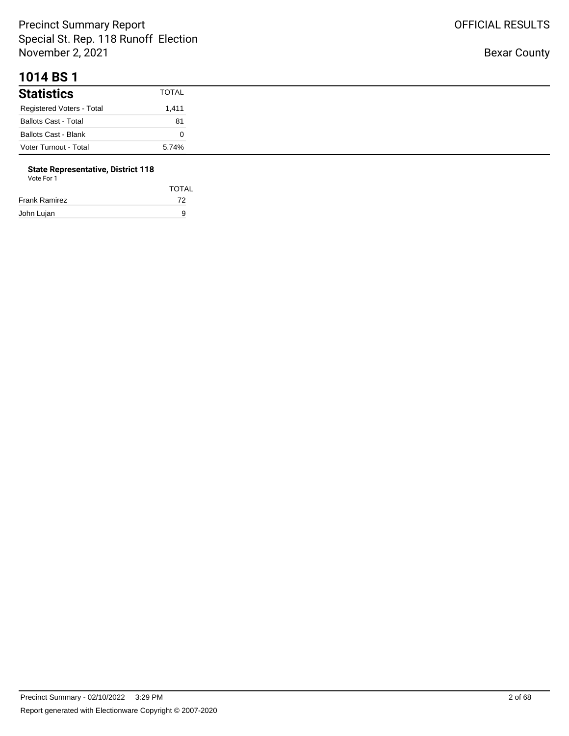# 1014 BS 1

| Statistics | TOTAL |
|---|---|
| Registered Voters - Total | 1,411 |
| Ballots Cast - Total | 81 |
| Ballots Cast - Blank | 0 |
| Voter Turnout - Total | 5.74% |

**State Representative, District 118**

Vote For 1

| | TOTAL |
|---|---|
| Frank Ramirez | 72 |
| John Lujan | 9 |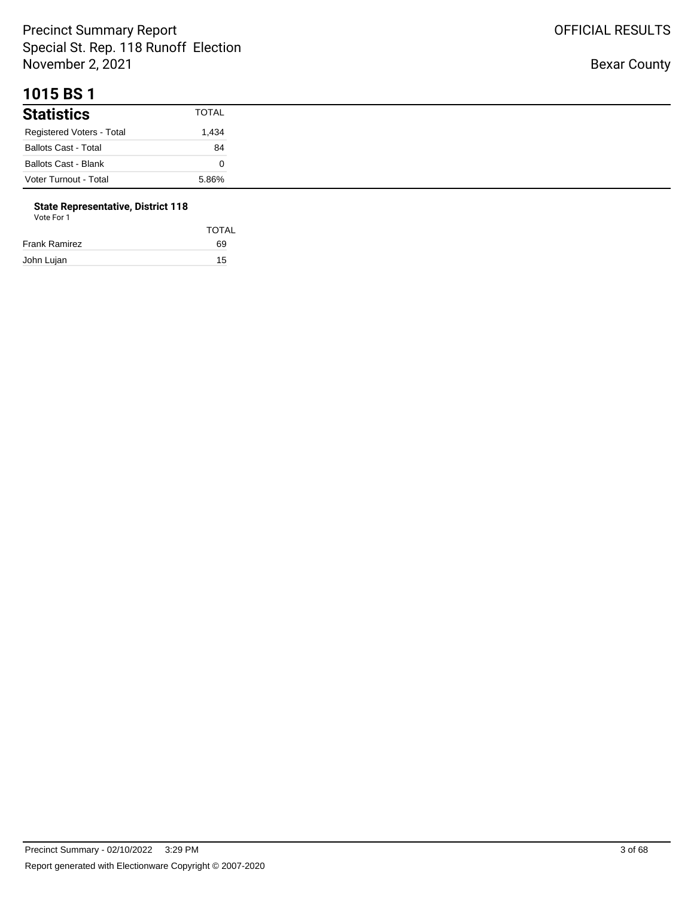## 1015 BS 1

| Statistics | TOTAL |
|---|---|
| Registered Voters - Total | 1,434 |
| Ballots Cast - Total | 84 |
| Ballots Cast - Blank | 0 |
| Voter Turnout - Total | 5.86% |

**State Representative, District 118**
Vote For 1

| | TOTAL |
|---|---|
| Frank Ramirez | 69 |
| John Lujan | 15 |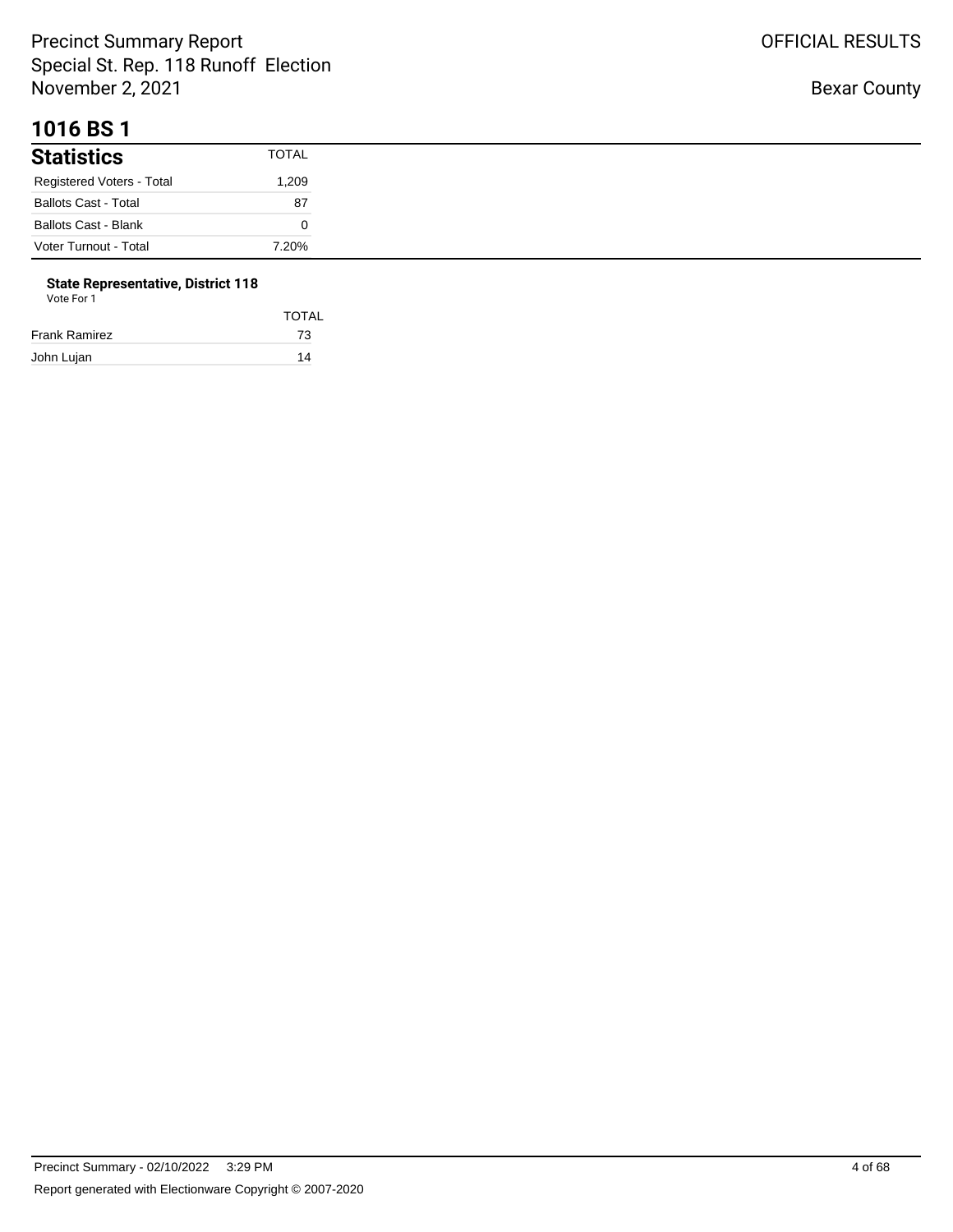# 1016 BS 1

| Statistics | TOTAL |
| --- | --- |
| Registered Voters - Total | 1,209 |
| Ballots Cast - Total | 87 |
| Ballots Cast - Blank | 0 |
| Voter Turnout - Total | 7.20% |

### State Representative, District 118

Vote For 1

| | TOTAL |
| --- | --- |
| Frank Ramirez | 73 |
| John Lujan | 14 |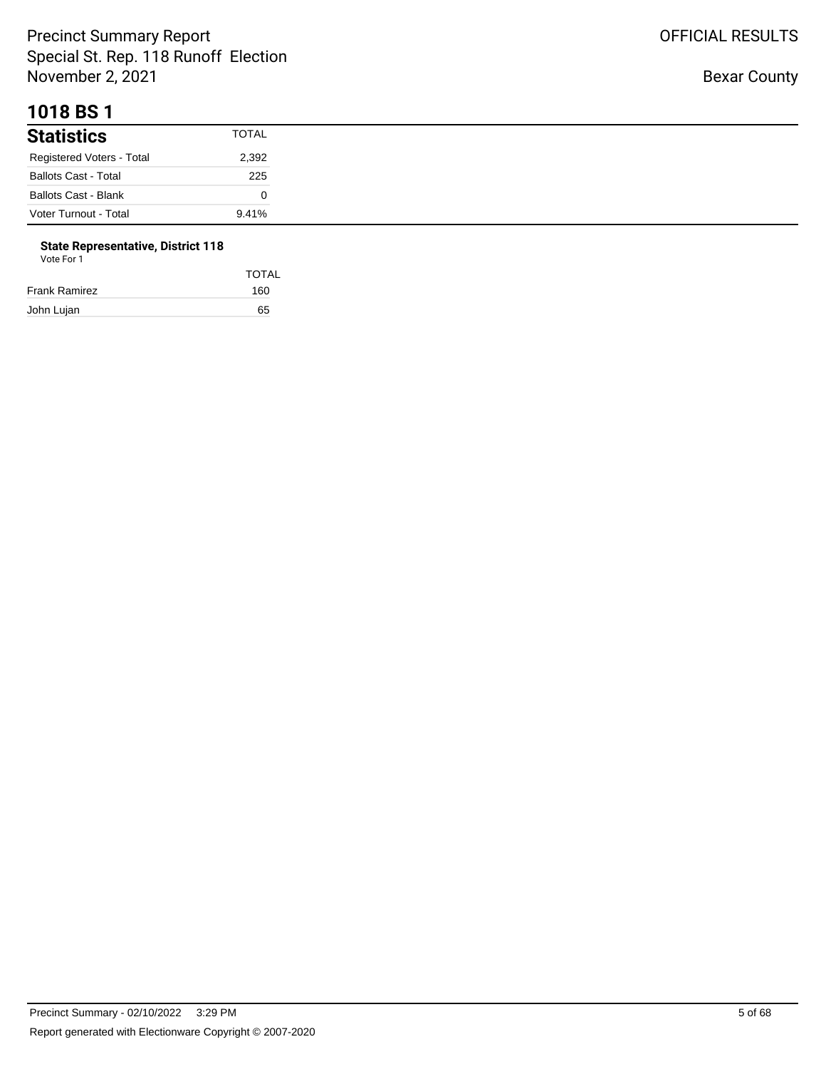# 1018 BS 1

| Statistics | TOTAL |
|---|---|
| Registered Voters - Total | 2,392 |
| Ballots Cast - Total | 225 |
| Ballots Cast - Blank | 0 |
| Voter Turnout - Total | 9.41% |

**State Representative, District 118**
Vote For 1

| | TOTAL |
|---|---|
| Frank Ramirez | 160 |
| John Lujan | 65 |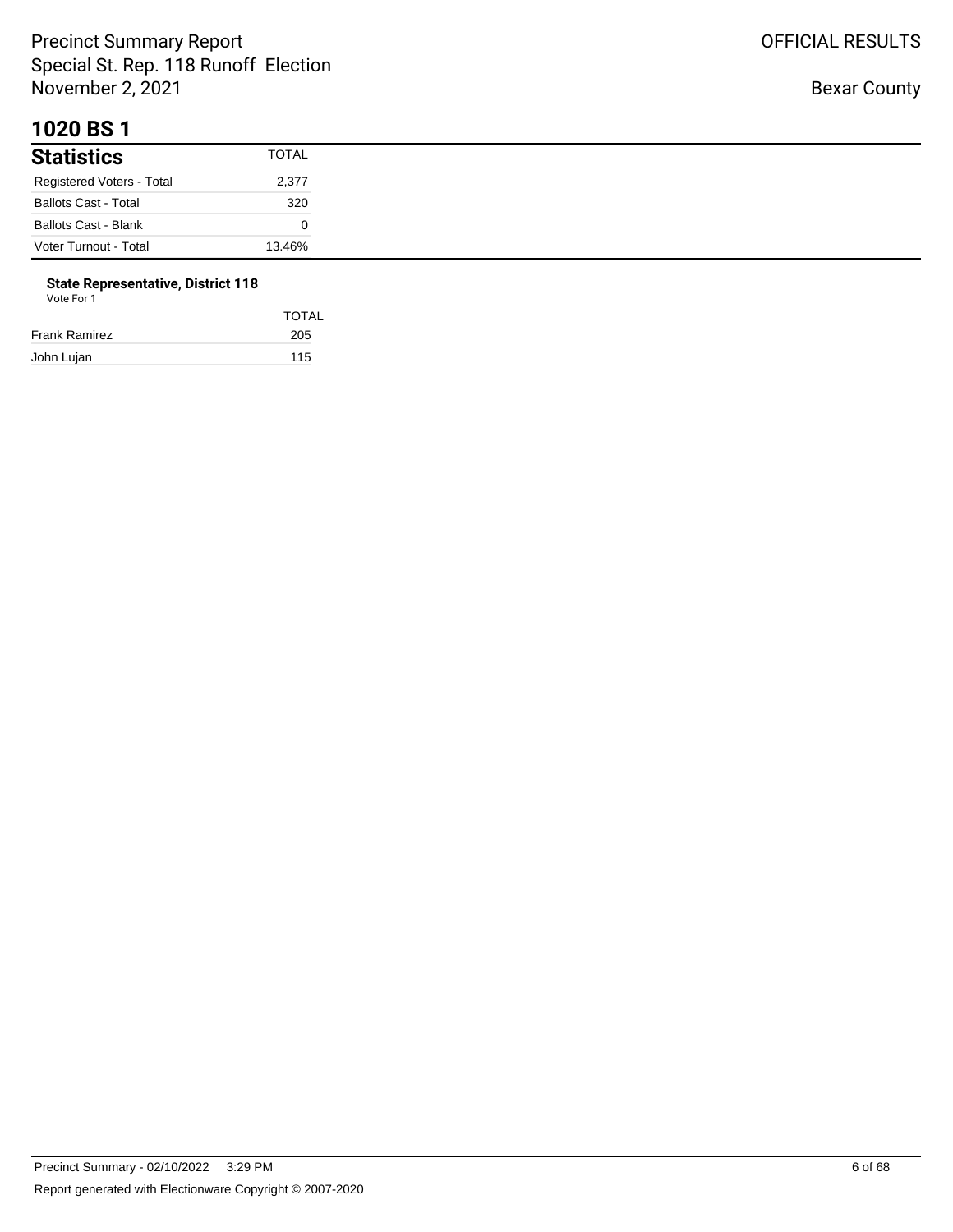# 1020 BS 1

## Statistics

| Statistics | TOTAL |
|---|---|
| Registered Voters - Total | 2,377 |
| Ballots Cast - Total | 320 |
| Ballots Cast - Blank | 0 |
| Voter Turnout - Total | 13.46% |

**State Representative, District 118**

Vote For 1

| | TOTAL |
|---|---|
| Frank Ramirez | 205 |
| John Lujan | 115 |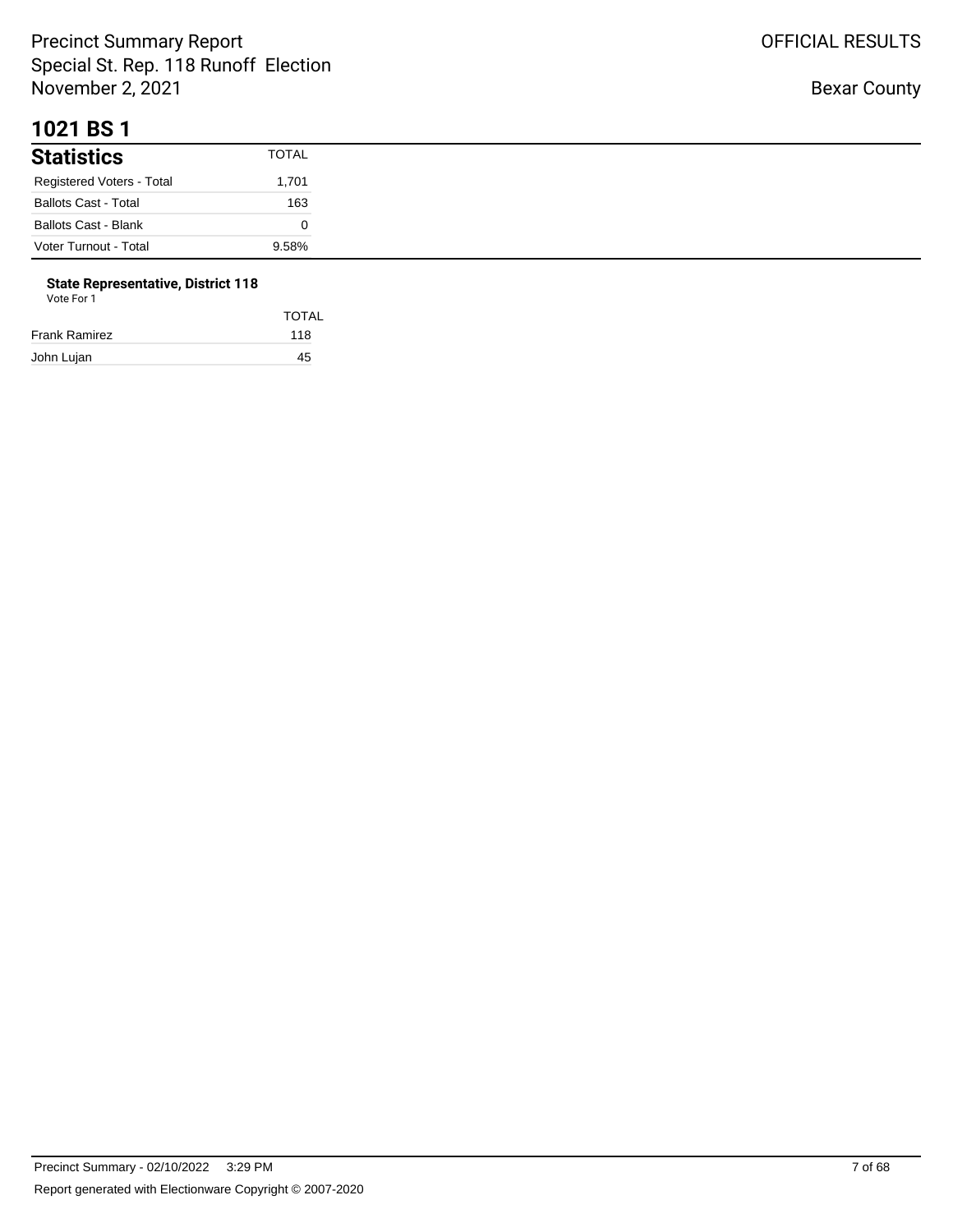# 1021 BS 1

## Statistics

| Statistics | TOTAL |
|---|---|
| Registered Voters - Total | 1,701 |
| Ballots Cast - Total | 163 |
| Ballots Cast - Blank | 0 |
| Voter Turnout - Total | 9.58% |

**State Representative, District 118**
Vote For 1

| | TOTAL |
|---|---|
| Frank Ramirez | 118 |
| John Lujan | 45 |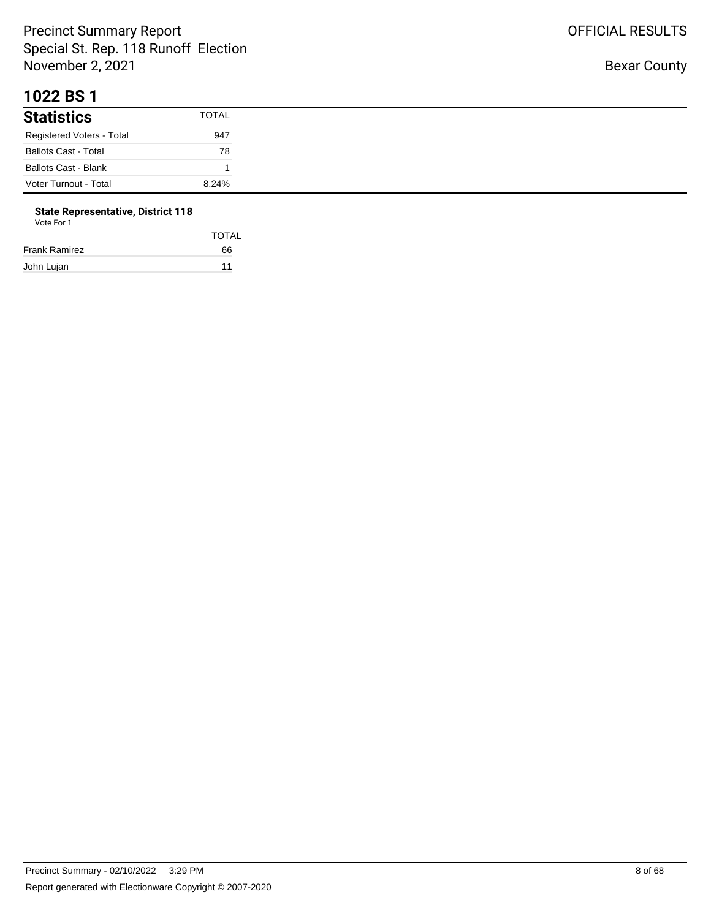# 1022 BS 1

## Statistics

| Statistics | TOTAL |
|---|---|
| Registered Voters - Total | 947 |
| Ballots Cast - Total | 78 |
| Ballots Cast - Blank | 1 |
| Voter Turnout - Total | 8.24% |

**State Representative, District 118**
Vote For 1

| | TOTAL |
|---|---|
| Frank Ramirez | 66 |
| John Lujan | 11 |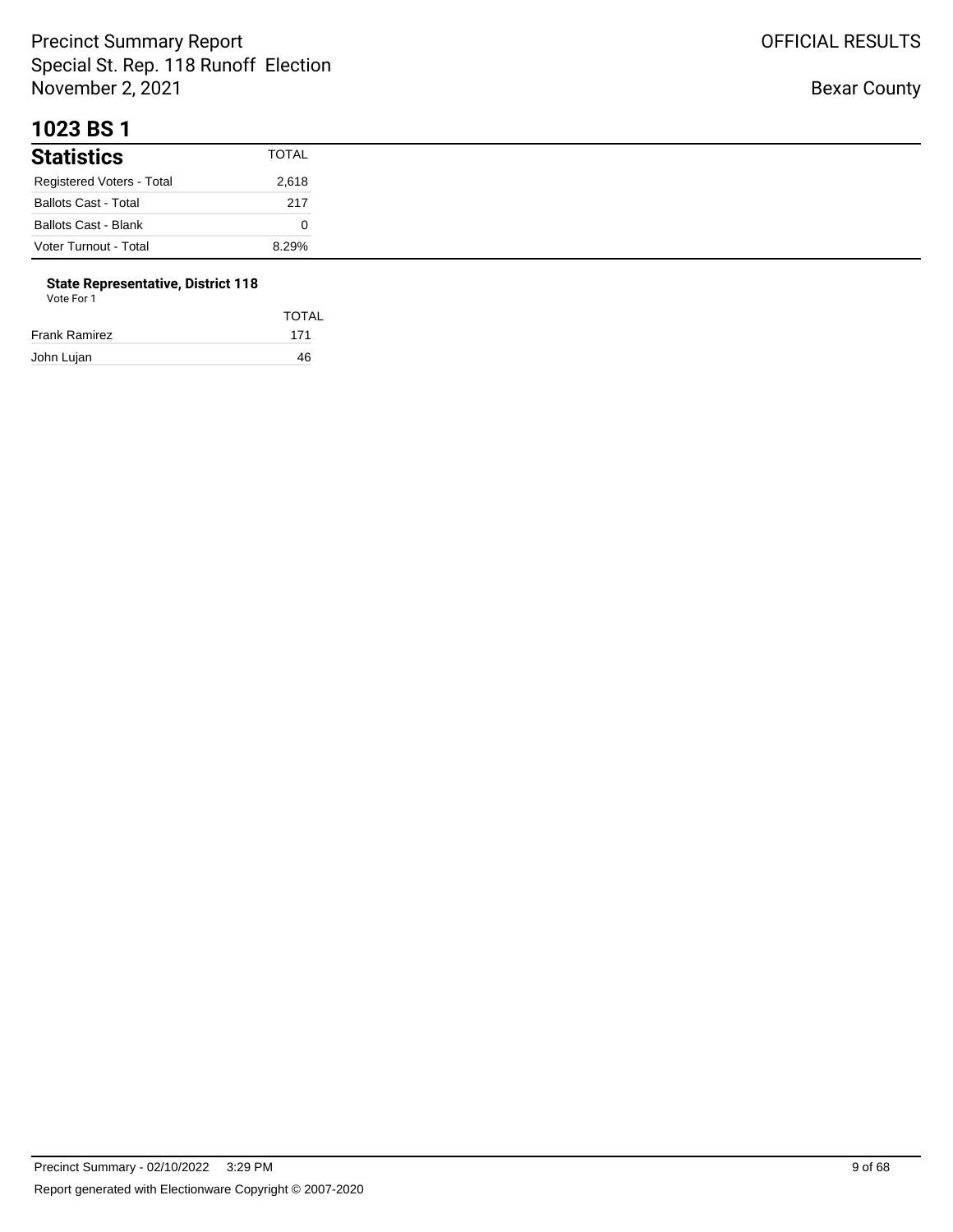# 1023 BS 1

## Statistics

| Statistics | TOTAL |
|---|---|
| Registered Voters - Total | 2,618 |
| Ballots Cast - Total | 217 |
| Ballots Cast - Blank | 0 |
| Voter Turnout - Total | 8.29% |

**State Representative, District 118**
Vote For 1

| | TOTAL |
|---|---|
| Frank Ramirez | 171 |
| John Lujan | 46 |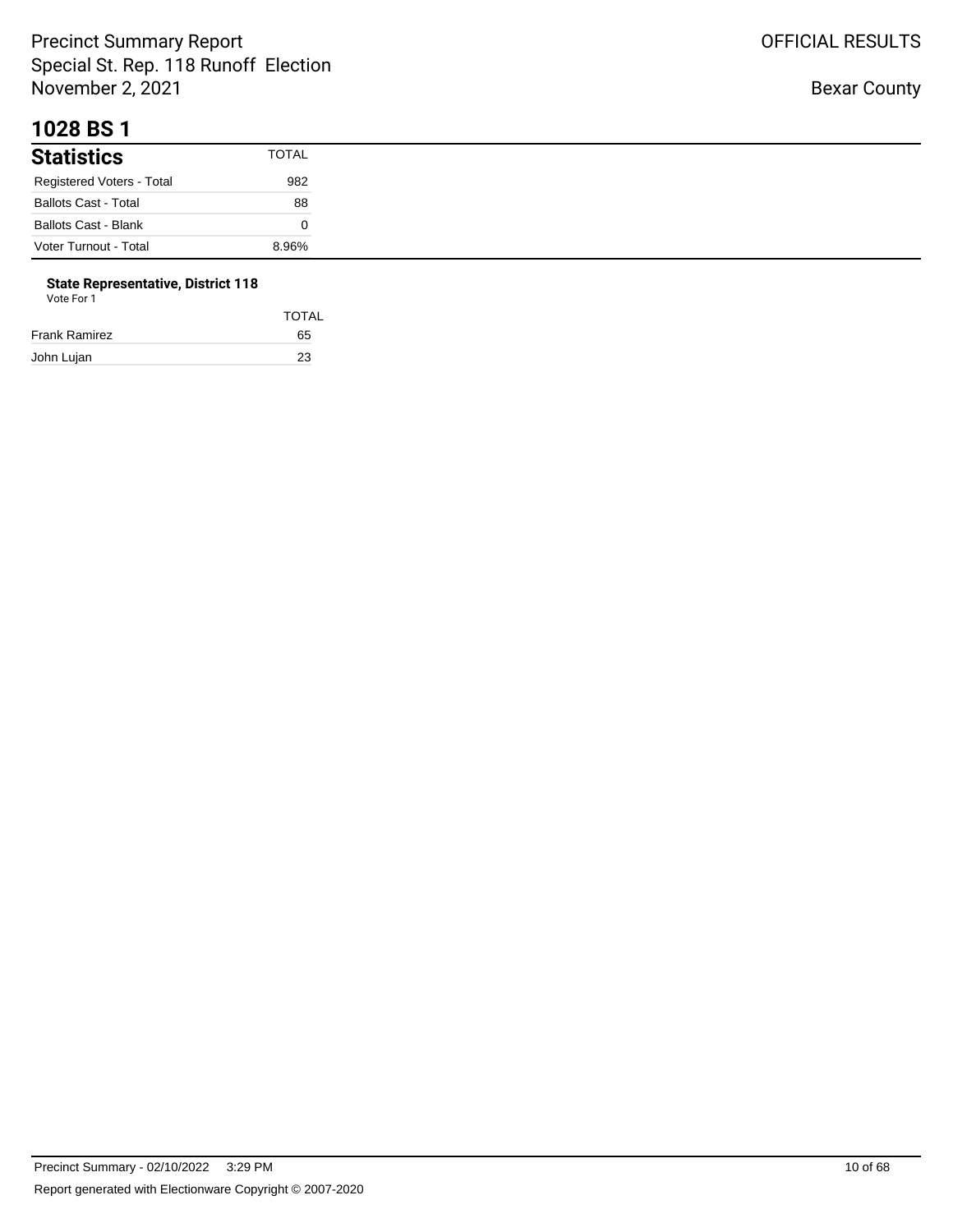# 1028 BS 1

| Statistics | TOTAL |
|---|---|
| Registered Voters - Total | 982 |
| Ballots Cast - Total | 88 |
| Ballots Cast - Blank | 0 |
| Voter Turnout - Total | 8.96% |

### State Representative, District 118

Vote For 1

| | TOTAL |
|---|---|
| Frank Ramirez | 65 |
| John Lujan | 23 |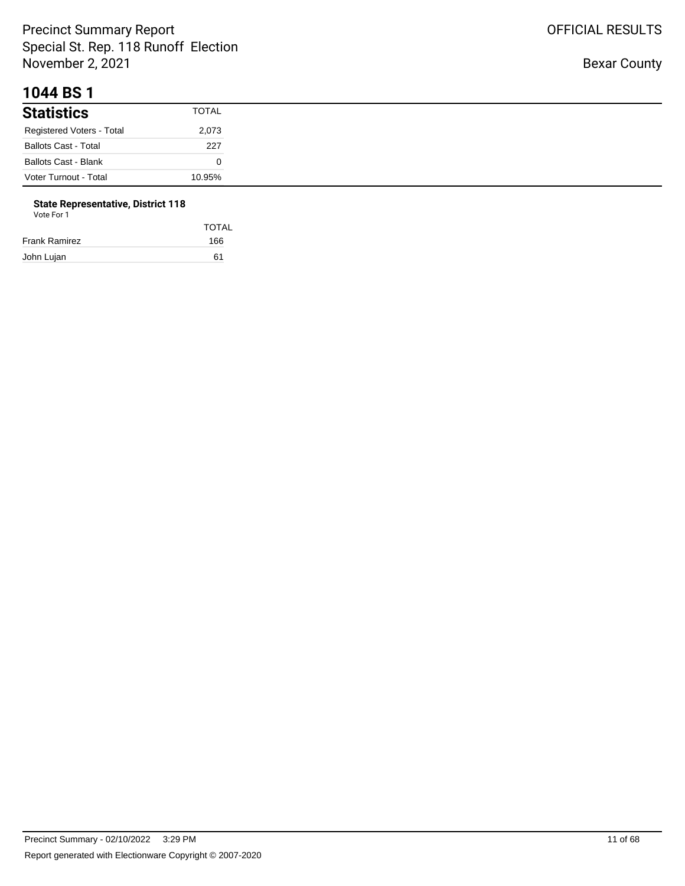# 1044 BS 1

## Statistics

| Statistics | TOTAL |
|---|---|
| Registered Voters - Total | 2,073 |
| Ballots Cast - Total | 227 |
| Ballots Cast - Blank | 0 |
| Voter Turnout - Total | 10.95% |

### State Representative, District 118

Vote For 1

| | TOTAL |
|---|---|
| Frank Ramirez | 166 |
| John Lujan | 61 |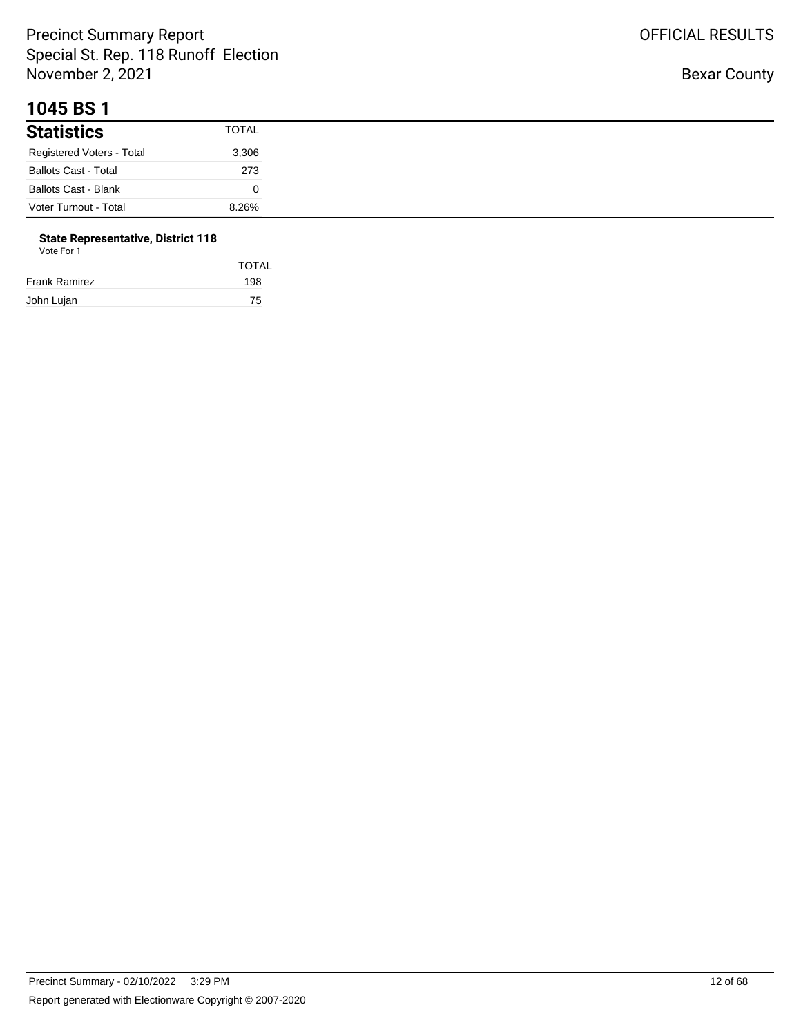# 1045 BS 1

## Statistics

| Statistics | TOTAL |
|---|---|
| Registered Voters - Total | 3,306 |
| Ballots Cast - Total | 273 |
| Ballots Cast - Blank | 0 |
| Voter Turnout - Total | 8.26% |

**State Representative, District 118**

Vote For 1

| | TOTAL |
|---|---|
| Frank Ramirez | 198 |
| John Lujan | 75 |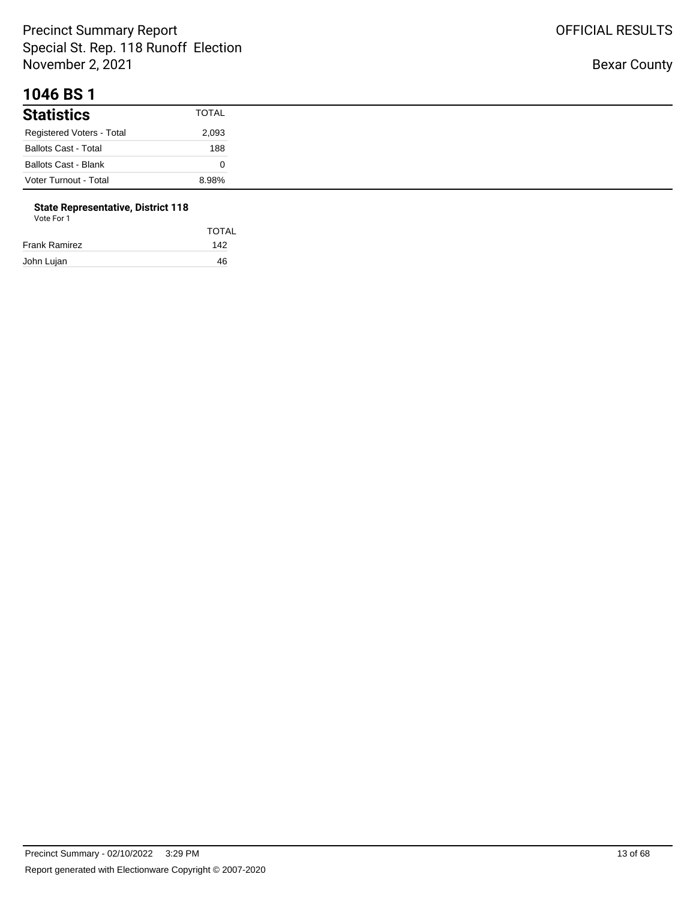# 1046 BS 1

## Statistics

| Statistics | TOTAL |
| --- | --- |
| Registered Voters - Total | 2,093 |
| Ballots Cast - Total | 188 |
| Ballots Cast - Blank | 0 |
| Voter Turnout - Total | 8.98% |

### State Representative, District 118

Vote For 1

| | TOTAL |
| --- | --- |
| Frank Ramirez | 142 |
| John Lujan | 46 |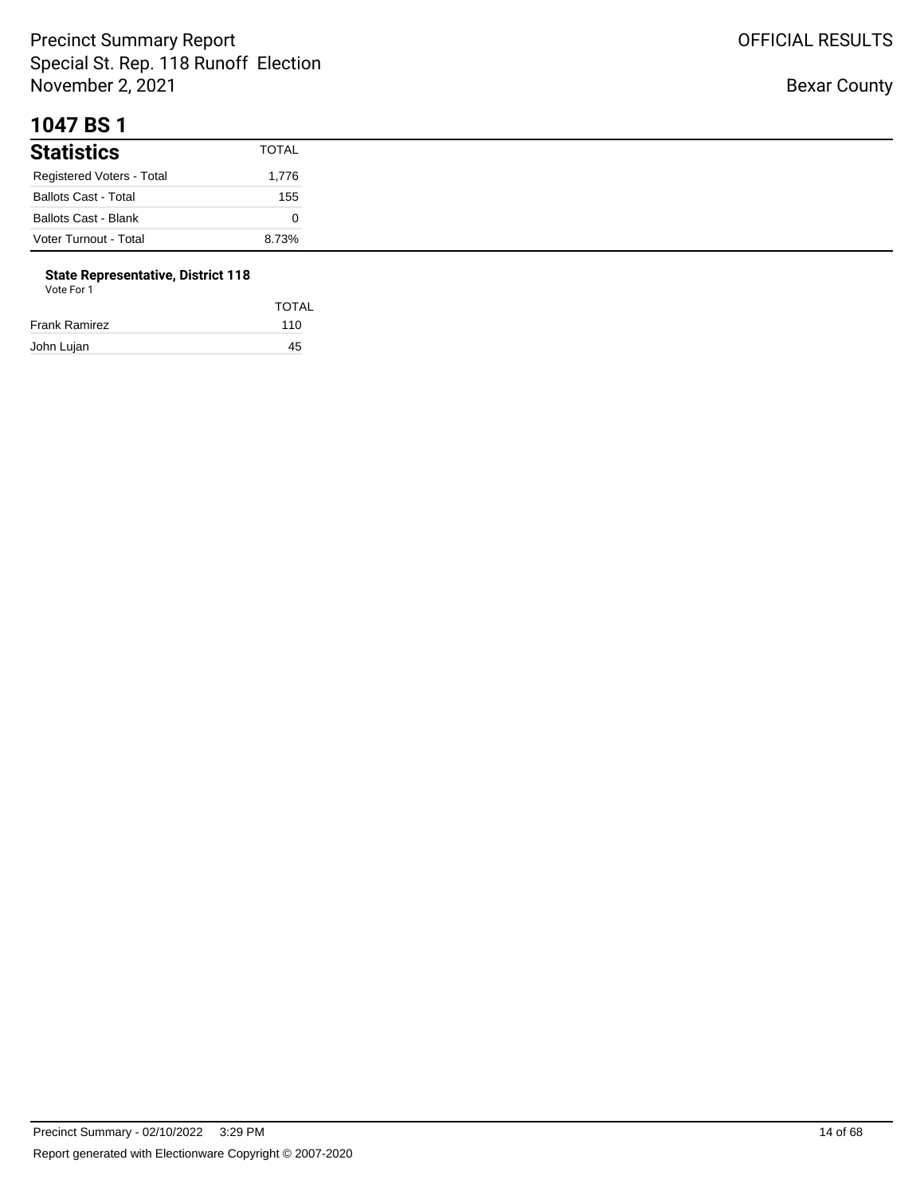Precinct Summary Report
Special St. Rep. 118 Runoff Election
November 2, 2021

OFFICIAL RESULTS

Bexar County

# 1047 BS 1

| Statistics | TOTAL |
| --- | --- |
| Registered Voters - Total | 1,776 |
| Ballots Cast - Total | 155 |
| Ballots Cast - Blank | 0 |
| Voter Turnout - Total | 8.73% |

**State Representative, District 118**
Vote For 1

| | TOTAL |
| --- | --- |
| Frank Ramirez | 110 |
| John Lujan | 45 |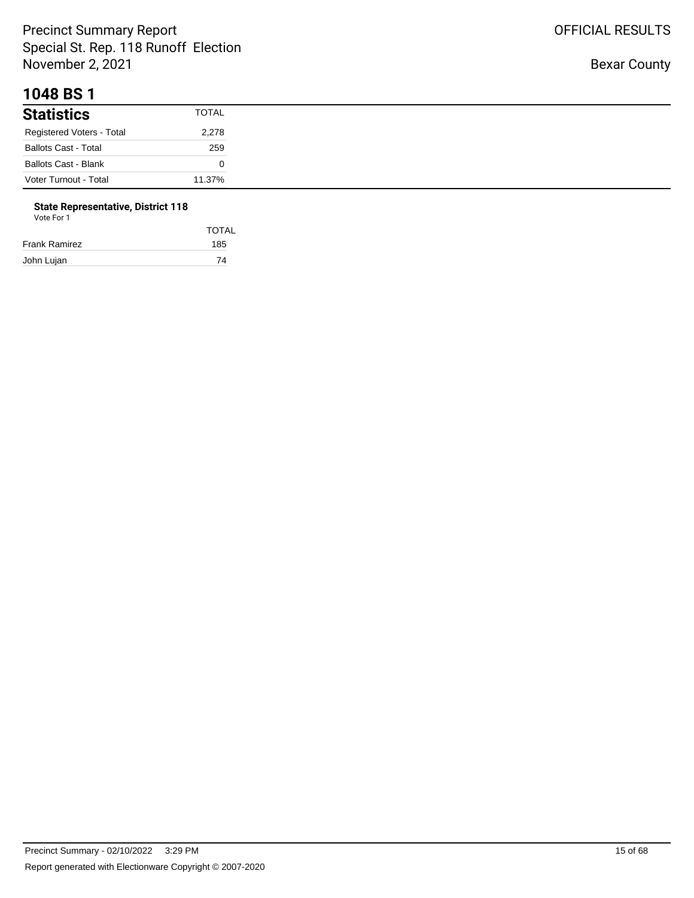# 1048 BS 1

| Statistics | TOTAL |
|---|---|
| Registered Voters - Total | 2,278 |
| Ballots Cast - Total | 259 |
| Ballots Cast - Blank | 0 |
| Voter Turnout - Total | 11.37% |

**State Representative, District 118**
Vote For 1

| | TOTAL |
|---|---|
| Frank Ramirez | 185 |
| John Lujan | 74 |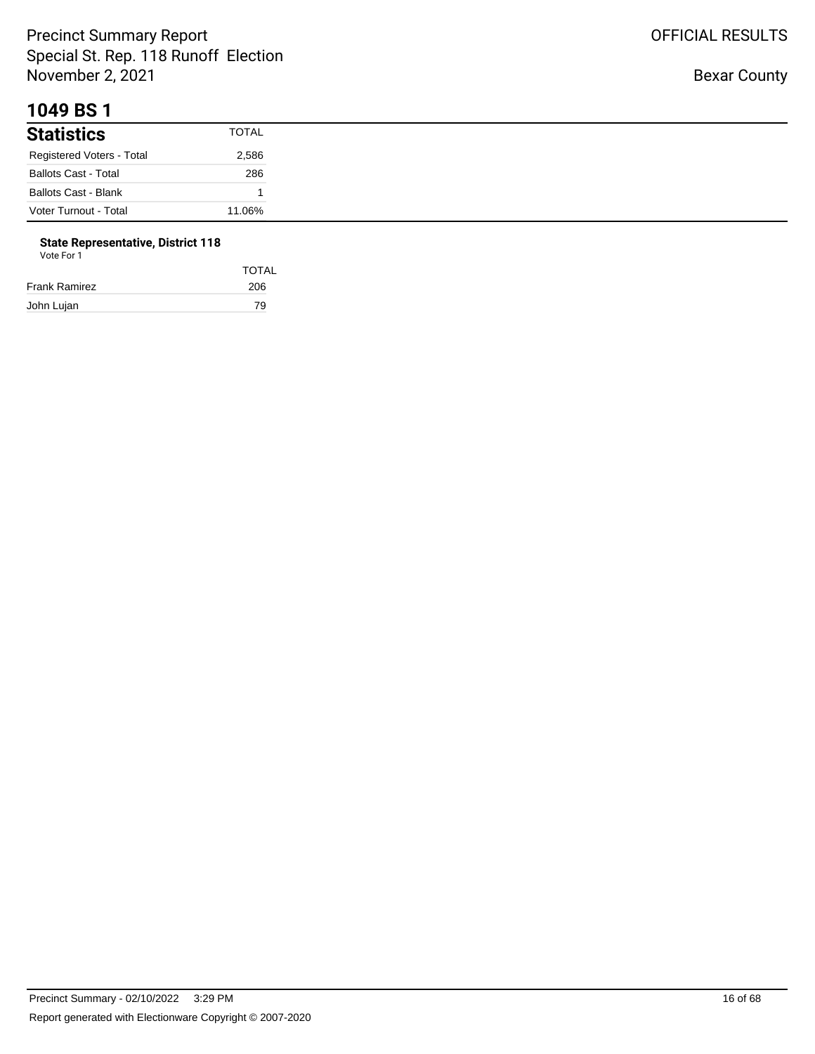# 1049 BS 1

| Statistics | TOTAL |
|---|---|
| Registered Voters - Total | 2,586 |
| Ballots Cast - Total | 286 |
| Ballots Cast - Blank | 1 |
| Voter Turnout - Total | 11.06% |

**State Representative, District 118**
Vote For 1

| | TOTAL |
|---|---|
| Frank Ramirez | 206 |
| John Lujan | 79 |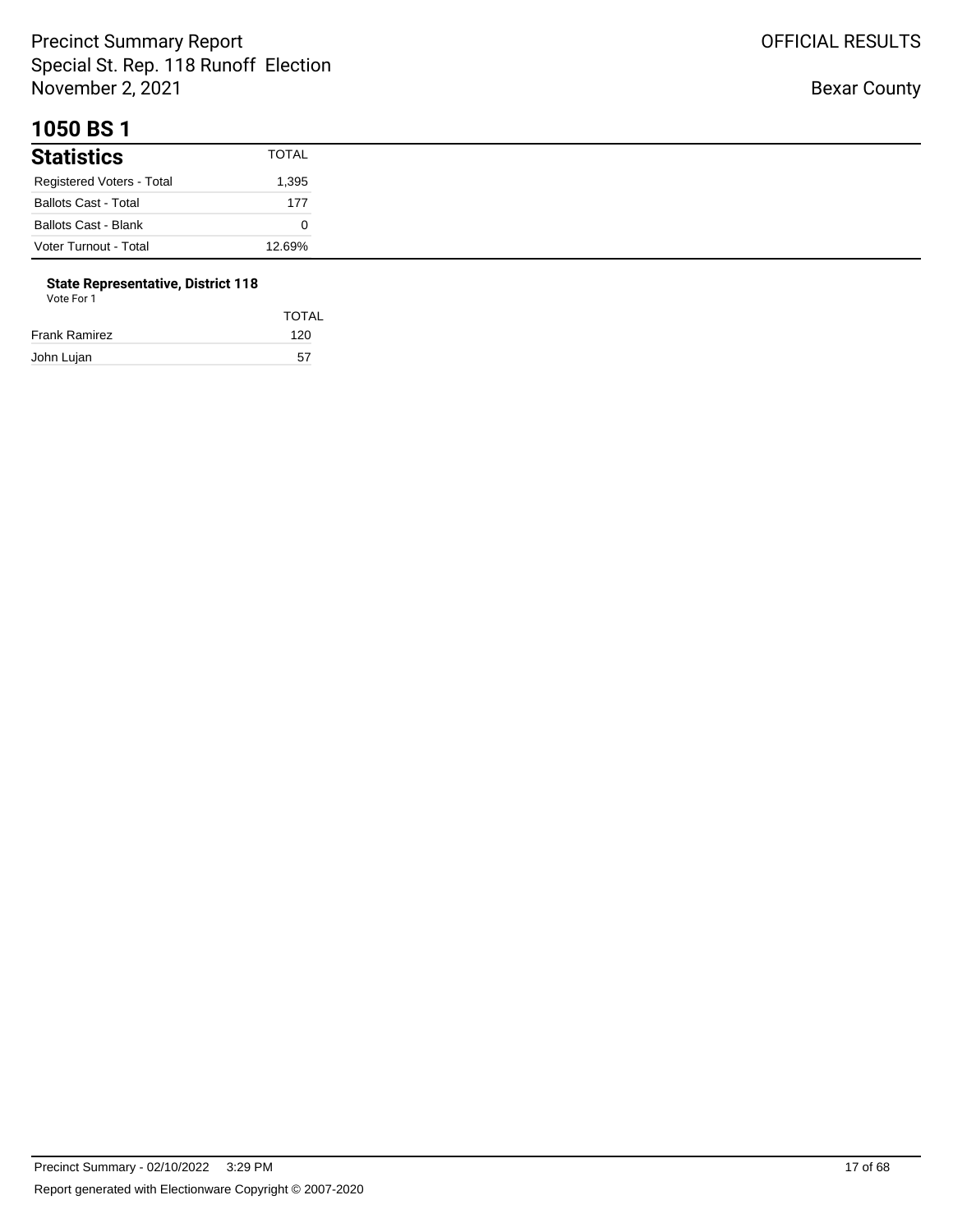# 1050 BS 1

## Statistics

| | TOTAL |
|---|---|
| Registered Voters - Total | 1,395 |
| Ballots Cast - Total | 177 |
| Ballots Cast - Blank | 0 |
| Voter Turnout - Total | 12.69% |

**State Representative, District 118**

Vote For 1

| | TOTAL |
|---|---|
| Frank Ramirez | 120 |
| John Lujan | 57 |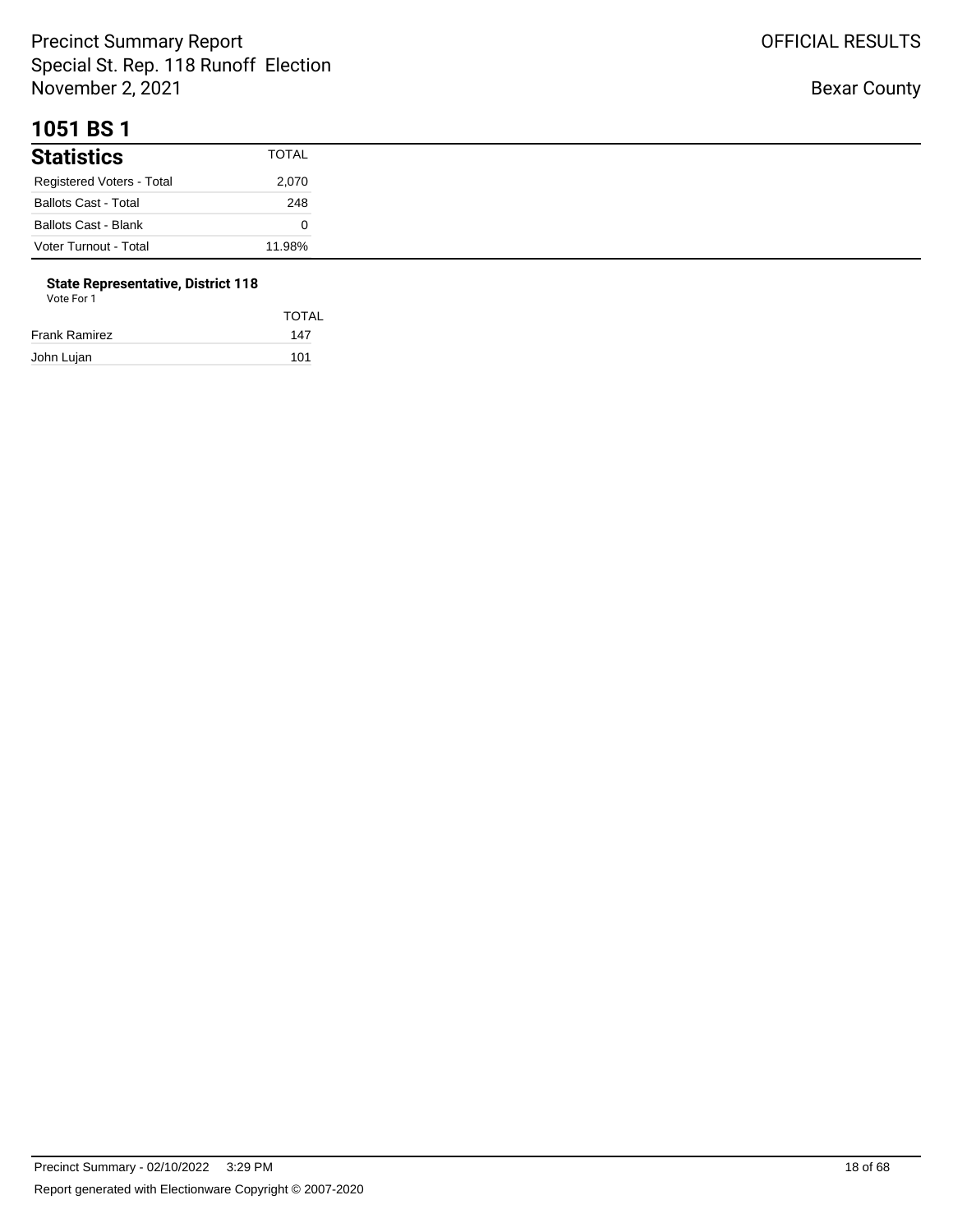Precinct Summary Report
Special St. Rep. 118 Runoff Election
November 2, 2021

OFFICIAL RESULTS

Bexar County

# 1051 BS 1

| Statistics | TOTAL |
| --- | --- |
| Registered Voters - Total | 2,070 |
| Ballots Cast - Total | 248 |
| Ballots Cast - Blank | 0 |
| Voter Turnout - Total | 11.98% |

**State Representative, District 118**
Vote For 1

| | TOTAL |
| --- | --- |
| Frank Ramirez | 147 |
| John Lujan | 101 |

Precinct Summary - 02/10/2022 3:29 PM

Report generated with Electionware Copyright © 2007-2020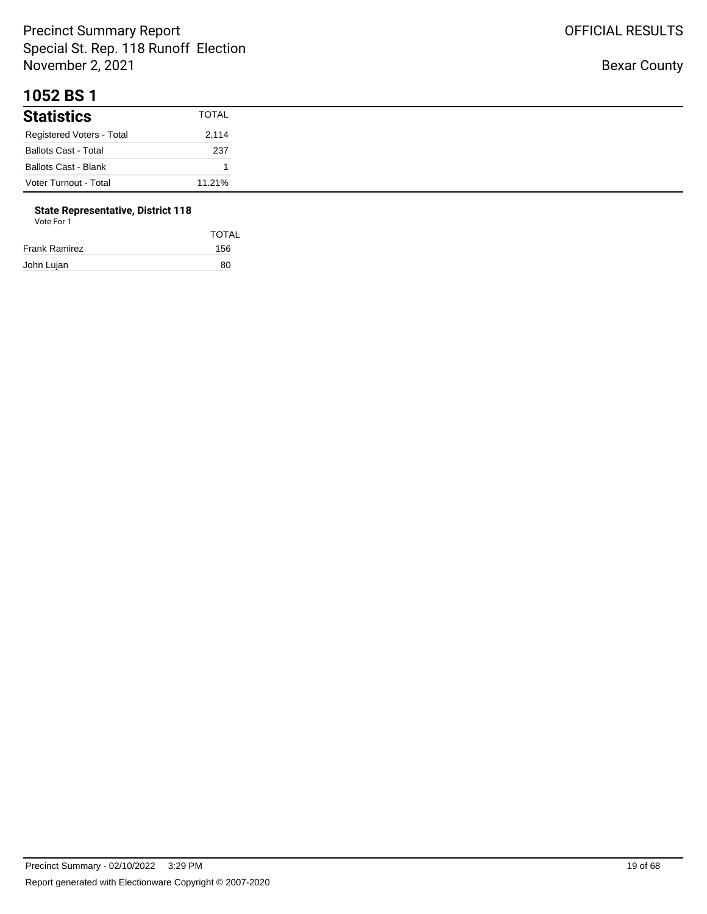# 1052 BS 1

## Statistics

| Statistics | TOTAL |
|---|---|
| Registered Voters - Total | 2,114 |
| Ballots Cast - Total | 237 |
| Ballots Cast - Blank | 1 |
| Voter Turnout - Total | 11.21% |

### State Representative, District 118

Vote For 1

| | TOTAL |
|---|---|
| Frank Ramirez | 156 |
| John Lujan | 80 |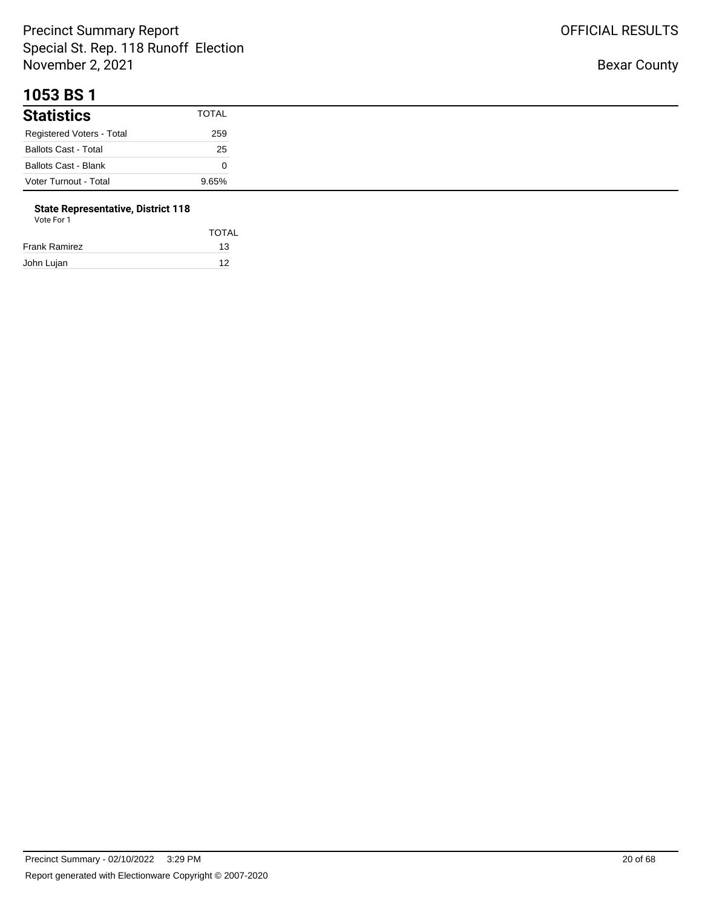Precinct Summary Report
Special St. Rep. 118 Runoff Election
November 2, 2021

OFFICIAL RESULTS

Bexar County

# 1053 BS 1

| Statistics | TOTAL |
|---|---|
| Registered Voters - Total | 259 |
| Ballots Cast - Total | 25 |
| Ballots Cast - Blank | 0 |
| Voter Turnout - Total | 9.65% |

**State Representative, District 118**
Vote For 1

| | TOTAL |
|---|---|
| Frank Ramirez | 13 |
| John Lujan | 12 |

Precinct Summary - 02/10/2022 3:29 PM

Report generated with Electionware Copyright © 2007-2020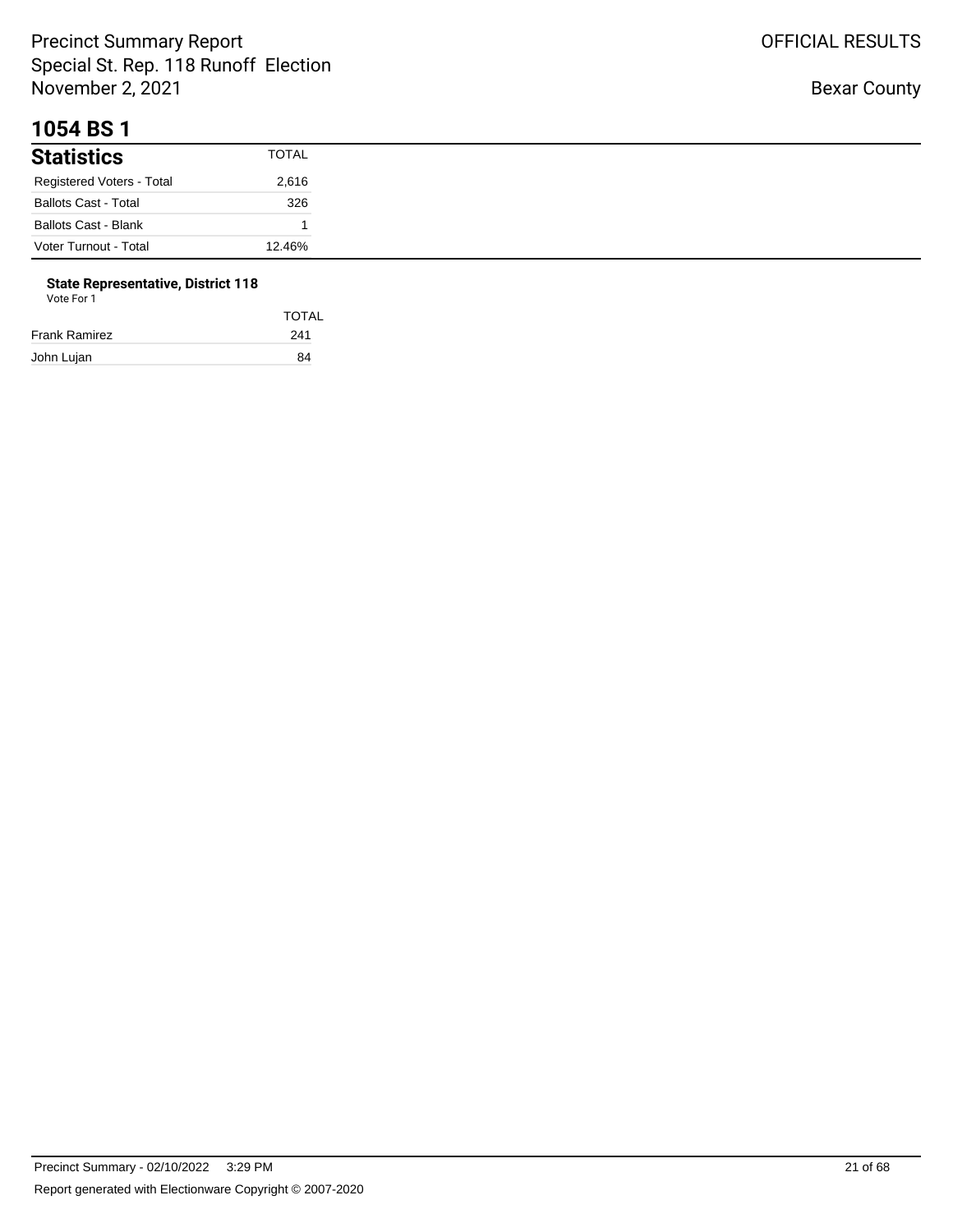## 1054 BS 1

| Statistics | TOTAL |
|---|---|
| Registered Voters - Total | 2,616 |
| Ballots Cast - Total | 326 |
| Ballots Cast - Blank | 1 |
| Voter Turnout - Total | 12.46% |

**State Representative, District 118**
Vote For 1

| | TOTAL |
|---|---|
| Frank Ramirez | 241 |
| John Lujan | 84 |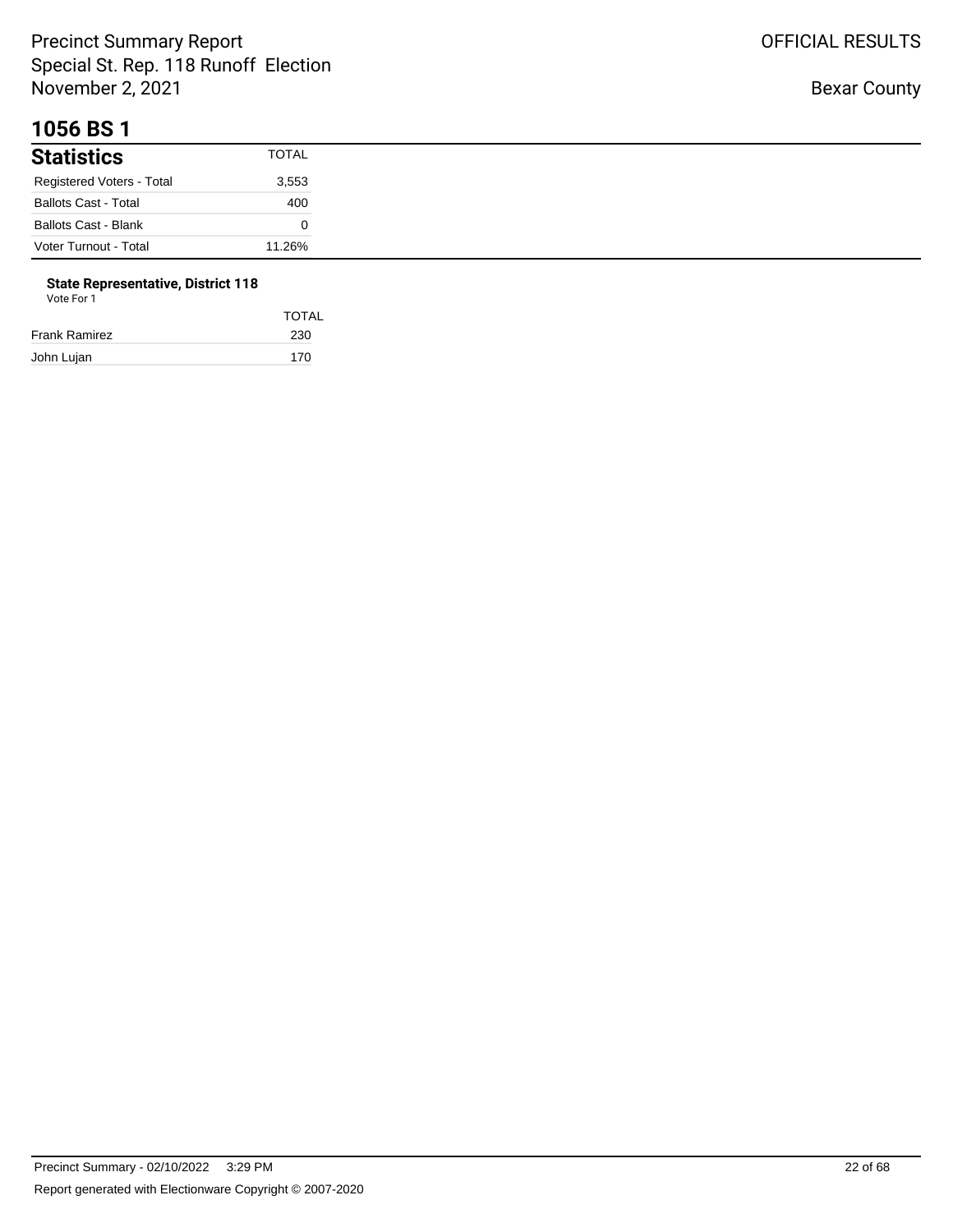# 1056 BS 1

| Statistics | TOTAL |
| --- | --- |
| Registered Voters - Total | 3,553 |
| Ballots Cast - Total | 400 |
| Ballots Cast - Blank | 0 |
| Voter Turnout - Total | 11.26% |

**State Representative, District 118**

Vote For 1

| | TOTAL |
| --- | --- |
| Frank Ramirez | 230 |
| John Lujan | 170 |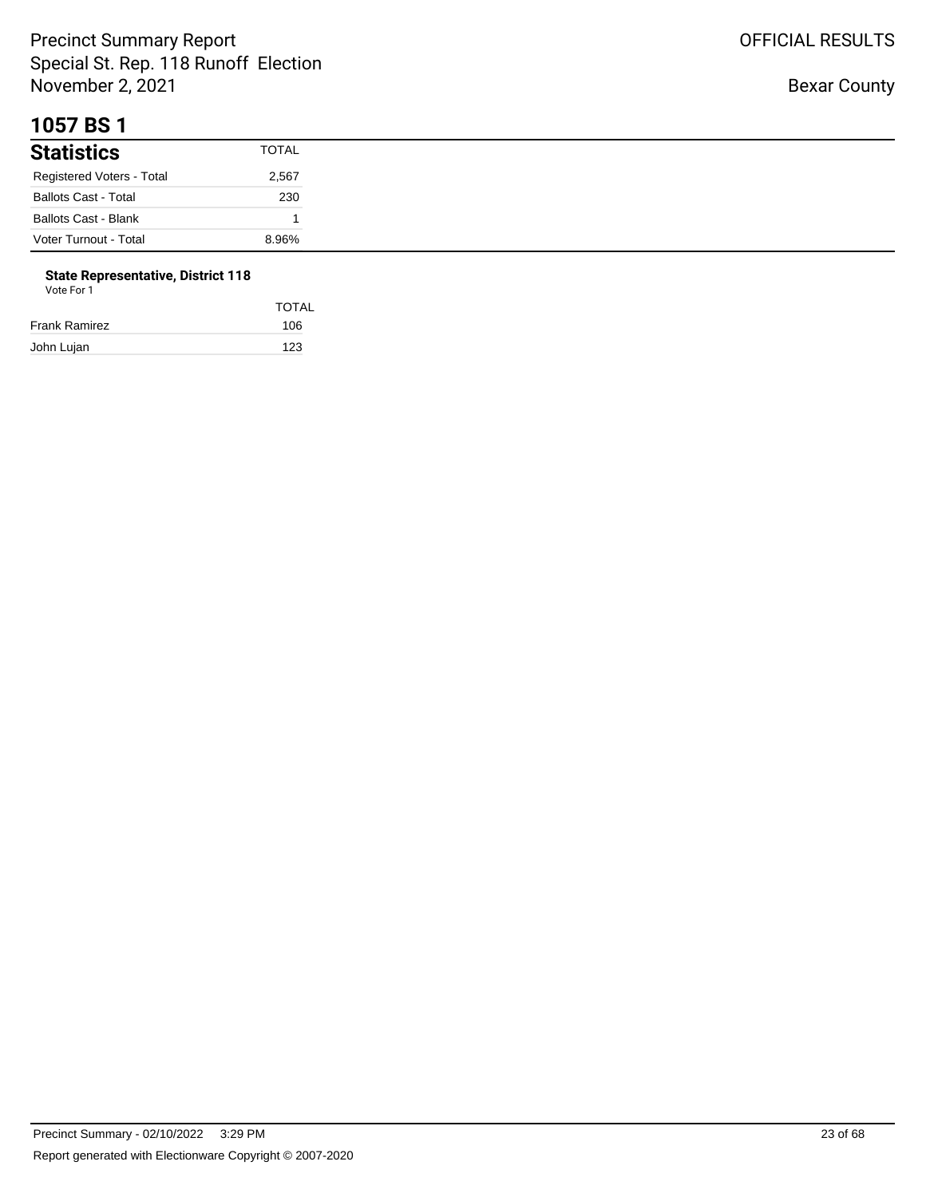# 1057 BS 1

## Statistics

| Statistics | TOTAL |
|---|---|
| Registered Voters - Total | 2,567 |
| Ballots Cast - Total | 230 |
| Ballots Cast - Blank | 1 |
| Voter Turnout - Total | 8.96% |

### State Representative, District 118

Vote For 1

| | TOTAL |
|---|---|
| Frank Ramirez | 106 |
| John Lujan | 123 |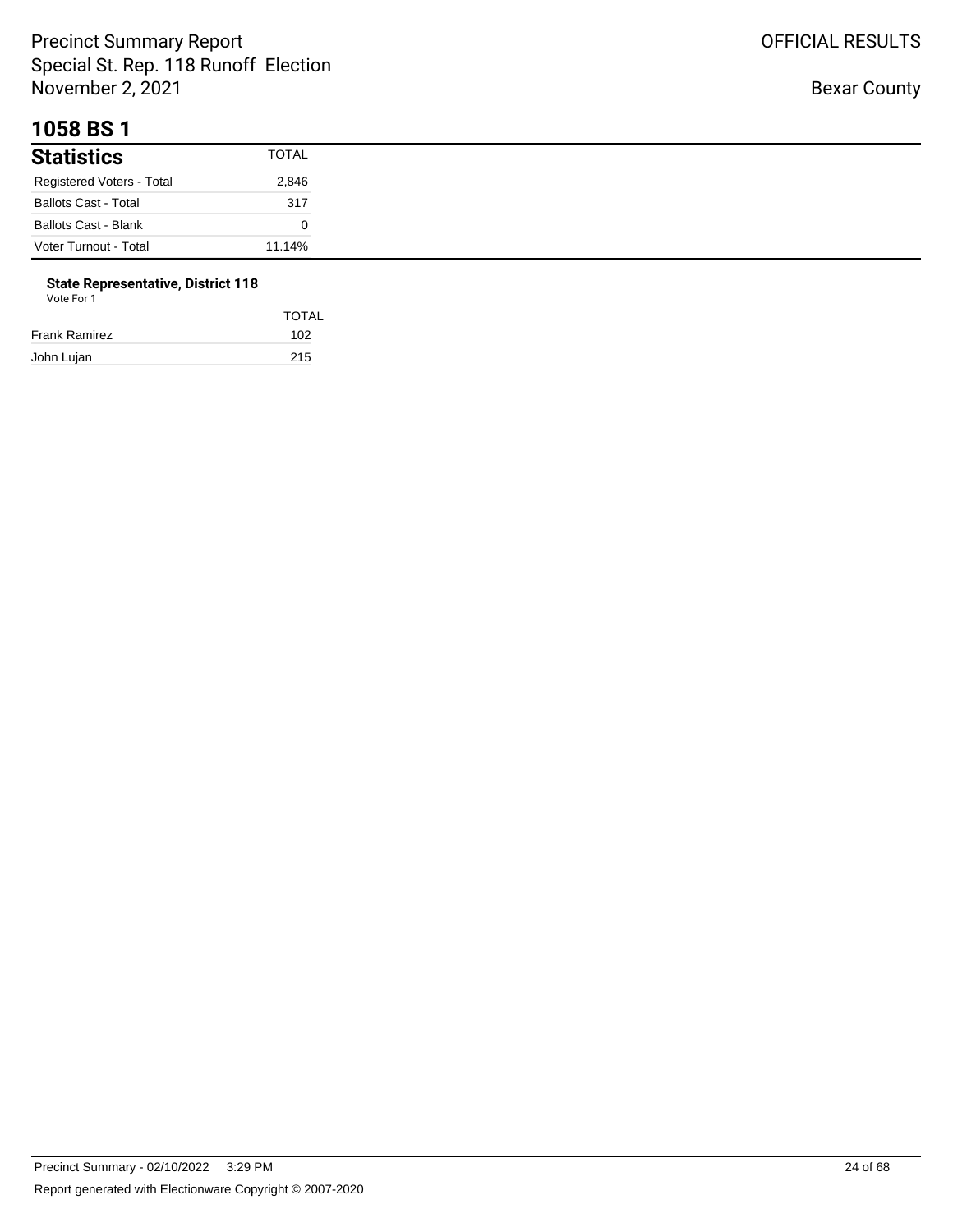# 1058 BS 1

## Statistics

| Statistics | TOTAL |
|---|---|
| Registered Voters - Total | 2,846 |
| Ballots Cast - Total | 317 |
| Ballots Cast - Blank | 0 |
| Voter Turnout - Total | 11.14% |

### State Representative, District 118

Vote For 1

| | TOTAL |
|---|---|
| Frank Ramirez | 102 |
| John Lujan | 215 |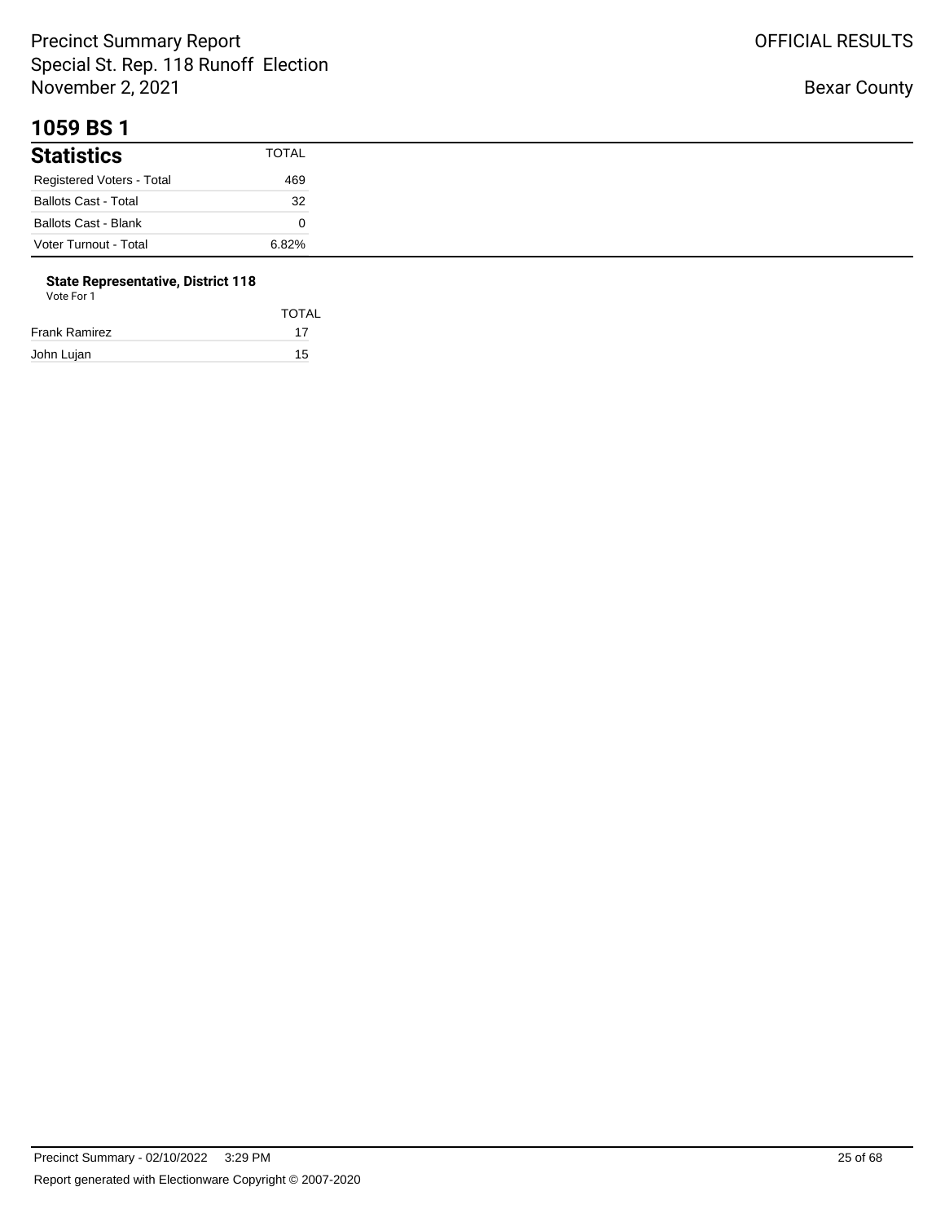Precinct Summary Report
Special St. Rep. 118 Runoff Election
November 2, 2021

OFFICIAL RESULTS

Bexar County

# 1059 BS 1

| Statistics | TOTAL |
| --- | --- |
| Registered Voters - Total | 469 |
| Ballots Cast - Total | 32 |
| Ballots Cast - Blank | 0 |
| Voter Turnout - Total | 6.82% |

### State Representative, District 118

Vote For 1

| | TOTAL |
| --- | --- |
| Frank Ramirez | 17 |
| John Lujan | 15 |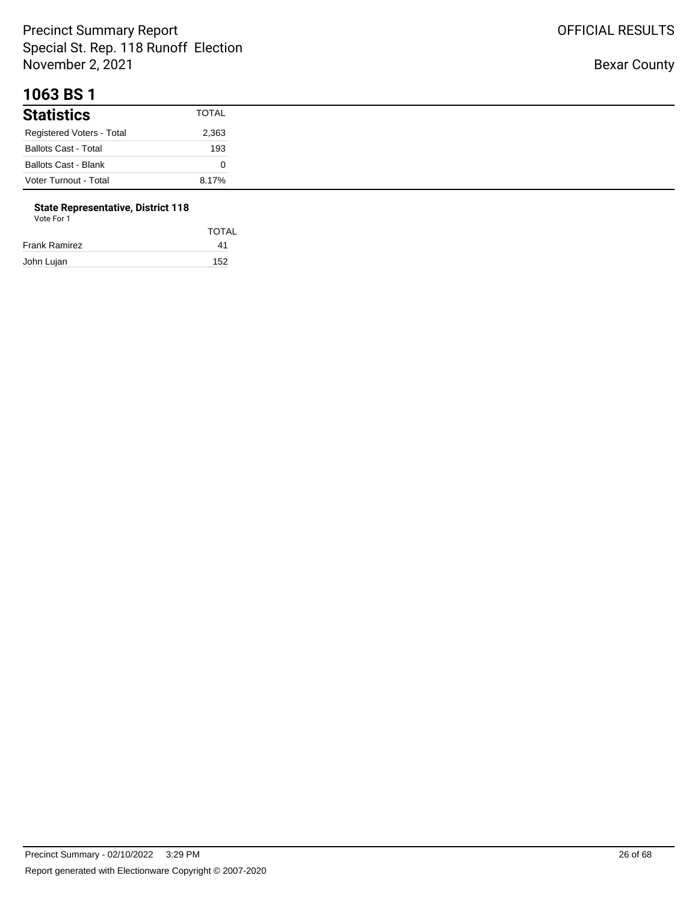# 1063 BS 1

## Statistics

| Statistics | TOTAL |
|---|---|
| Registered Voters - Total | 2,363 |
| Ballots Cast - Total | 193 |
| Ballots Cast - Blank | 0 |
| Voter Turnout - Total | 8.17% |

### State Representative, District 118

Vote For 1

| | TOTAL |
|---|---|
| Frank Ramirez | 41 |
| John Lujan | 152 |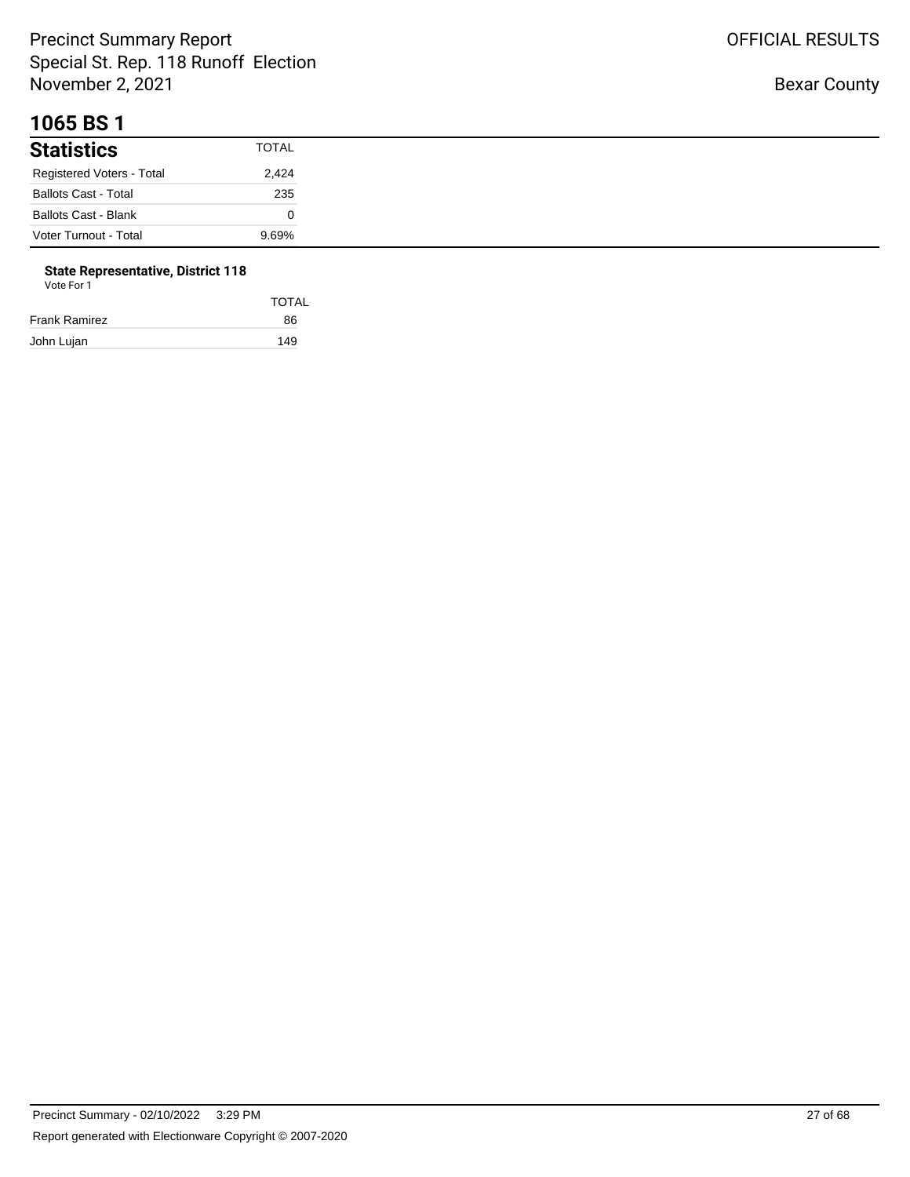## 1065 BS 1

| Statistics | TOTAL |
|---|---|
| Registered Voters - Total | 2,424 |
| Ballots Cast - Total | 235 |
| Ballots Cast - Blank | 0 |
| Voter Turnout - Total | 9.69% |

### State Representative, District 118

Vote For 1

| | TOTAL |
|---|---|
| Frank Ramirez | 86 |
| John Lujan | 149 |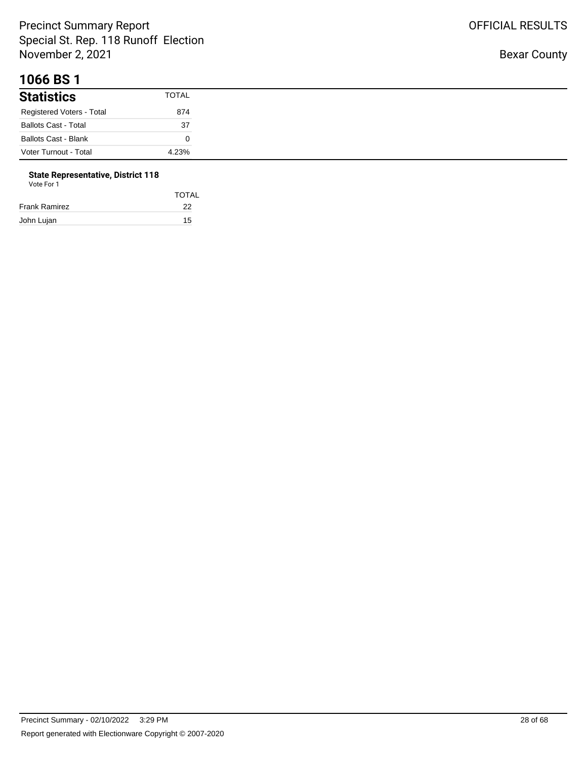## 1066 BS 1

| Statistics | TOTAL |
| --- | --- |
| Registered Voters - Total | 874 |
| Ballots Cast - Total | 37 |
| Ballots Cast - Blank | 0 |
| Voter Turnout - Total | 4.23% |

**State Representative, District 118**
Vote For 1

| | TOTAL |
| --- | --- |
| Frank Ramirez | 22 |
| John Lujan | 15 |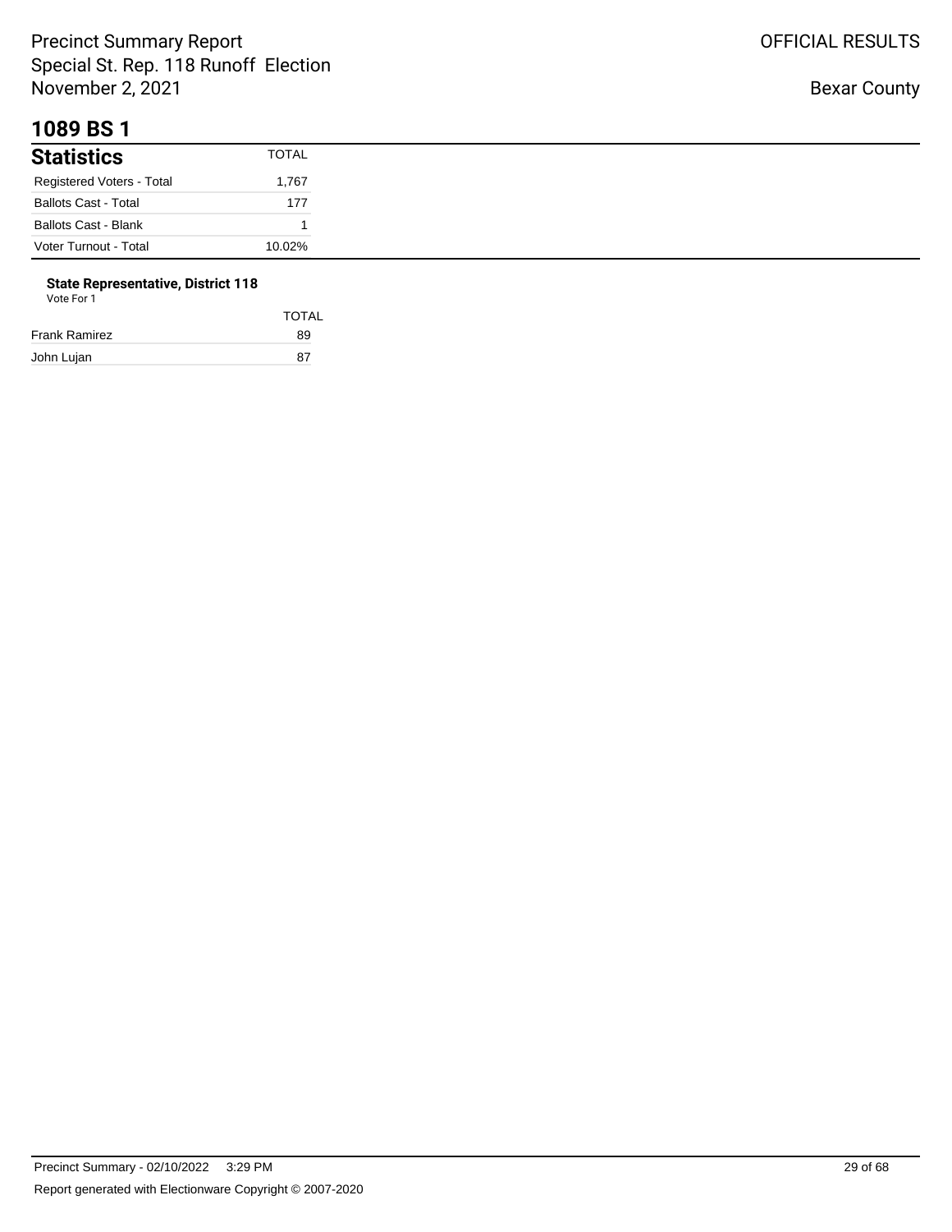# 1089 BS 1

| Statistics | TOTAL |
|---|---|
| Registered Voters - Total | 1,767 |
| Ballots Cast - Total | 177 |
| Ballots Cast - Blank | 1 |
| Voter Turnout - Total | 10.02% |

**State Representative, District 118**
Vote For 1

| | TOTAL |
|---|---|
| Frank Ramirez | 89 |
| John Lujan | 87 |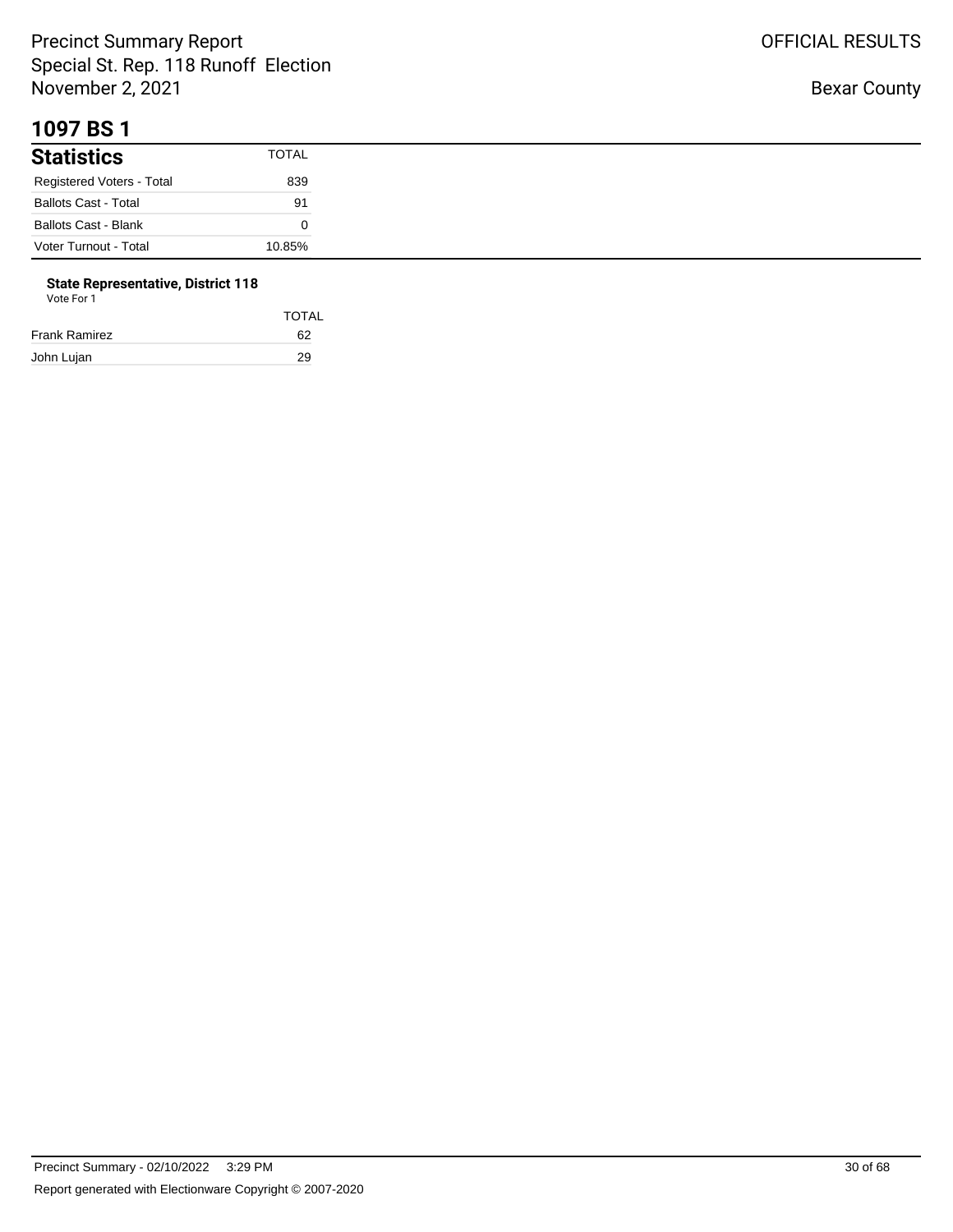# 1097 BS 1

| Statistics | TOTAL |
| --- | --- |
| Registered Voters - Total | 839 |
| Ballots Cast - Total | 91 |
| Ballots Cast - Blank | 0 |
| Voter Turnout - Total | 10.85% |

**State Representative, District 118**

Vote For 1

| | TOTAL |
| --- | --- |
| Frank Ramirez | 62 |
| John Lujan | 29 |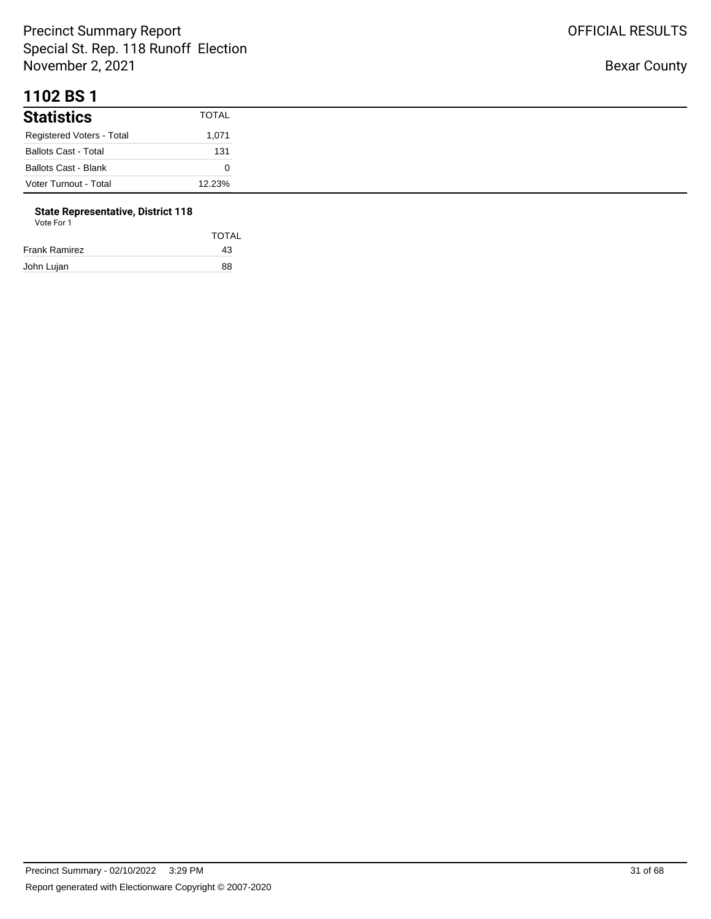# 1102 BS 1

## Statistics

| Statistics | TOTAL |
|---|---|
| Registered Voters - Total | 1,071 |
| Ballots Cast - Total | 131 |
| Ballots Cast - Blank | 0 |
| Voter Turnout - Total | 12.23% |

**State Representative, District 118**

Vote For 1

| | TOTAL |
|---|---|
| Frank Ramirez | 43 |
| John Lujan | 88 |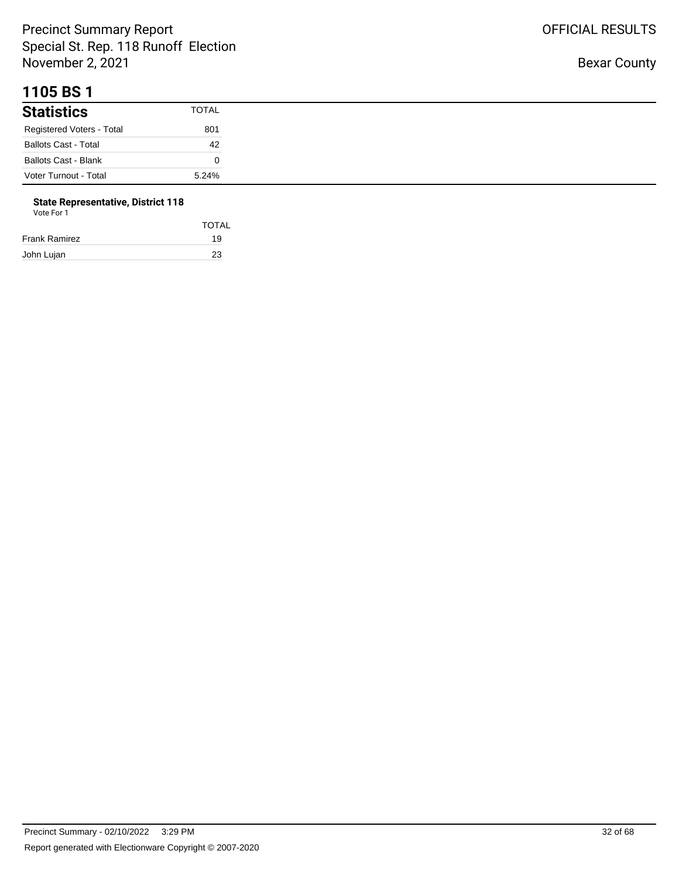Precinct Summary Report
Special St. Rep. 118 Runoff Election
November 2, 2021

OFFICIAL RESULTS

Bexar County

# 1105 BS 1

| Statistics | TOTAL |
|---|---|
| Registered Voters - Total | 801 |
| Ballots Cast - Total | 42 |
| Ballots Cast - Blank | 0 |
| Voter Turnout - Total | 5.24% |

**State Representative, District 118**
Vote For 1

| | TOTAL |
|---|---|
| Frank Ramirez | 19 |
| John Lujan | 23 |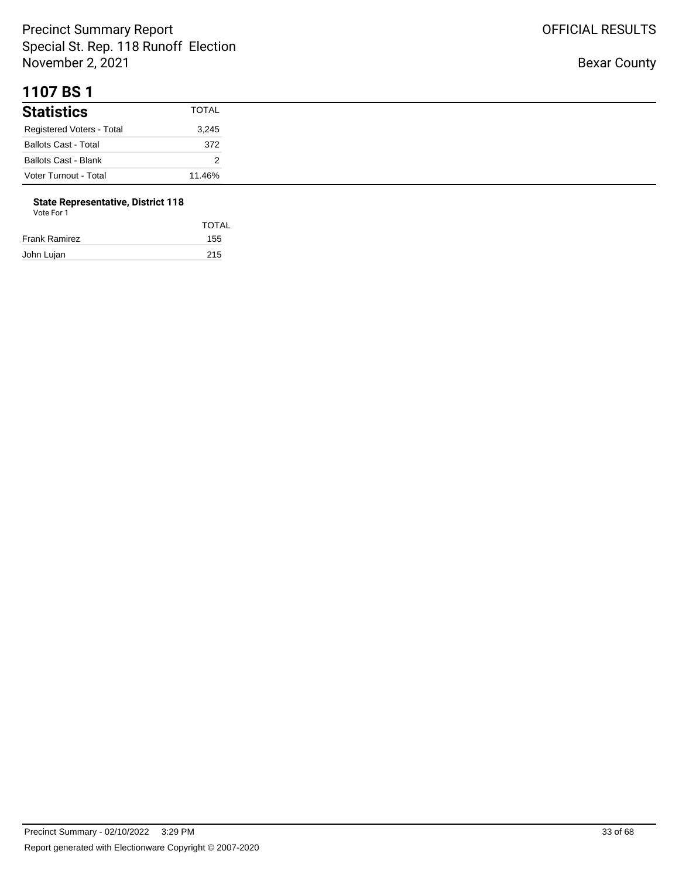Precinct Summary Report
Special St. Rep. 118 Runoff Election
November 2, 2021

OFFICIAL RESULTS

Bexar County

# 1107 BS 1

| Statistics | TOTAL |
| --- | --- |
| Registered Voters - Total | 3,245 |
| Ballots Cast - Total | 372 |
| Ballots Cast - Blank | 2 |
| Voter Turnout - Total | 11.46% |

**State Representative, District 118**
Vote For 1

| | TOTAL |
| --- | --- |
| Frank Ramirez | 155 |
| John Lujan | 215 |

Precinct Summary - 02/10/2022 3:29 PM

Report generated with Electionware Copyright © 2007-2020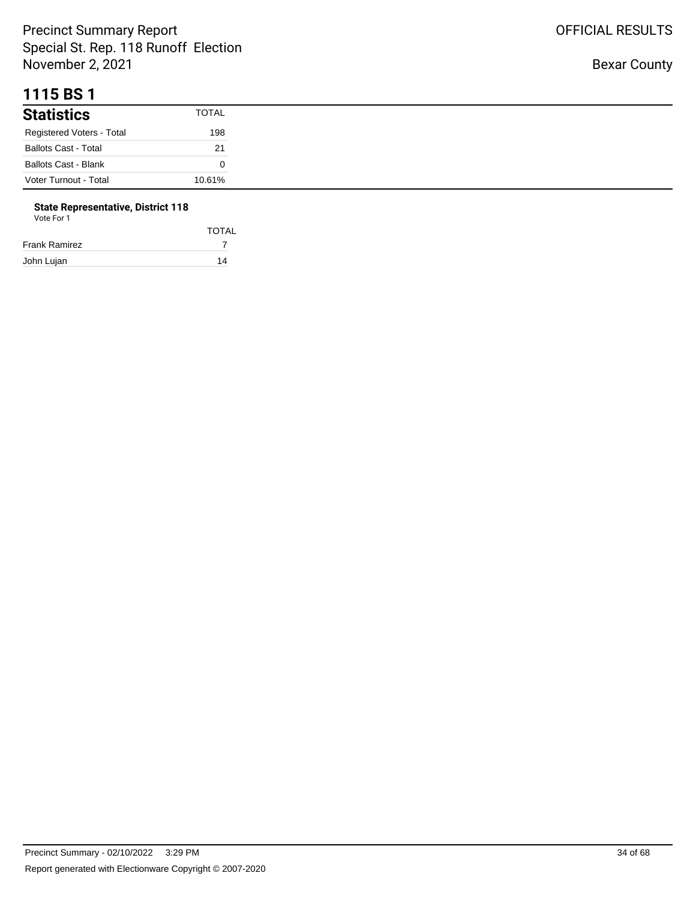# 1115 BS 1

## Statistics

| Statistics | TOTAL |
|---|---|
| Registered Voters - Total | 198 |
| Ballots Cast - Total | 21 |
| Ballots Cast - Blank | 0 |
| Voter Turnout - Total | 10.61% |

### State Representative, District 118

Vote For 1

| | TOTAL |
|---|---|
| Frank Ramirez | 7 |
| John Lujan | 14 |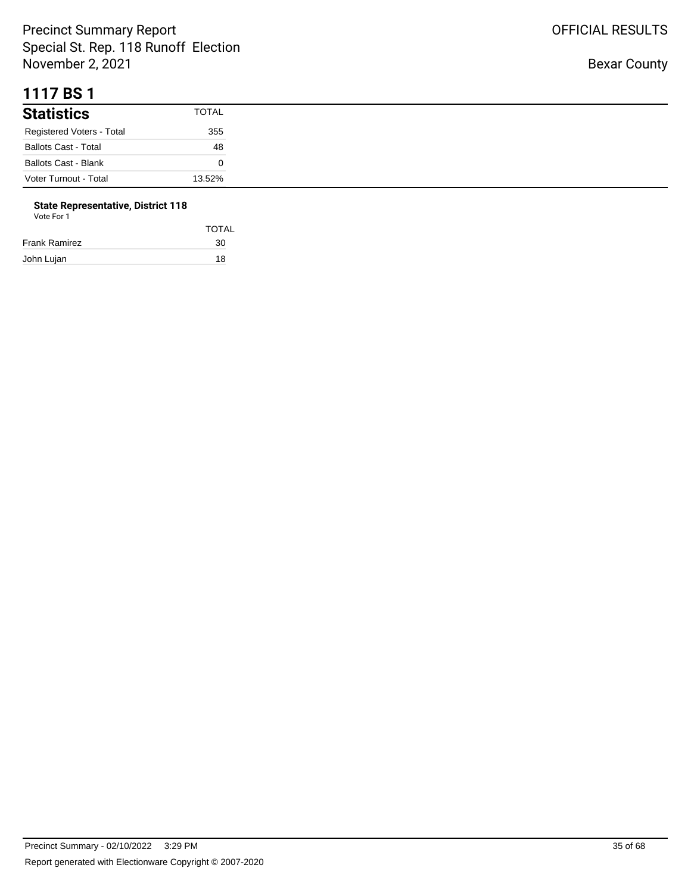# 1117 BS 1

| Statistics | TOTAL |
|---|---|
| Registered Voters - Total | 355 |
| Ballots Cast - Total | 48 |
| Ballots Cast - Blank | 0 |
| Voter Turnout - Total | 13.52% |

**State Representative, District 118**
Vote For 1

| | TOTAL |
|---|---|
| Frank Ramirez | 30 |
| John Lujan | 18 |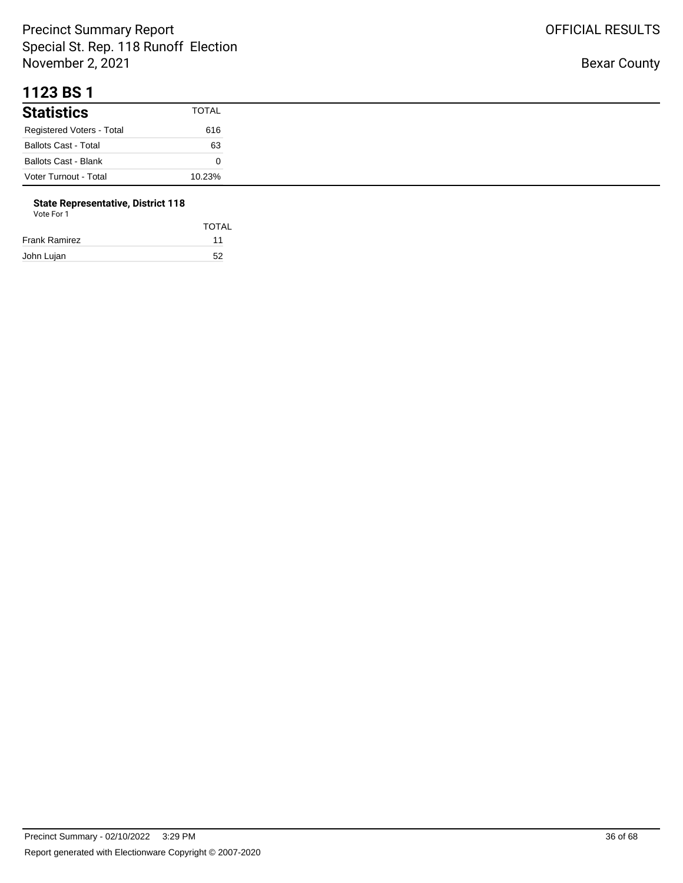Precinct Summary Report
Special St. Rep. 118 Runoff Election
November 2, 2021

OFFICIAL RESULTS

Bexar County

# 1123 BS 1

| Statistics | TOTAL |
| --- | --- |
| Registered Voters - Total | 616 |
| Ballots Cast - Total | 63 |
| Ballots Cast - Blank | 0 |
| Voter Turnout - Total | 10.23% |

**State Representative, District 118**
Vote For 1

| | TOTAL |
| --- | --- |
| Frank Ramirez | 11 |
| John Lujan | 52 |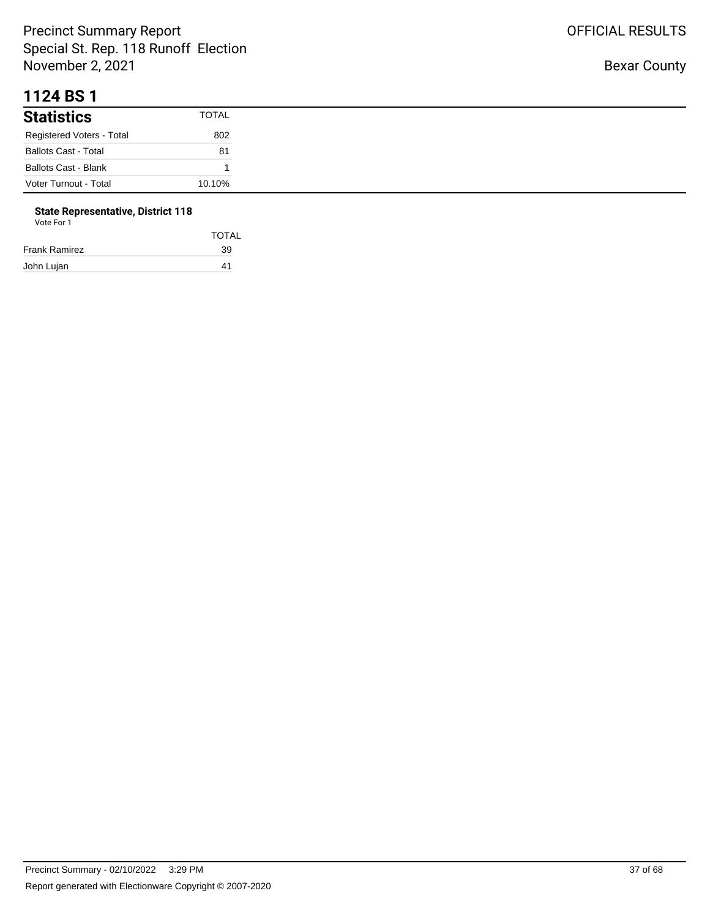# 1124 BS 1

## Statistics

| Statistics | TOTAL |
|---|---|
| Registered Voters - Total | 802 |
| Ballots Cast - Total | 81 |
| Ballots Cast - Blank | 1 |
| Voter Turnout - Total | 10.10% |

### State Representative, District 118

Vote For 1

| | TOTAL |
|---|---|
| Frank Ramirez | 39 |
| John Lujan | 41 |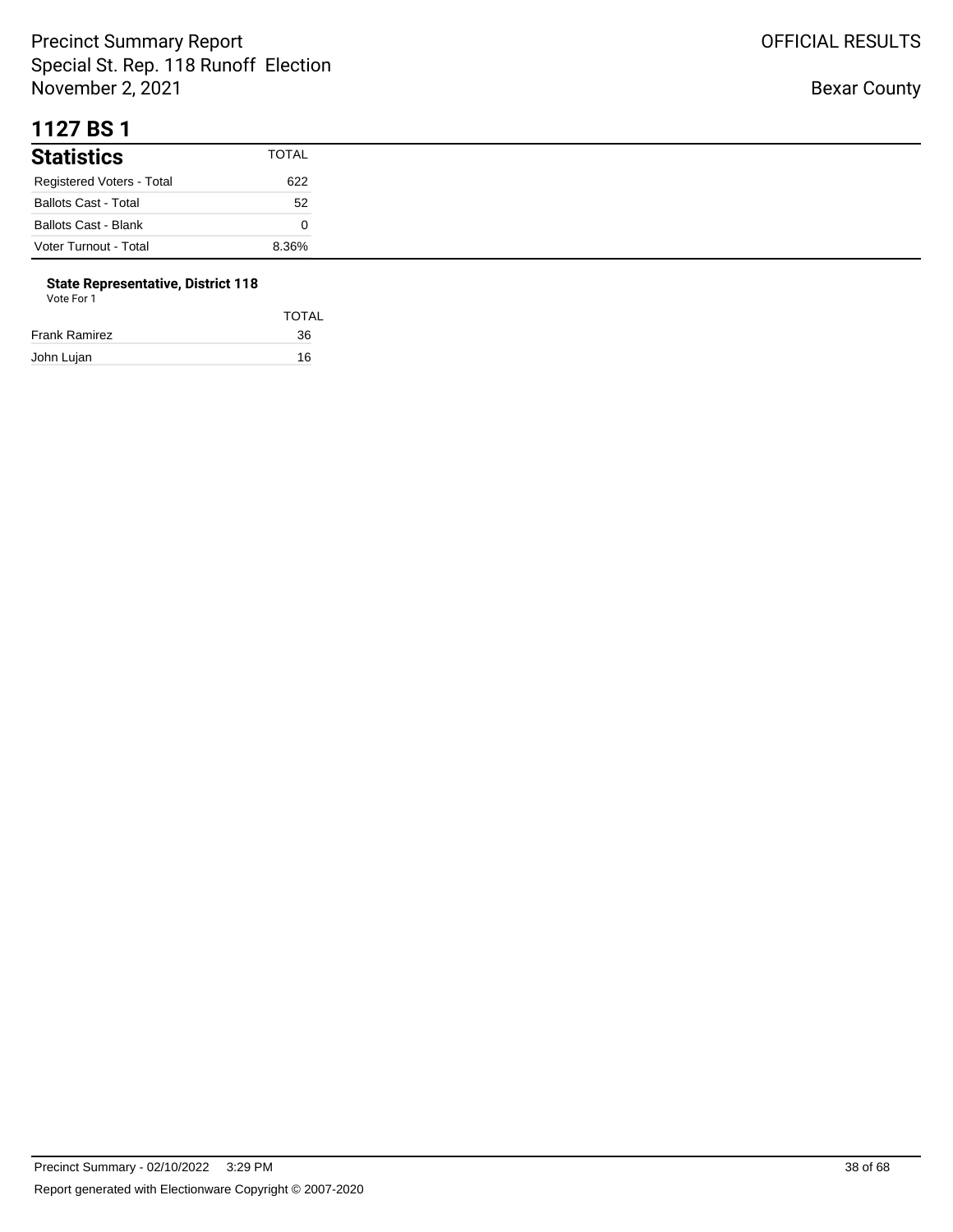# 1127 BS 1

| Statistics | TOTAL |
|---|---|
| Registered Voters - Total | 622 |
| Ballots Cast - Total | 52 |
| Ballots Cast - Blank | 0 |
| Voter Turnout - Total | 8.36% |

**State Representative, District 118**
Vote For 1

| | TOTAL |
|---|---|
| Frank Ramirez | 36 |
| John Lujan | 16 |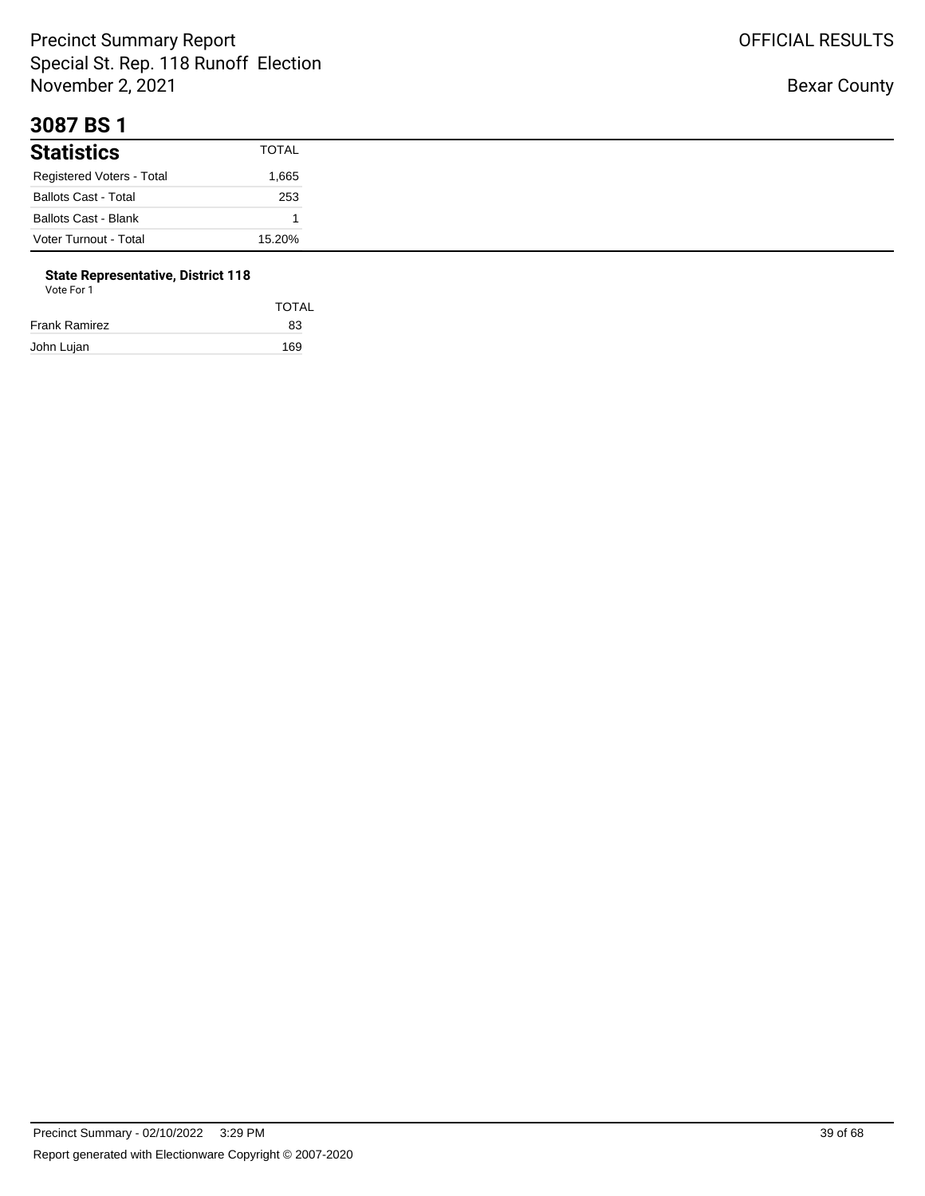# 3087 BS 1

| Statistics | TOTAL |
|---|---|
| Registered Voters - Total | 1,665 |
| Ballots Cast - Total | 253 |
| Ballots Cast - Blank | 1 |
| Voter Turnout - Total | 15.20% |

**State Representative, District 118**
Vote For 1

| | TOTAL |
|---|---|
| Frank Ramirez | 83 |
| John Lujan | 169 |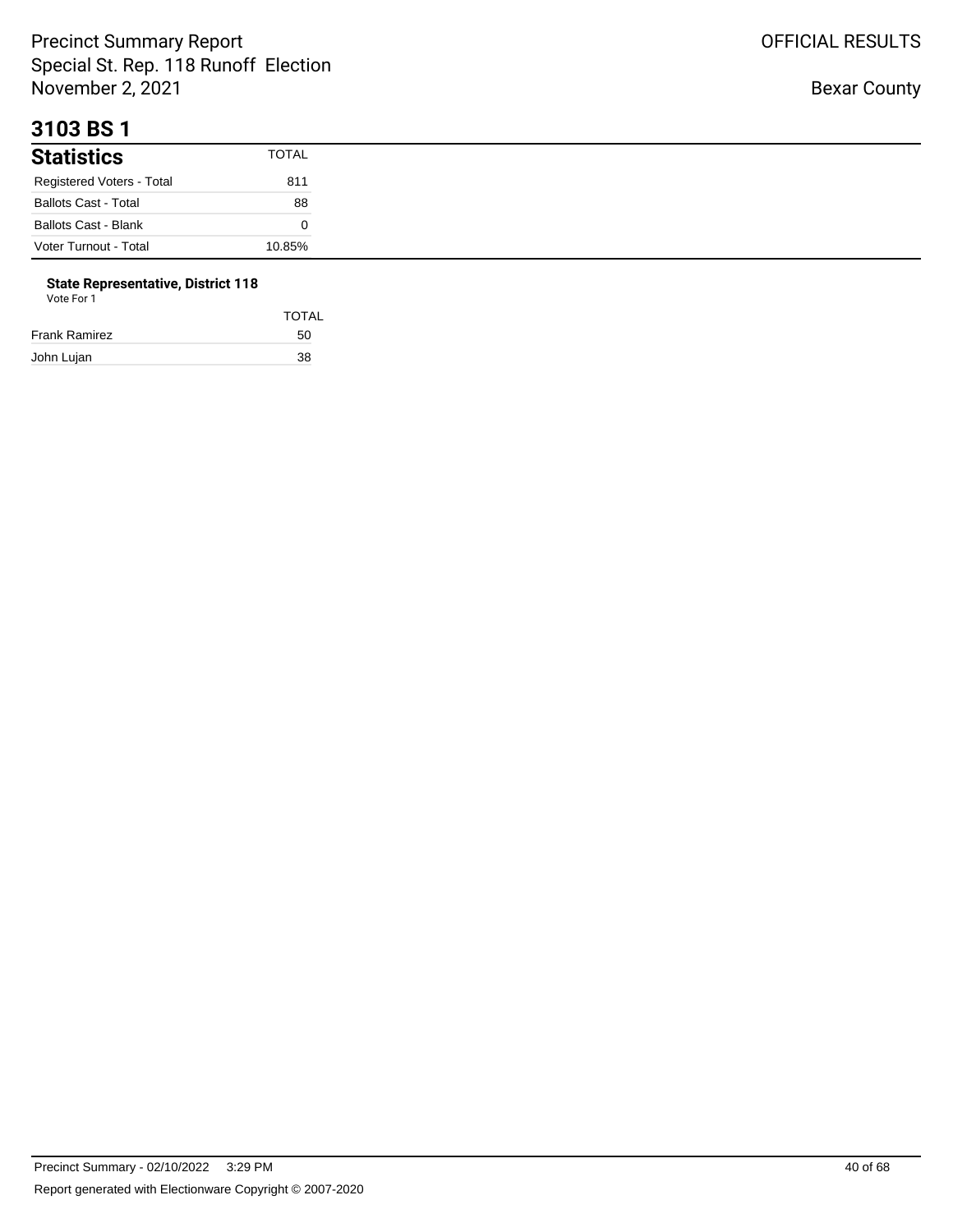Precinct Summary Report
Special St. Rep. 118 Runoff Election
November 2, 2021

OFFICIAL RESULTS

Bexar County

# 3103 BS 1

| Statistics | TOTAL |
| --- | --- |
| Registered Voters - Total | 811 |
| Ballots Cast - Total | 88 |
| Ballots Cast - Blank | 0 |
| Voter Turnout - Total | 10.85% |

**State Representative, District 118**

Vote For 1

| | TOTAL |
| --- | --- |
| Frank Ramirez | 50 |
| John Lujan | 38 |

Precinct Summary - 02/10/2022 3:29 PM

Report generated with Electionware Copyright © 2007-2020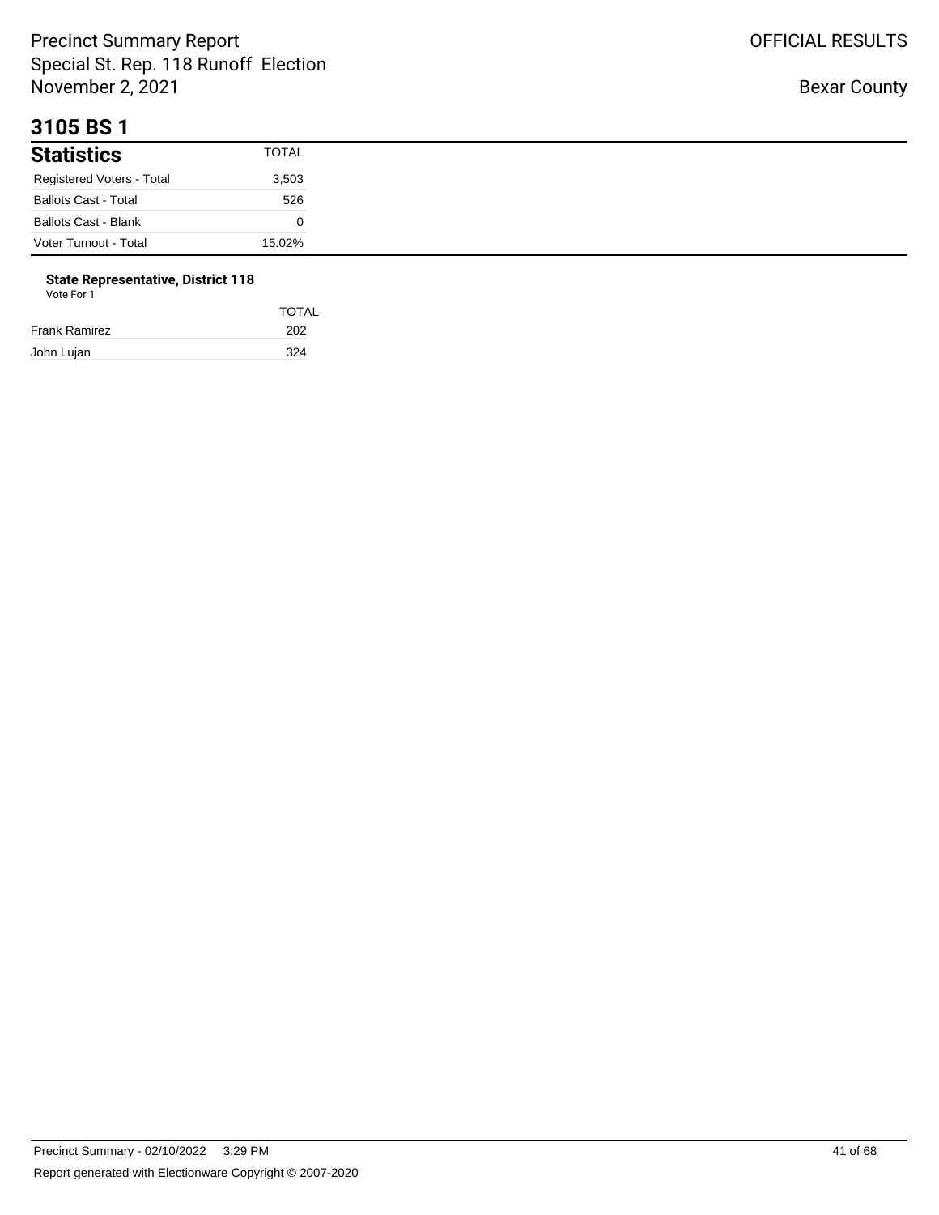# 3105 BS 1

| Statistics | TOTAL |
|---|---|
| Registered Voters - Total | 3,503 |
| Ballots Cast - Total | 526 |
| Ballots Cast - Blank | 0 |
| Voter Turnout - Total | 15.02% |

**State Representative, District 118**
Vote For 1

| | TOTAL |
|---|---|
| Frank Ramirez | 202 |
| John Lujan | 324 |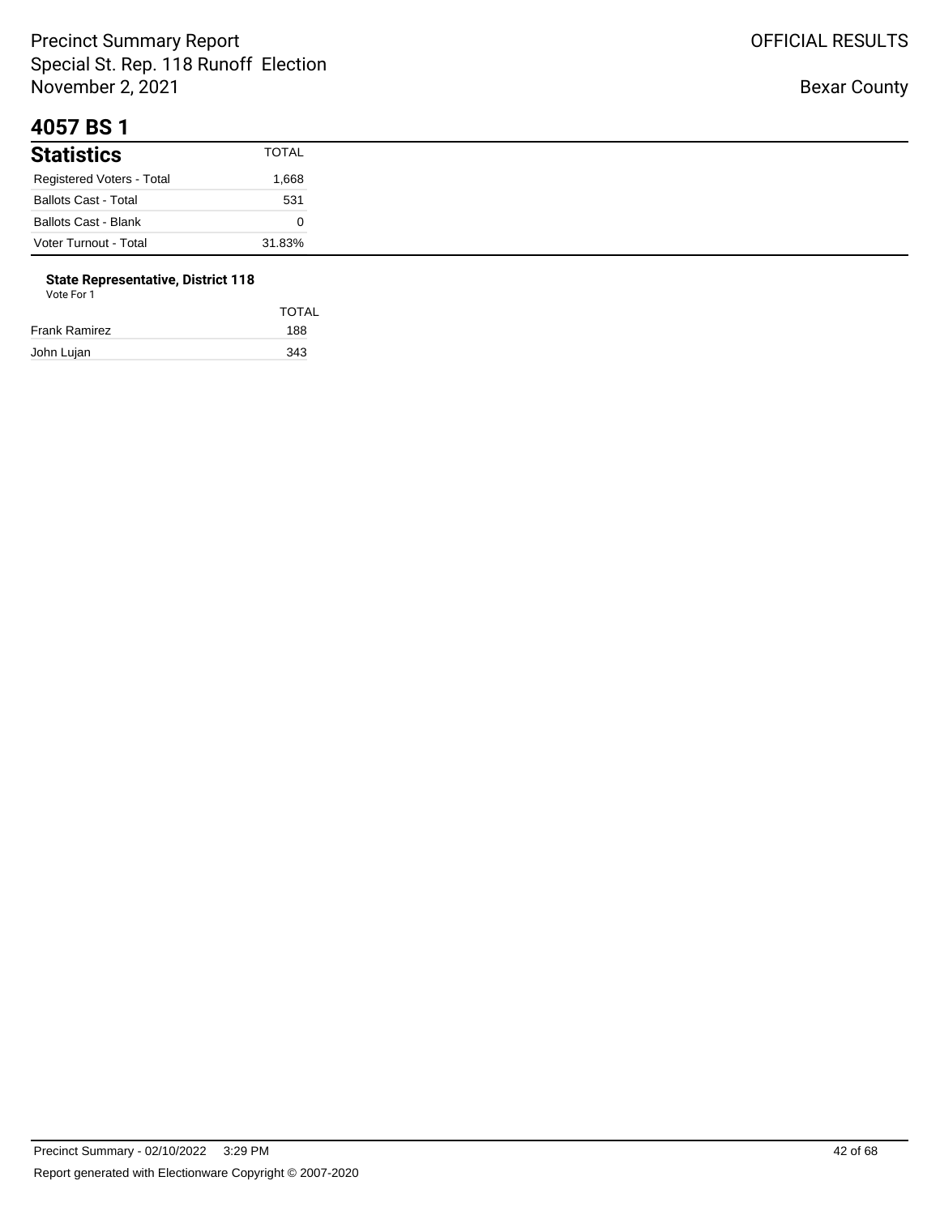# 4057 BS 1

| Statistics | TOTAL |
|---|---|
| Registered Voters - Total | 1,668 |
| Ballots Cast - Total | 531 |
| Ballots Cast - Blank | 0 |
| Voter Turnout - Total | 31.83% |

**State Representative, District 118**

Vote For 1

| | TOTAL |
|---|---|
| Frank Ramirez | 188 |
| John Lujan | 343 |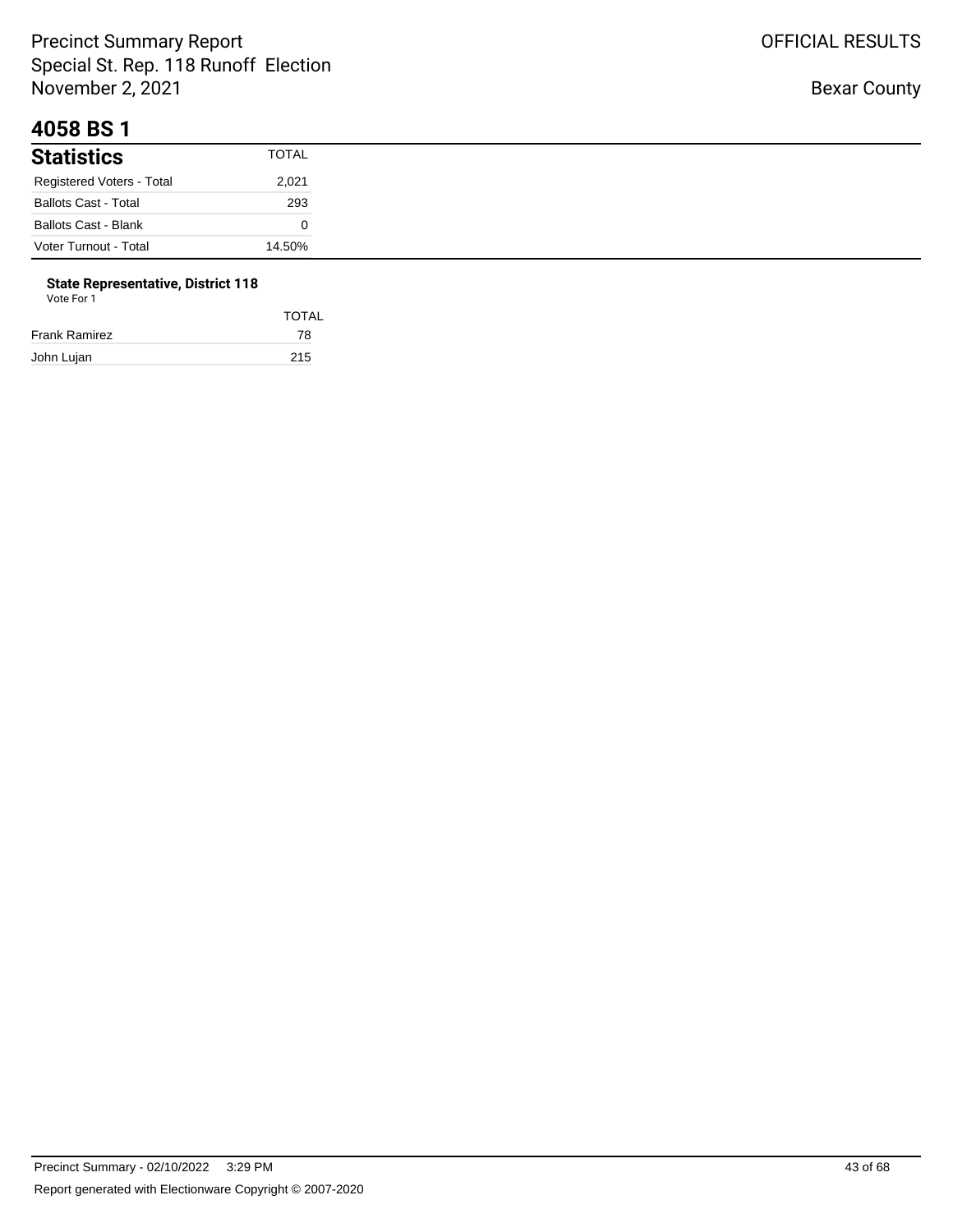# 4058 BS 1

| Statistics | TOTAL |
|---|---|
| Registered Voters - Total | 2,021 |
| Ballots Cast - Total | 293 |
| Ballots Cast - Blank | 0 |
| Voter Turnout - Total | 14.50% |

**State Representative, District 118**

Vote For 1

| | TOTAL |
|---|---|
| Frank Ramirez | 78 |
| John Lujan | 215 |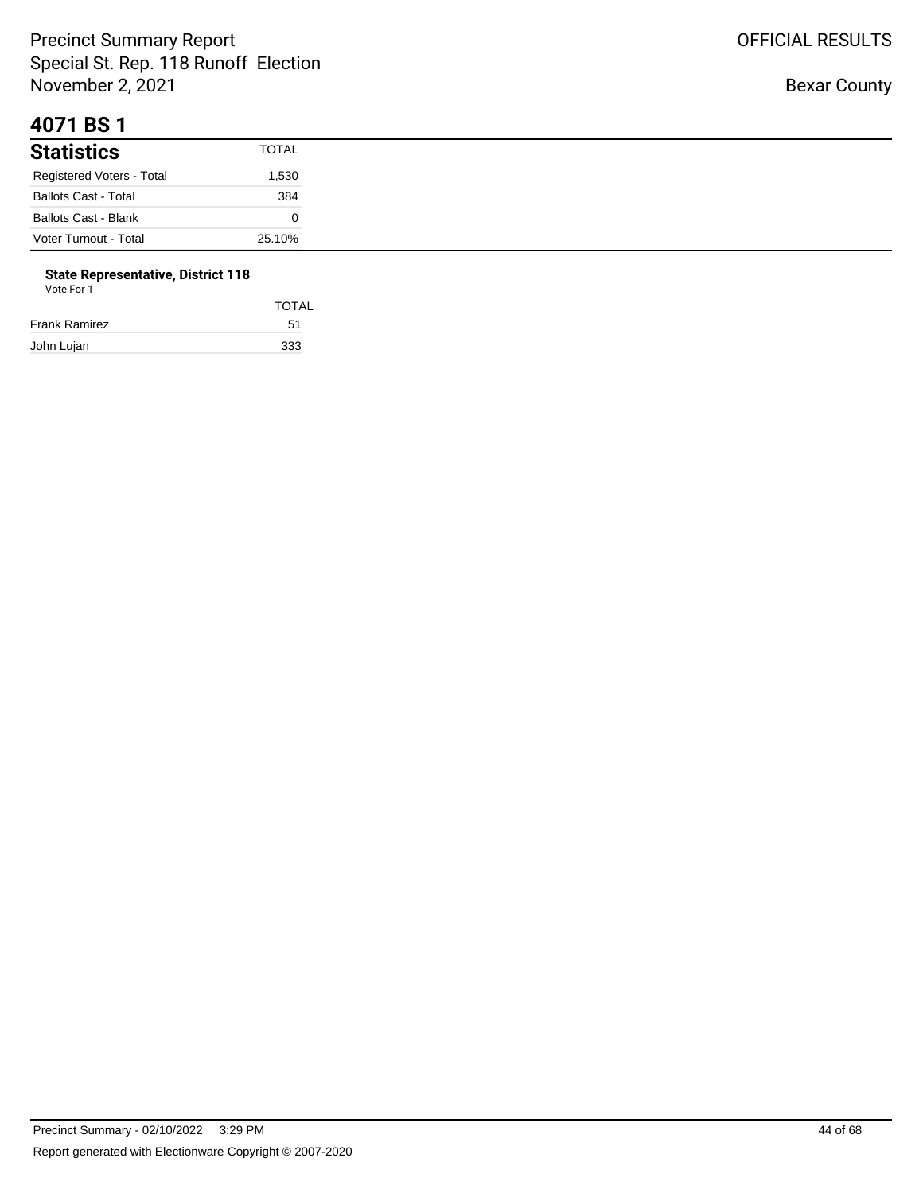# 4071 BS 1

| Statistics | TOTAL |
|---|---|
| Registered Voters - Total | 1,530 |
| Ballots Cast - Total | 384 |
| Ballots Cast - Blank | 0 |
| Voter Turnout - Total | 25.10% |

**State Representative, District 118**

Vote For 1

| | TOTAL |
|---|---|
| Frank Ramirez | 51 |
| John Lujan | 333 |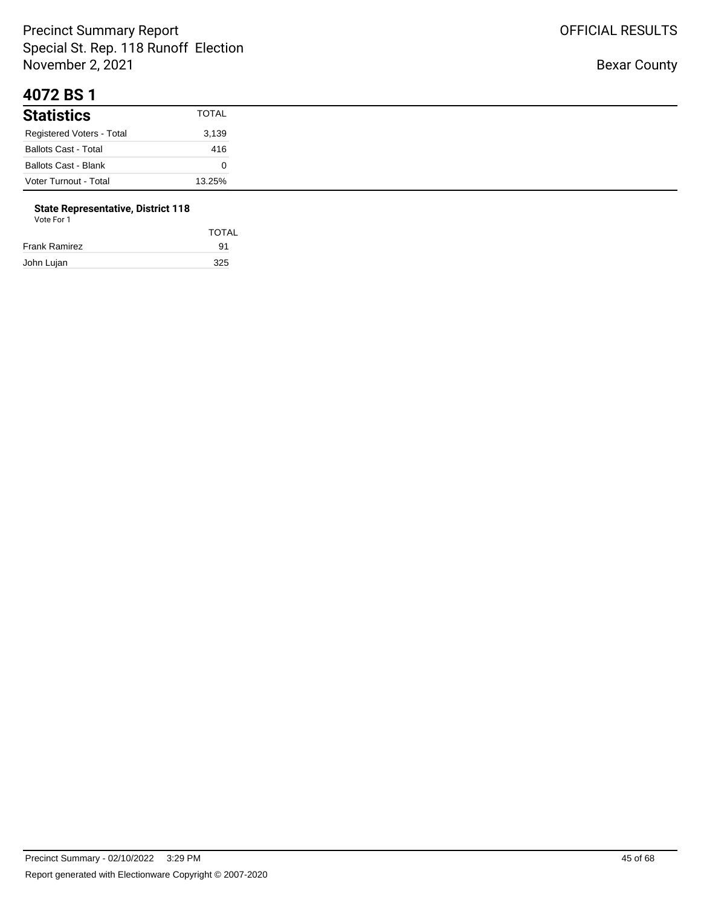# 4072 BS 1

## Statistics

| Statistics | TOTAL |
|---|---|
| Registered Voters - Total | 3,139 |
| Ballots Cast - Total | 416 |
| Ballots Cast - Blank | 0 |
| Voter Turnout - Total | 13.25% |

**State Representative, District 118**

Vote For 1

| | TOTAL |
|---|---|
| Frank Ramirez | 91 |
| John Lujan | 325 |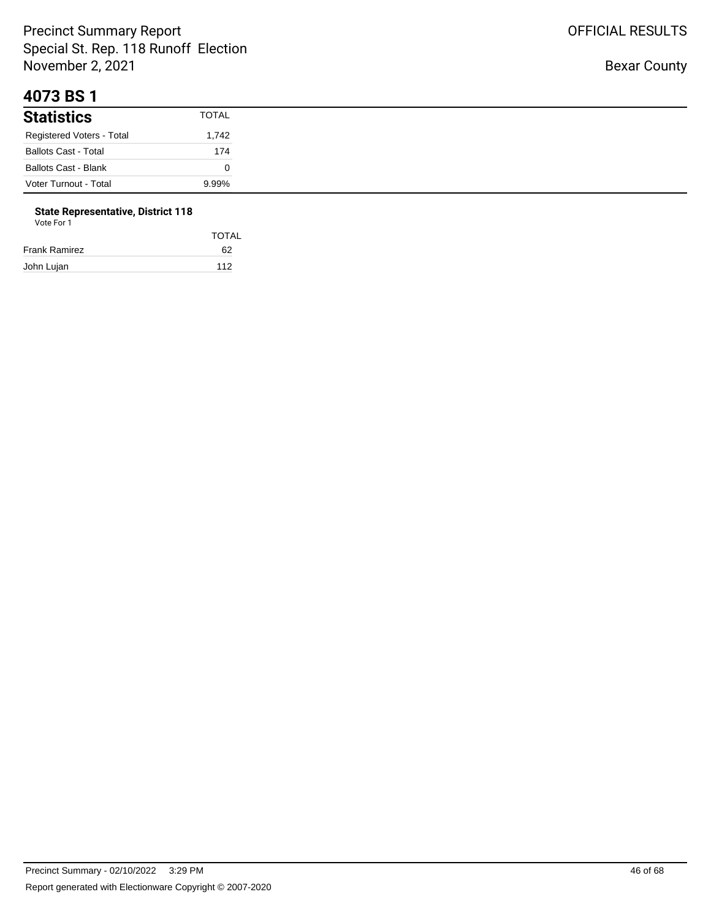# 4073 BS 1

| Statistics | TOTAL |
|---|---|
| Registered Voters - Total | 1,742 |
| Ballots Cast - Total | 174 |
| Ballots Cast - Blank | 0 |
| Voter Turnout - Total | 9.99% |

**State Representative, District 118**
Vote For 1

| | TOTAL |
|---|---|
| Frank Ramirez | 62 |
| John Lujan | 112 |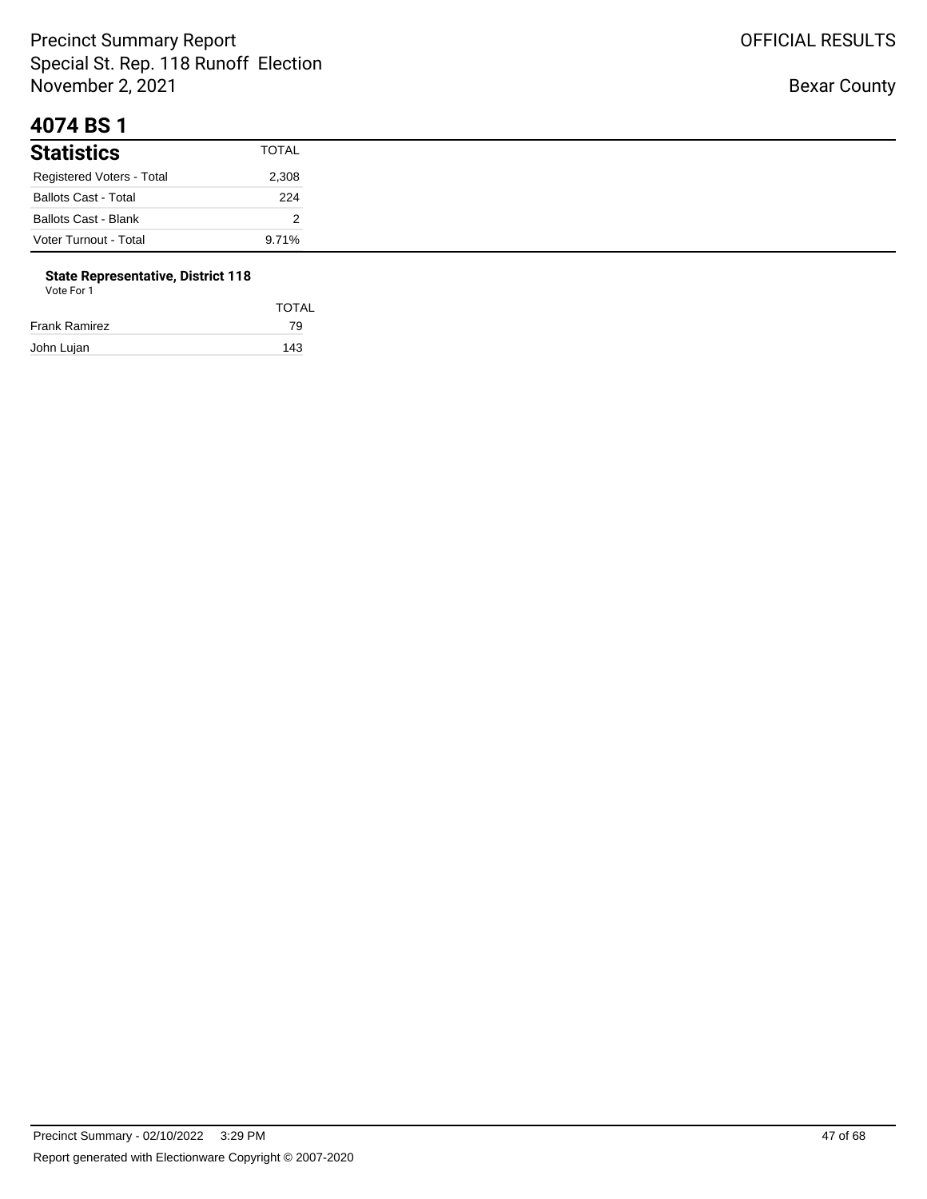# 4074 BS 1

## Statistics

| Statistics | TOTAL |
|---|---|
| Registered Voters - Total | 2,308 |
| Ballots Cast - Total | 224 |
| Ballots Cast - Blank | 2 |
| Voter Turnout - Total | 9.71% |

**State Representative, District 118**
Vote For 1

| | TOTAL |
|---|---|
| Frank Ramirez | 79 |
| John Lujan | 143 |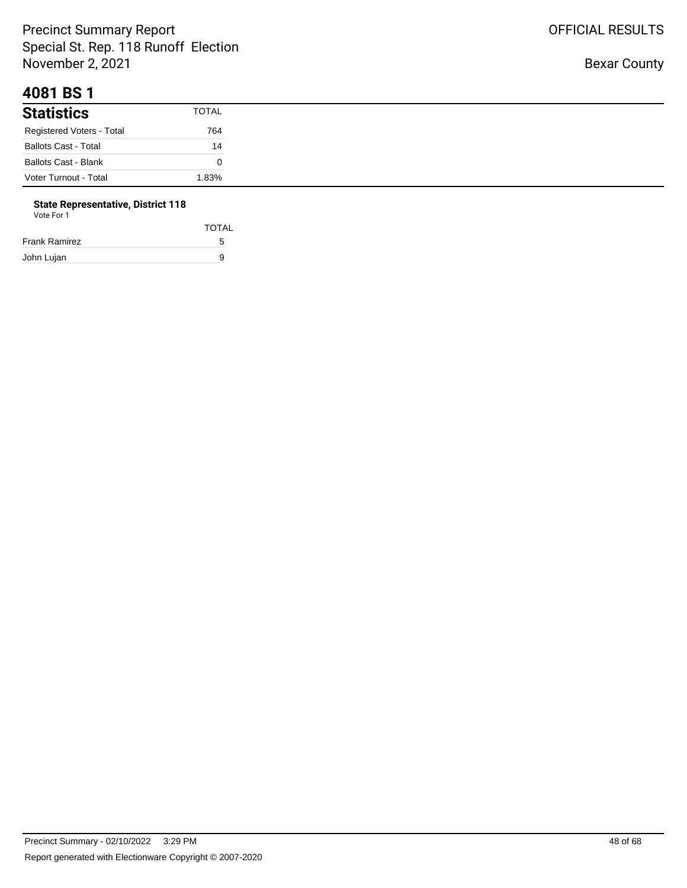# 4081 BS 1

## Statistics

| Statistics | TOTAL |
|---|---|
| Registered Voters - Total | 764 |
| Ballots Cast - Total | 14 |
| Ballots Cast - Blank | 0 |
| Voter Turnout - Total | 1.83% |

### State Representative, District 118

Vote For 1

| | TOTAL |
|---|---|
| Frank Ramirez | 5 |
| John Lujan | 9 |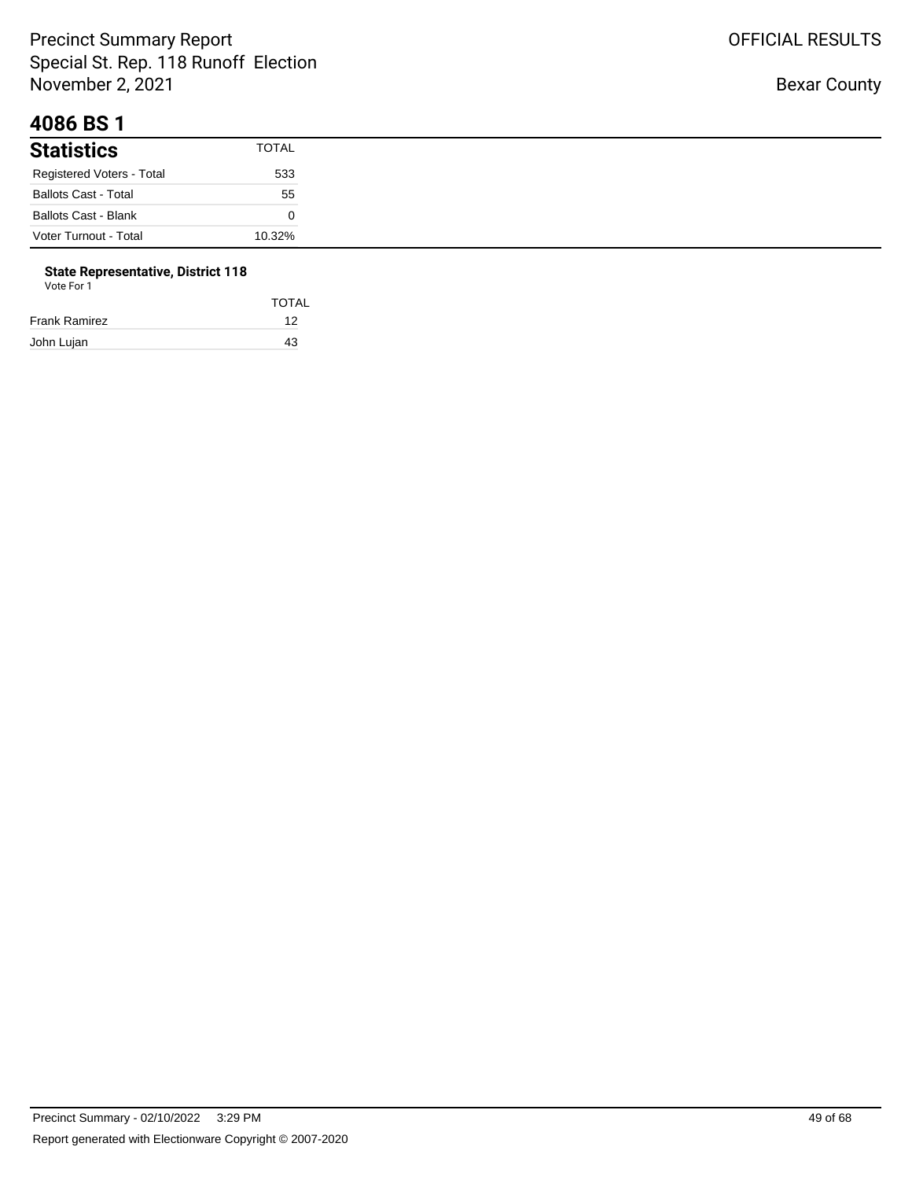# 4086 BS 1

| Statistics | TOTAL |
|---|---|
| Registered Voters - Total | 533 |
| Ballots Cast - Total | 55 |
| Ballots Cast - Blank | 0 |
| Voter Turnout - Total | 10.32% |

**State Representative, District 118**
Vote For 1

| | TOTAL |
|---|---|
| Frank Ramirez | 12 |
| John Lujan | 43 |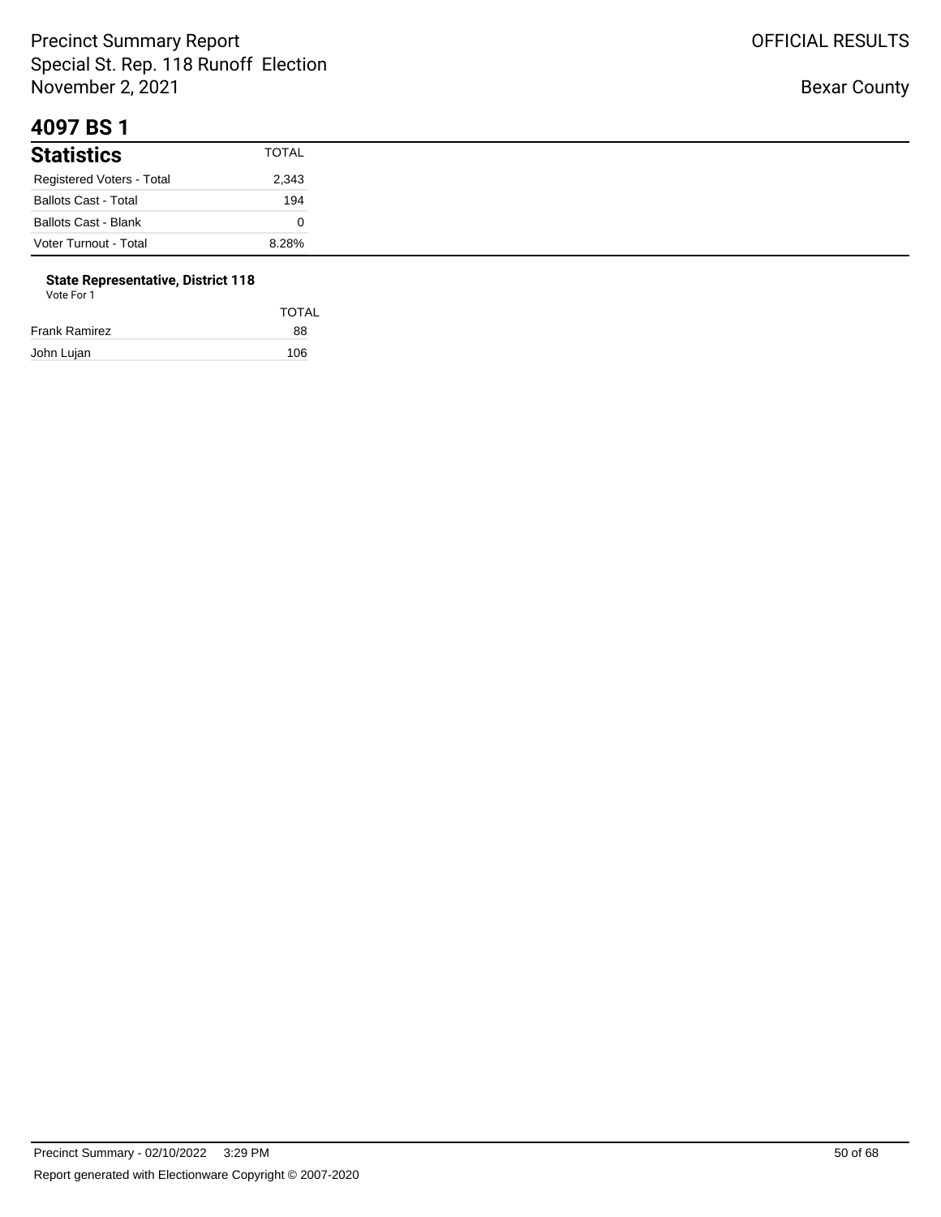## 4097 BS 1

| Statistics | TOTAL |
|---|---|
| Registered Voters - Total | 2,343 |
| Ballots Cast - Total | 194 |
| Ballots Cast - Blank | 0 |
| Voter Turnout - Total | 8.28% |

**State Representative, District 118**

Vote For 1

| | TOTAL |
|---|---|
| Frank Ramirez | 88 |
| John Lujan | 106 |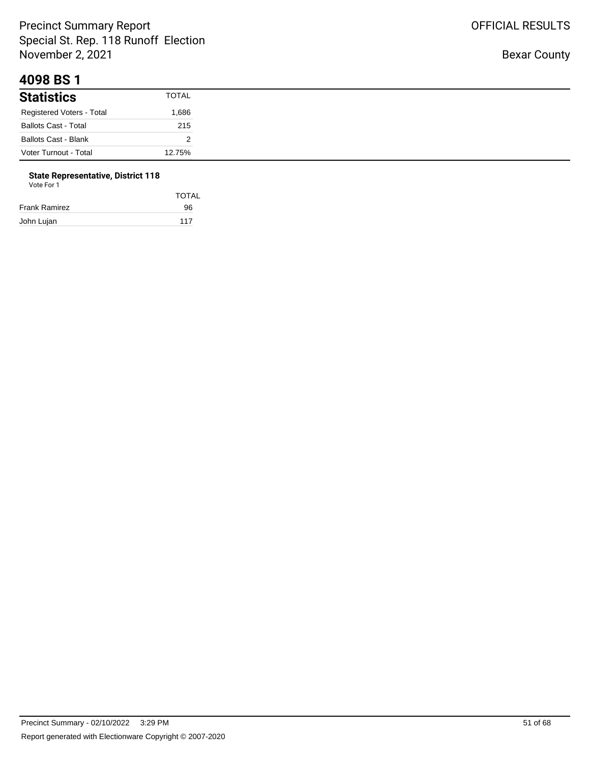# 4098 BS 1

| Statistics | TOTAL |
|---|---|
| Registered Voters - Total | 1,686 |
| Ballots Cast - Total | 215 |
| Ballots Cast - Blank | 2 |
| Voter Turnout - Total | 12.75% |

**State Representative, District 118**

Vote For 1

| | TOTAL |
|---|---|
| Frank Ramirez | 96 |
| John Lujan | 117 |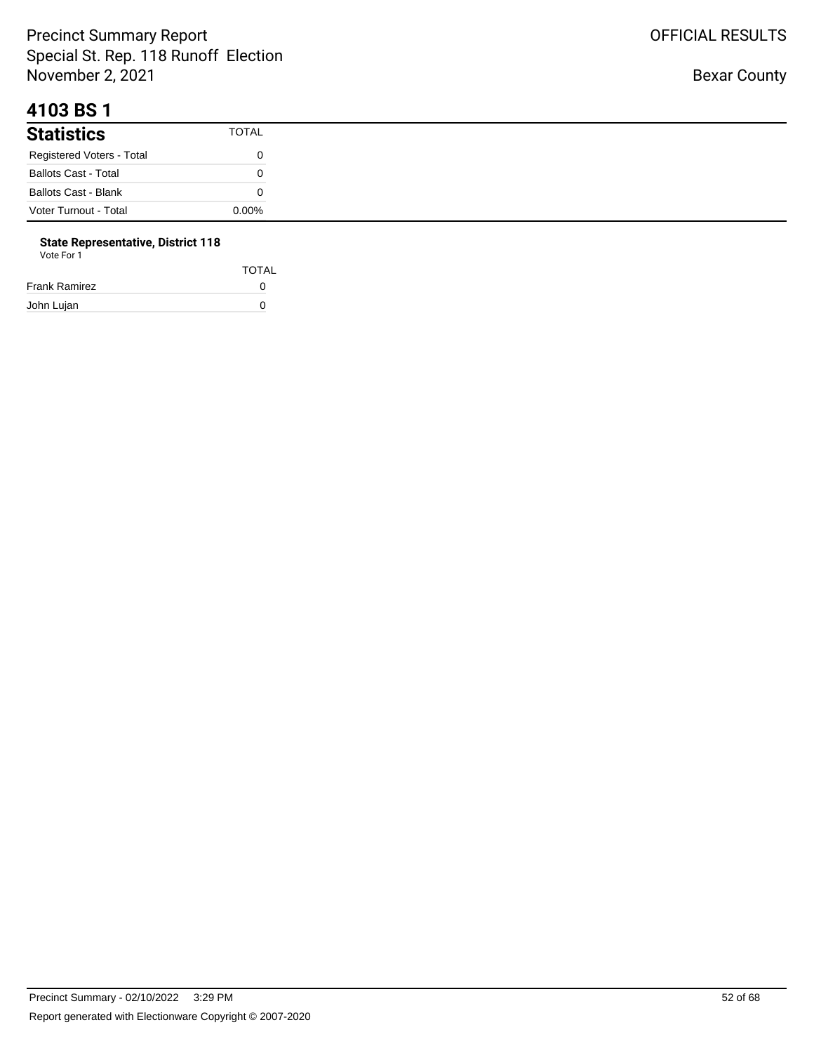# 4103 BS 1

## Statistics

| Statistics | TOTAL |
|---|---|
| Registered Voters - Total | 0 |
| Ballots Cast - Total | 0 |
| Ballots Cast - Blank | 0 |
| Voter Turnout - Total | 0.00% |

### State Representative, District 118

Vote For 1

| | TOTAL |
|---|---|
| Frank Ramirez | 0 |
| John Lujan | 0 |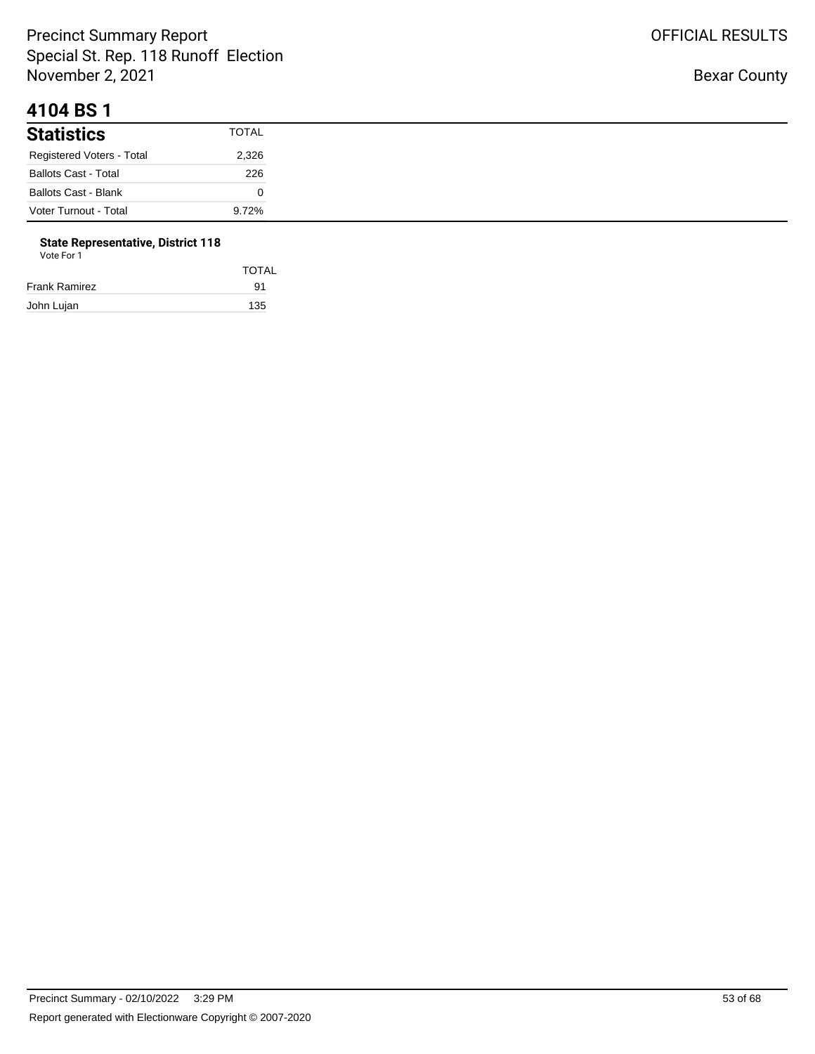# 4104 BS 1

## Statistics

| Statistics | TOTAL |
|---|---|
| Registered Voters - Total | 2,326 |
| Ballots Cast - Total | 226 |
| Ballots Cast - Blank | 0 |
| Voter Turnout - Total | 9.72% |

### State Representative, District 118

Vote For 1

| | TOTAL |
|---|---|
| Frank Ramirez | 91 |
| John Lujan | 135 |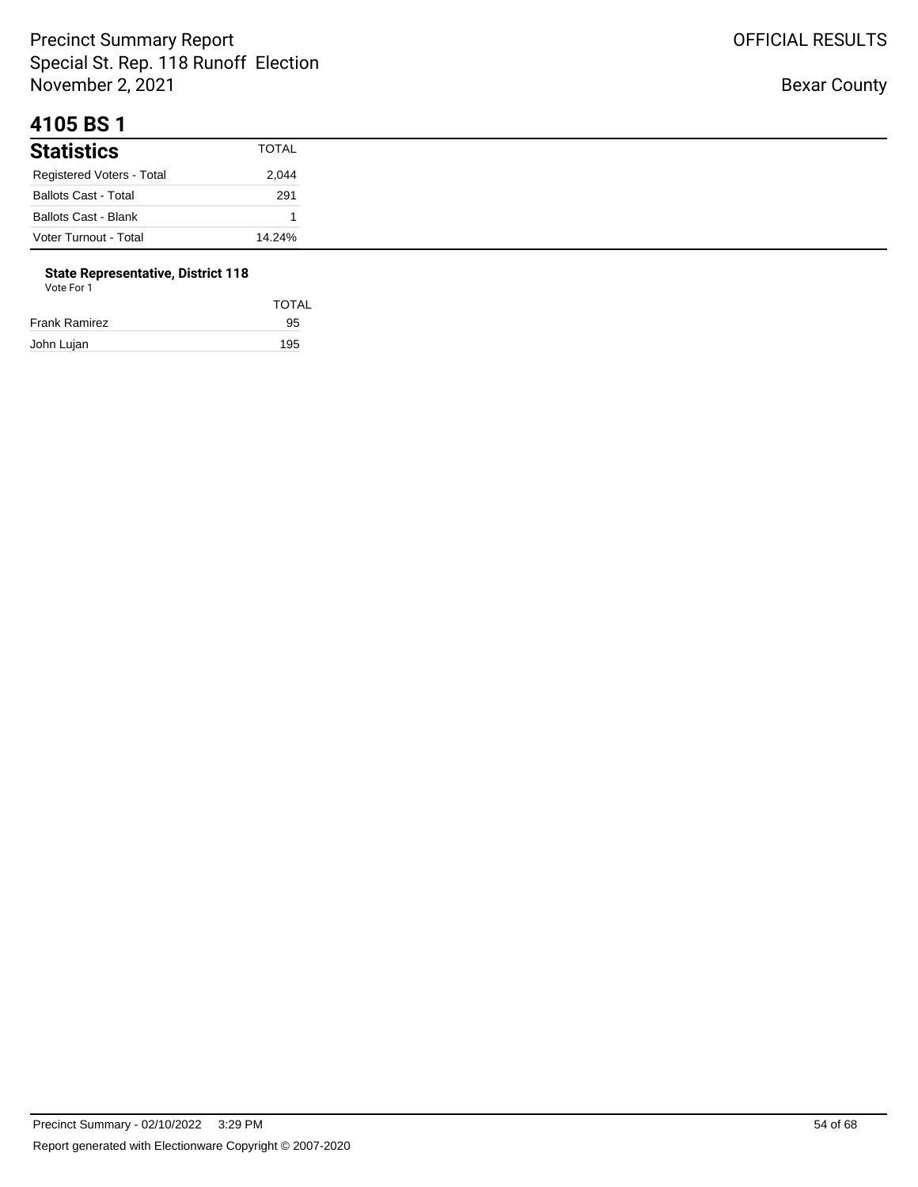# 4105 BS 1

## Statistics

| Statistics | TOTAL |
|---|---|
| Registered Voters - Total | 2,044 |
| Ballots Cast - Total | 291 |
| Ballots Cast - Blank | 1 |
| Voter Turnout - Total | 14.24% |

### State Representative, District 118

Vote For 1

| | TOTAL |
|---|---|
| Frank Ramirez | 95 |
| John Lujan | 195 |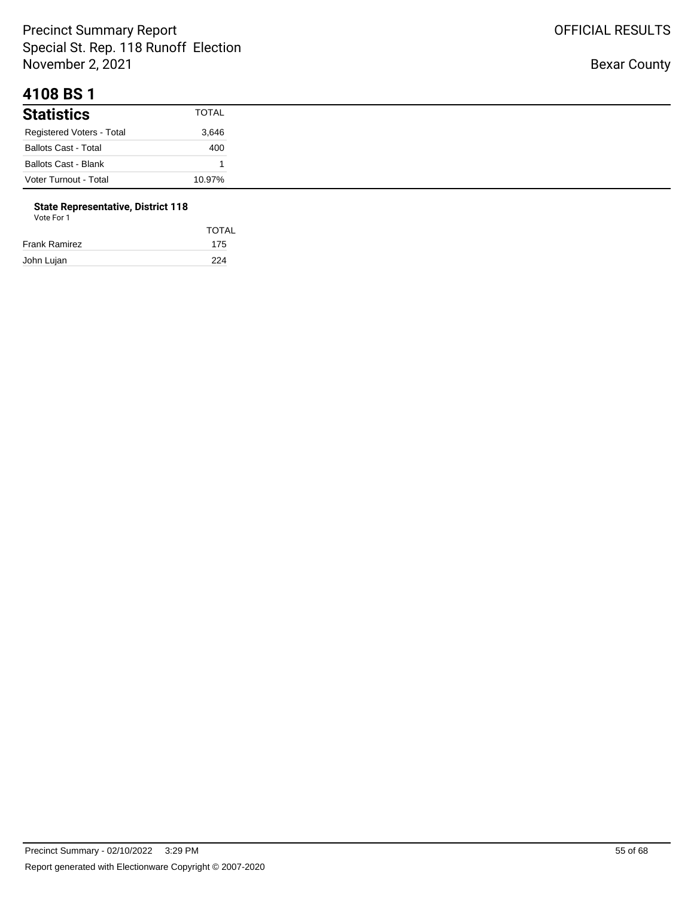Precinct Summary Report
Special St. Rep. 118 Runoff Election
November 2, 2021

OFFICIAL RESULTS

Bexar County

## 4108 BS 1

| Statistics | TOTAL |
|---|---|
| Registered Voters - Total | 3,646 |
| Ballots Cast - Total | 400 |
| Ballots Cast - Blank | 1 |
| Voter Turnout - Total | 10.97% |

### State Representative, District 118

Vote For 1

| | TOTAL |
|---|---|
| Frank Ramirez | 175 |
| John Lujan | 224 |

Precinct Summary - 02/10/2022 3:29 PM

Report generated with Electionware Copyright © 2007-2020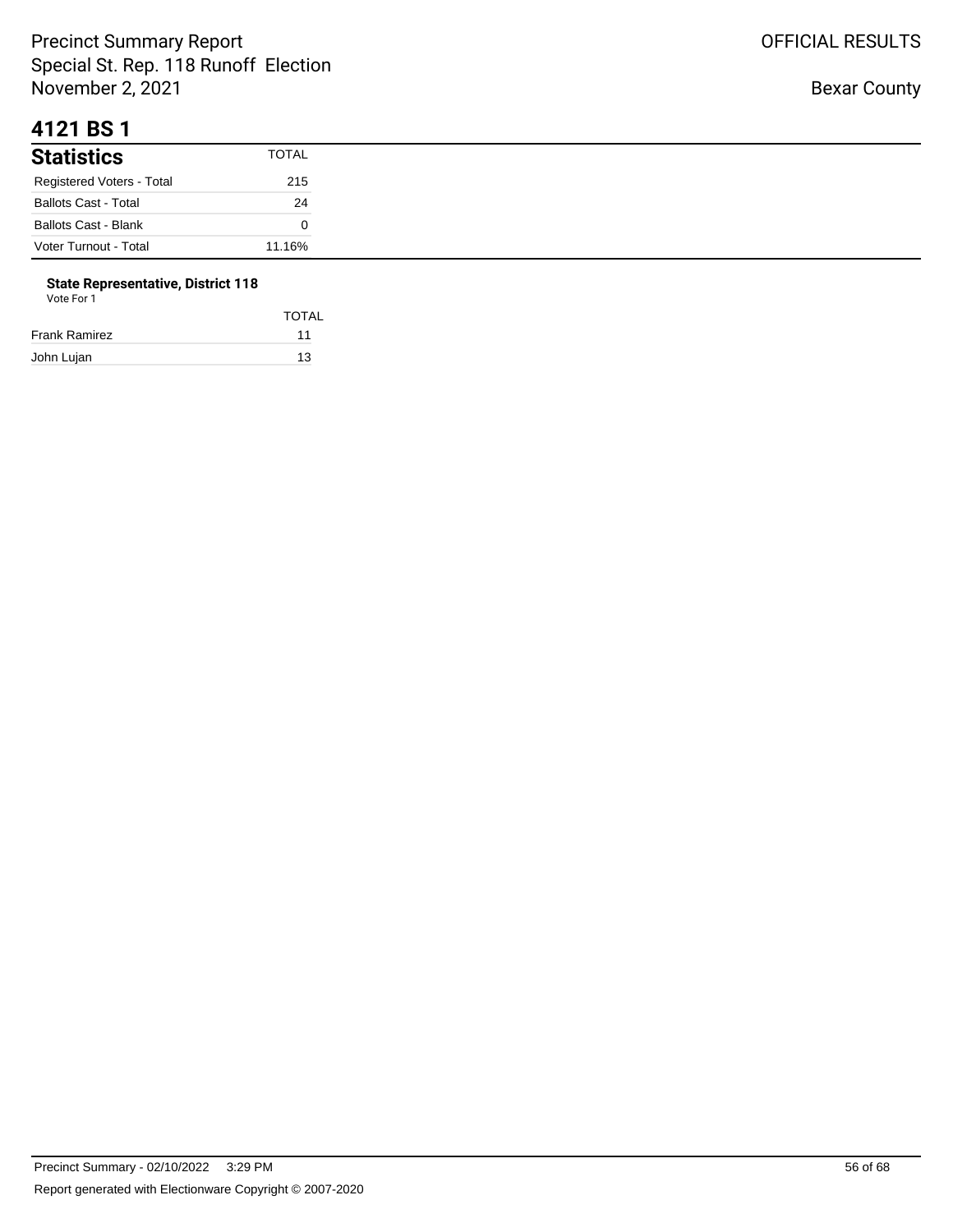# 4121 BS 1

## Statistics

| Statistics | TOTAL |
| --- | --- |
| Registered Voters - Total | 215 |
| Ballots Cast - Total | 24 |
| Ballots Cast - Blank | 0 |
| Voter Turnout - Total | 11.16% |

### State Representative, District 118

Vote For 1

| | TOTAL |
| --- | --- |
| Frank Ramirez | 11 |
| John Lujan | 13 |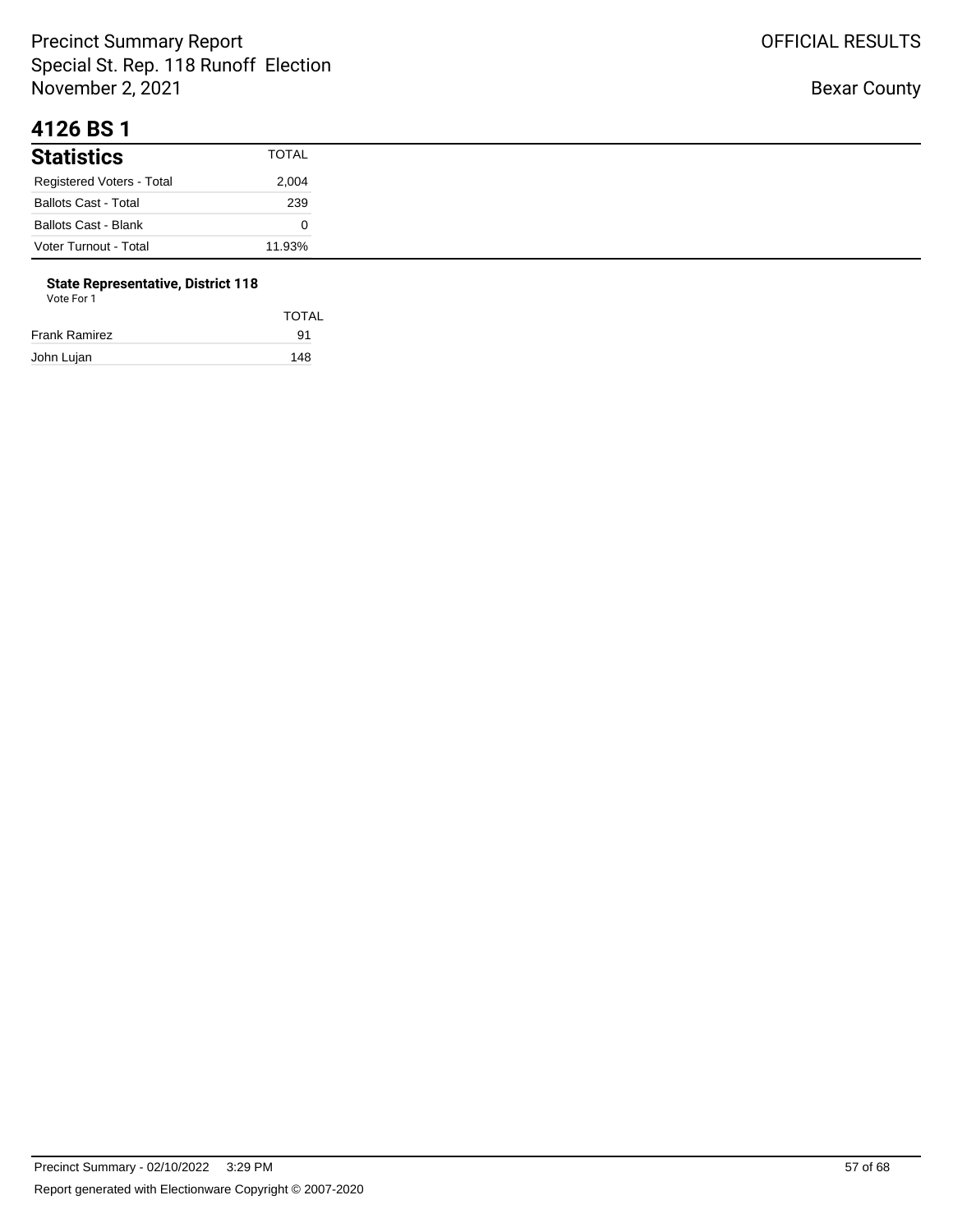## 4126 BS 1

| Statistics | TOTAL |
|---|---|
| Registered Voters - Total | 2,004 |
| Ballots Cast - Total | 239 |
| Ballots Cast - Blank | 0 |
| Voter Turnout - Total | 11.93% |

**State Representative, District 118**

Vote For 1

| | TOTAL |
|---|---|
| Frank Ramirez | 91 |
| John Lujan | 148 |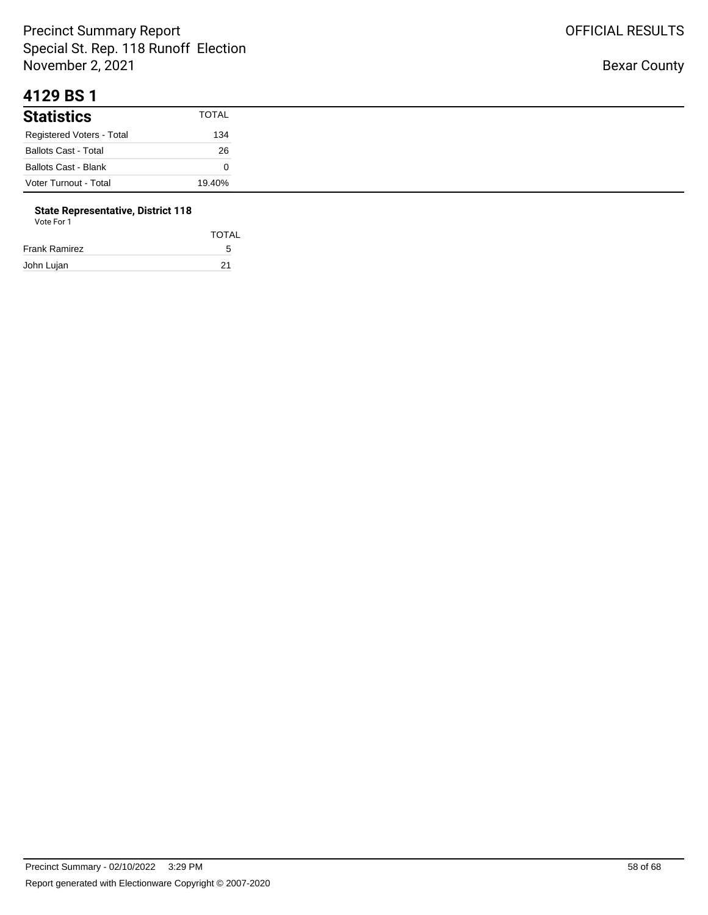## 4129 BS 1

| Statistics | TOTAL |
|---|---|
| Registered Voters - Total | 134 |
| Ballots Cast - Total | 26 |
| Ballots Cast - Blank | 0 |
| Voter Turnout - Total | 19.40% |

**State Representative, District 118**
Vote For 1

| | TOTAL |
|---|---|
| Frank Ramirez | 5 |
| John Lujan | 21 |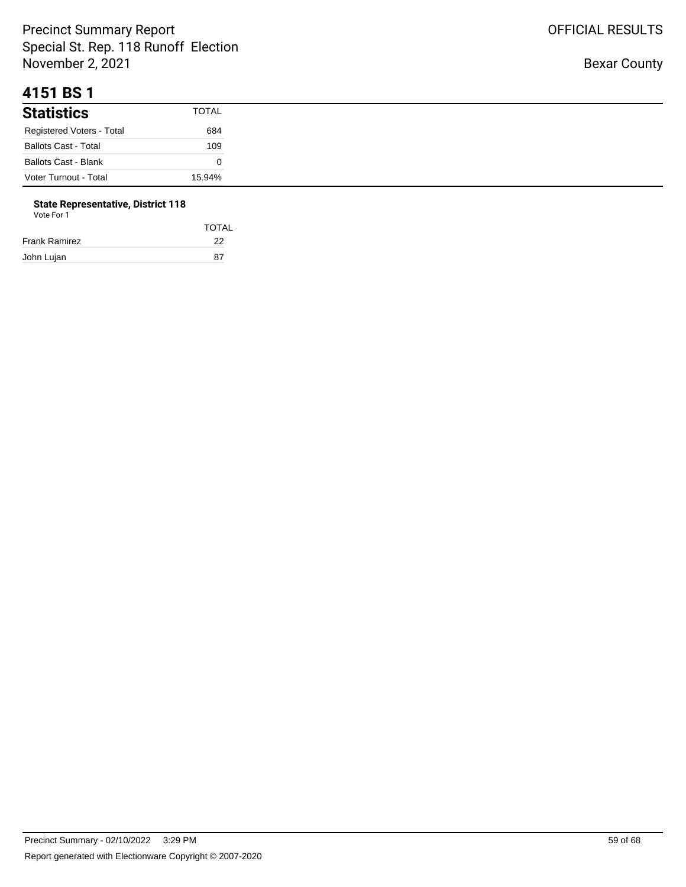# 4151 BS 1

## Statistics

| Statistics | TOTAL |
|---|---|
| Registered Voters - Total | 684 |
| Ballots Cast - Total | 109 |
| Ballots Cast - Blank | 0 |
| Voter Turnout - Total | 15.94% |

**State Representative, District 118**

Vote For 1

| | TOTAL |
|---|---|
| Frank Ramirez | 22 |
| John Lujan | 87 |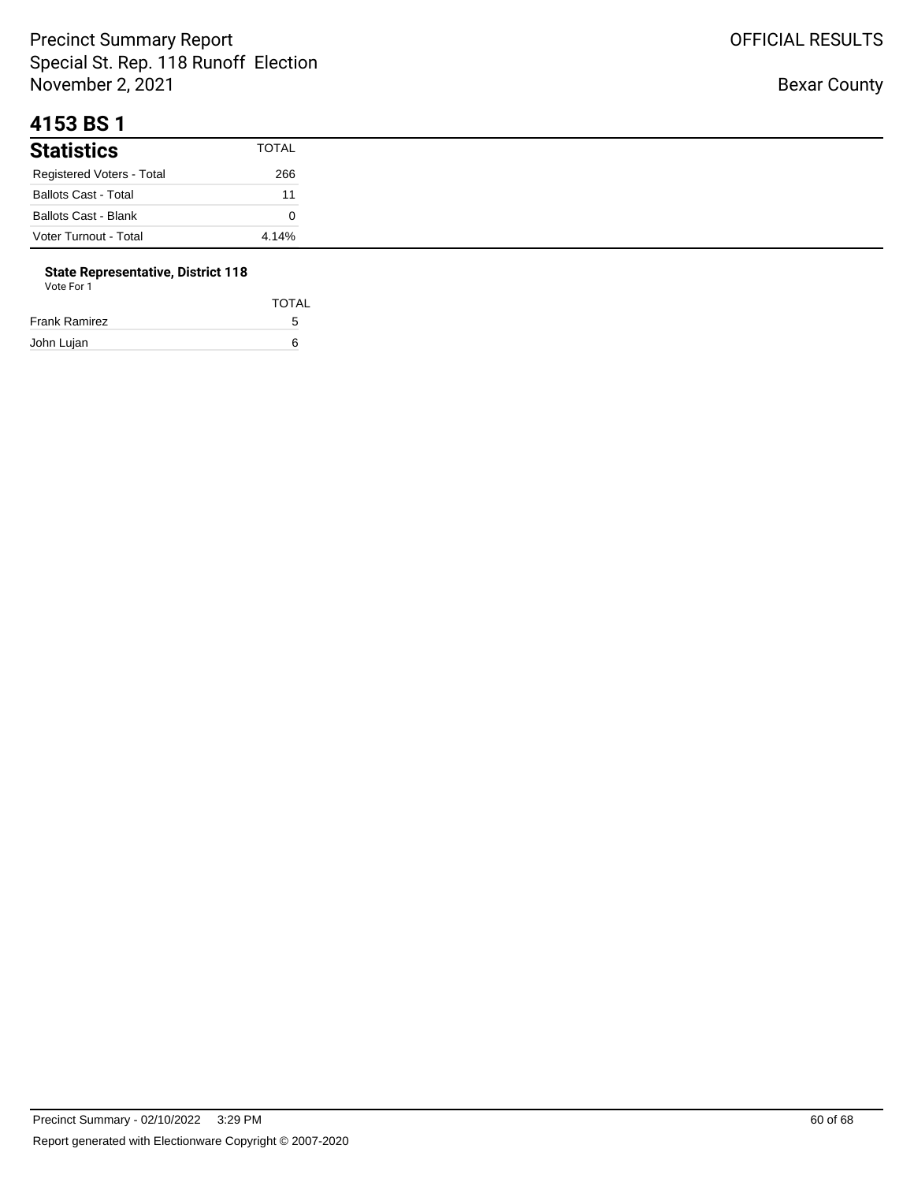# 4153 BS 1

## Statistics

| Statistics | TOTAL |
|---|---|
| Registered Voters - Total | 266 |
| Ballots Cast - Total | 11 |
| Ballots Cast - Blank | 0 |
| Voter Turnout - Total | 4.14% |

### State Representative, District 118

Vote For 1

| | TOTAL |
|---|---|
| Frank Ramirez | 5 |
| John Lujan | 6 |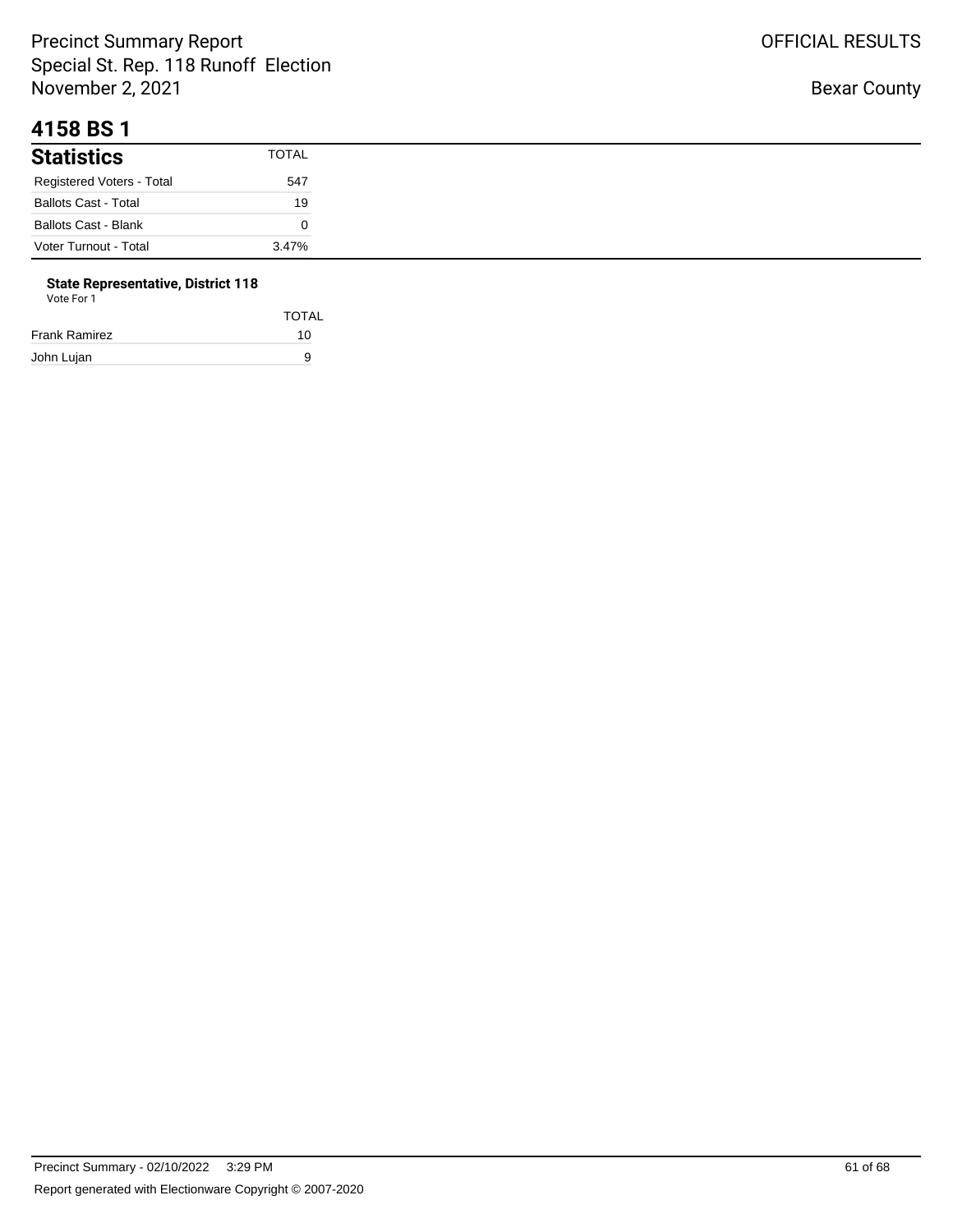# 4158 BS 1

| Statistics | TOTAL |
|---|---|
| Registered Voters - Total | 547 |
| Ballots Cast - Total | 19 |
| Ballots Cast - Blank | 0 |
| Voter Turnout - Total | 3.47% |

**State Representative, District 118**

Vote For 1

| | TOTAL |
|---|---|
| Frank Ramirez | 10 |
| John Lujan | 9 |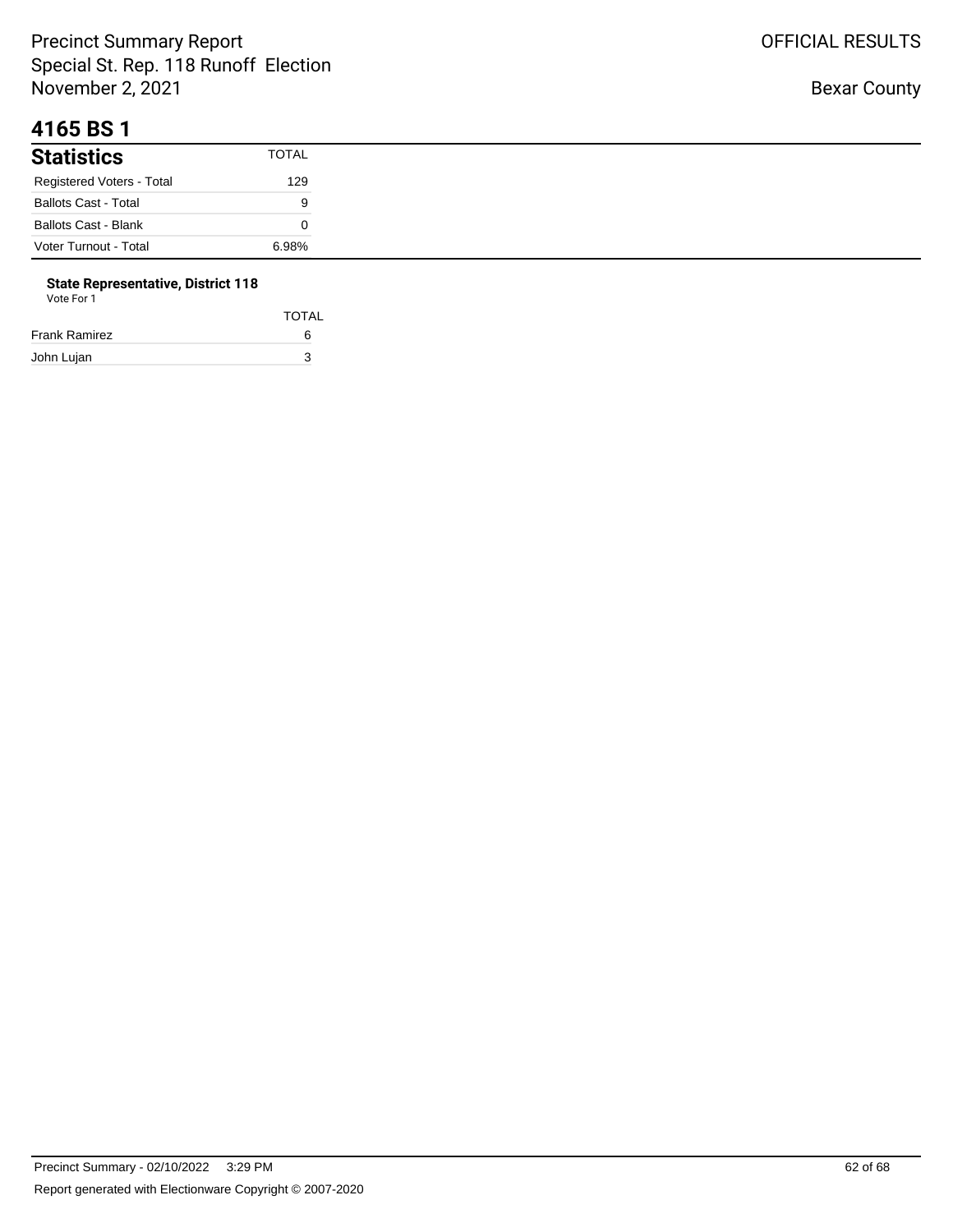# 4165 BS 1

| Statistics | TOTAL |
| --- | --- |
| Registered Voters - Total | 129 |
| Ballots Cast - Total | 9 |
| Ballots Cast - Blank | 0 |
| Voter Turnout - Total | 6.98% |

**State Representative, District 118**

Vote For 1

| | TOTAL |
| --- | --- |
| Frank Ramirez | 6 |
| John Lujan | 3 |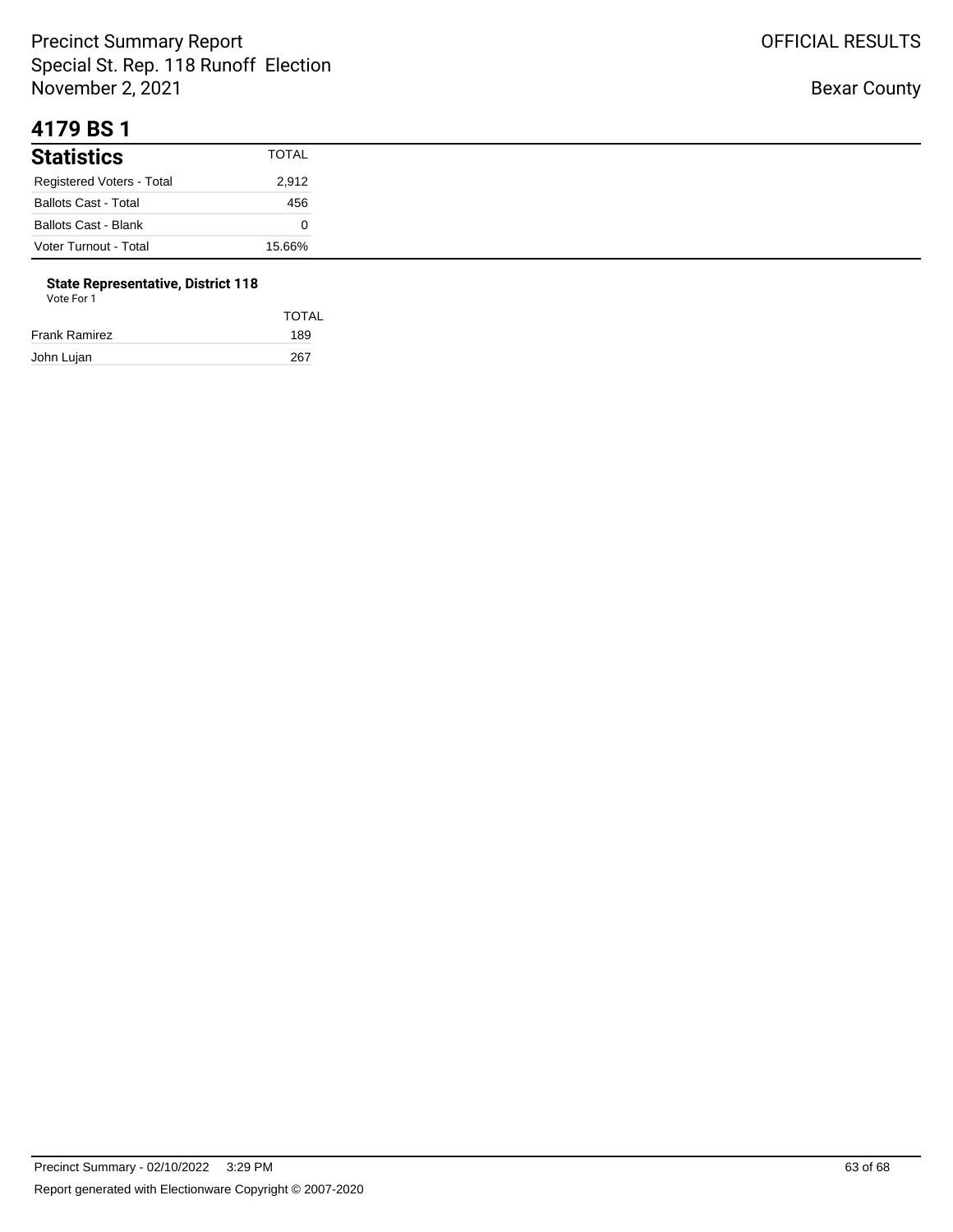# 4179 BS 1

| Statistics | TOTAL |
|---|---|
| Registered Voters - Total | 2,912 |
| Ballots Cast - Total | 456 |
| Ballots Cast - Blank | 0 |
| Voter Turnout - Total | 15.66% |

**State Representative, District 118**
Vote For 1

| | TOTAL |
|---|---|
| Frank Ramirez | 189 |
| John Lujan | 267 |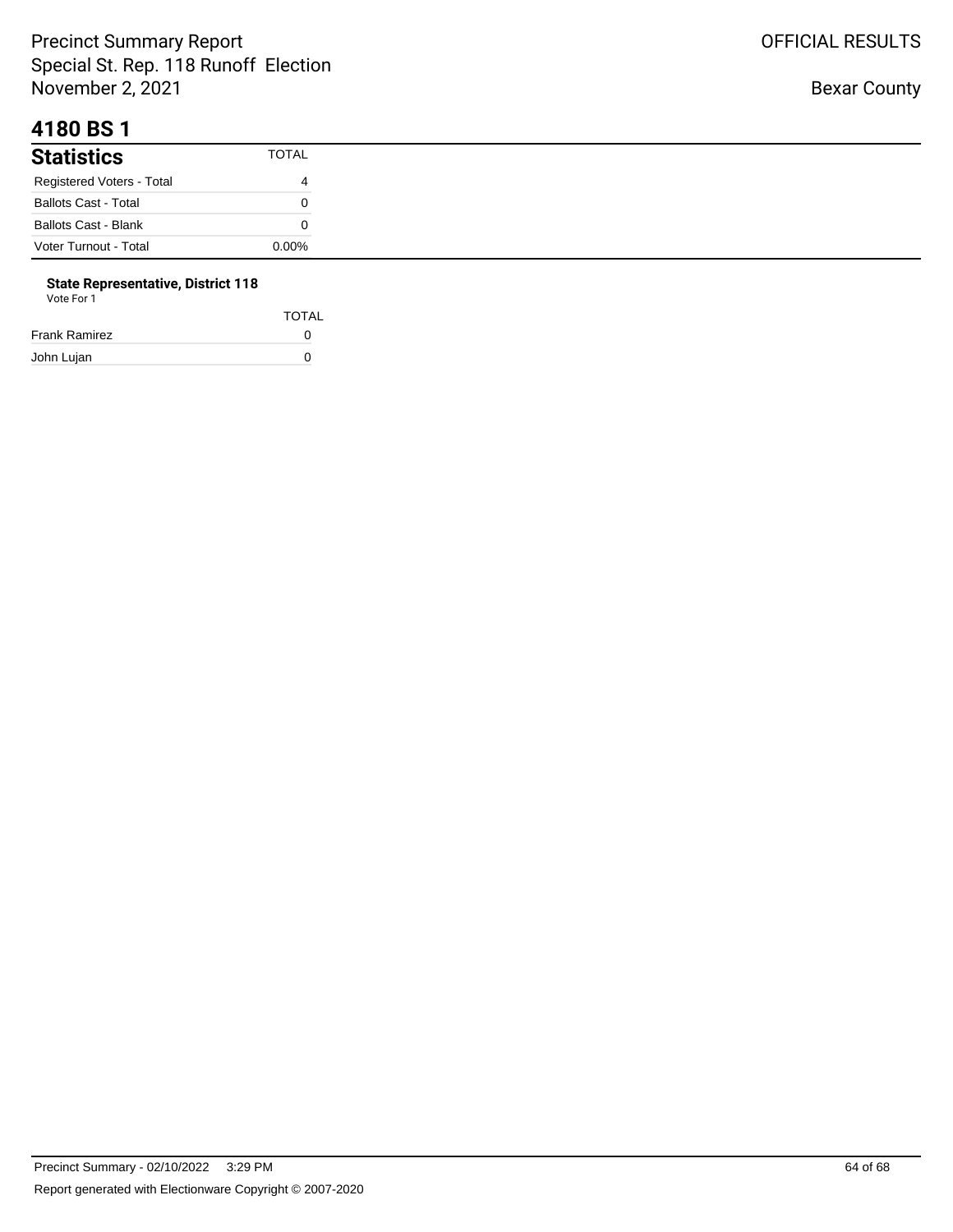# 4180 BS 1

## Statistics

| Statistics | TOTAL |
|---|---|
| Registered Voters - Total | 4 |
| Ballots Cast - Total | 0 |
| Ballots Cast - Blank | 0 |
| Voter Turnout - Total | 0.00% |

### State Representative, District 118

Vote For 1

| | TOTAL |
|---|---|
| Frank Ramirez | 0 |
| John Lujan | 0 |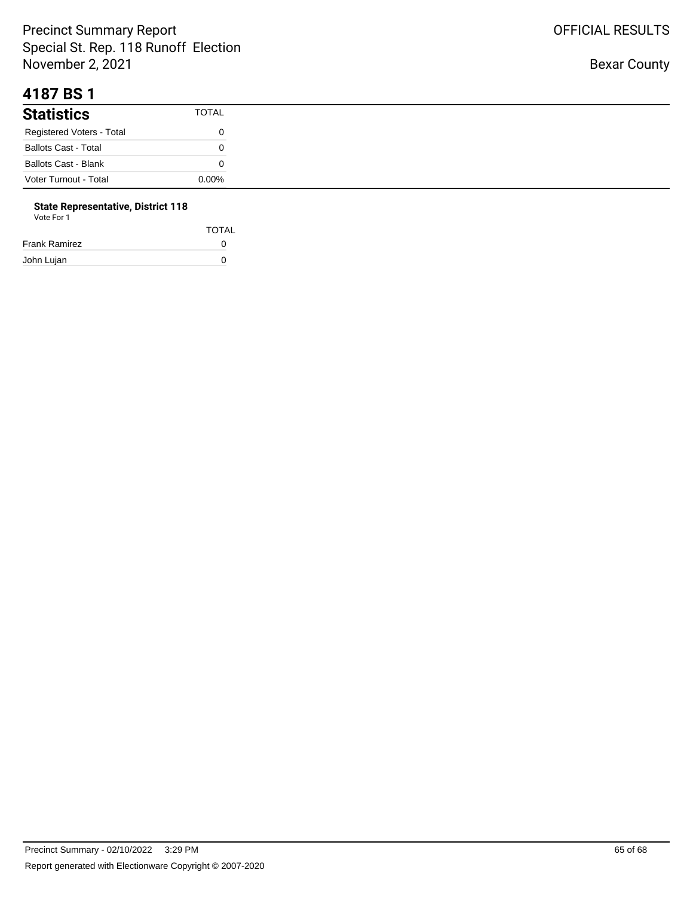# 4187 BS 1

| Statistics | TOTAL |
| --- | --- |
| Registered Voters - Total | 0 |
| Ballots Cast - Total | 0 |
| Ballots Cast - Blank | 0 |
| Voter Turnout - Total | 0.00% |

**State Representative, District 118**
Vote For 1

| | TOTAL |
| --- | --- |
| Frank Ramirez | 0 |
| John Lujan | 0 |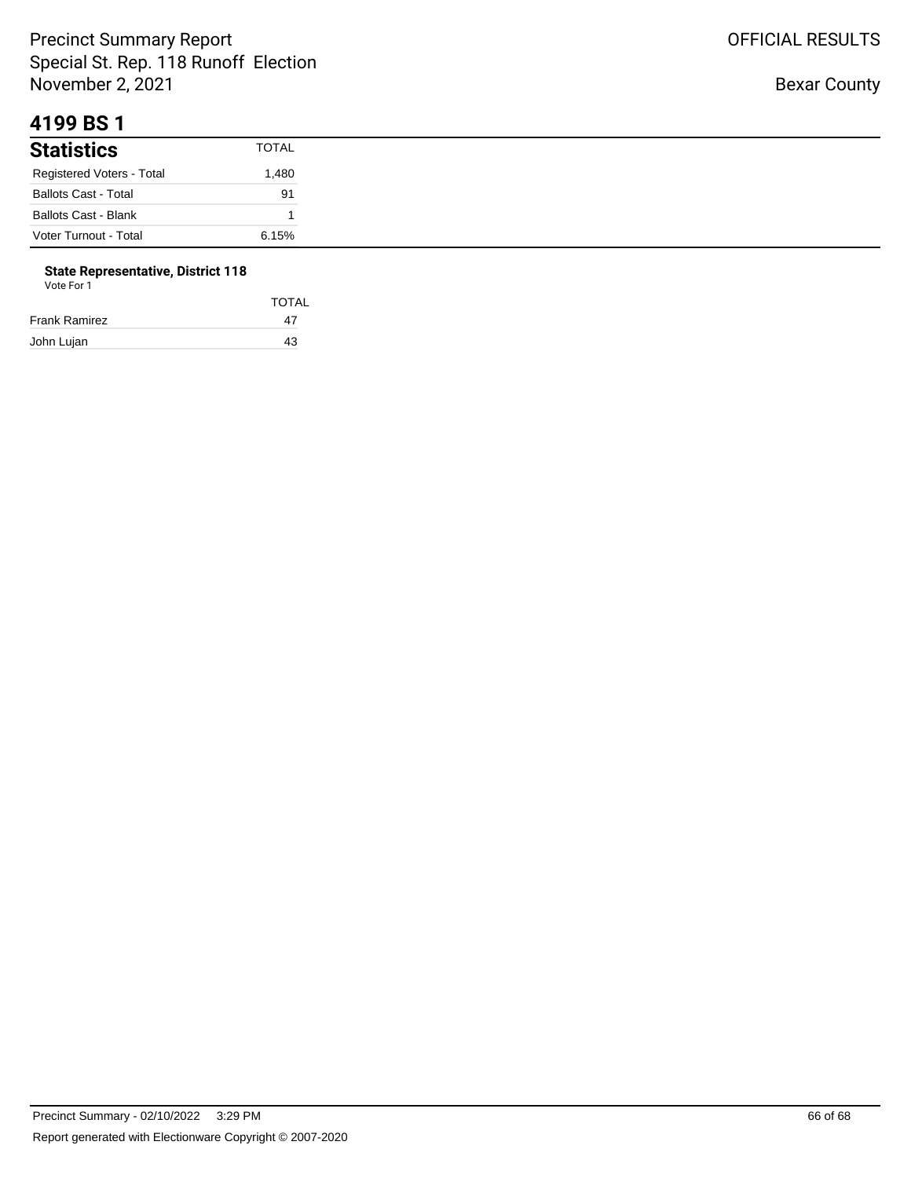## 4199 BS 1

| Statistics | TOTAL |
| --- | --- |
| Registered Voters - Total | 1,480 |
| Ballots Cast - Total | 91 |
| Ballots Cast - Blank | 1 |
| Voter Turnout - Total | 6.15% |

### State Representative, District 118

Vote For 1

| | TOTAL |
| --- | --- |
| Frank Ramirez | 47 |
| John Lujan | 43 |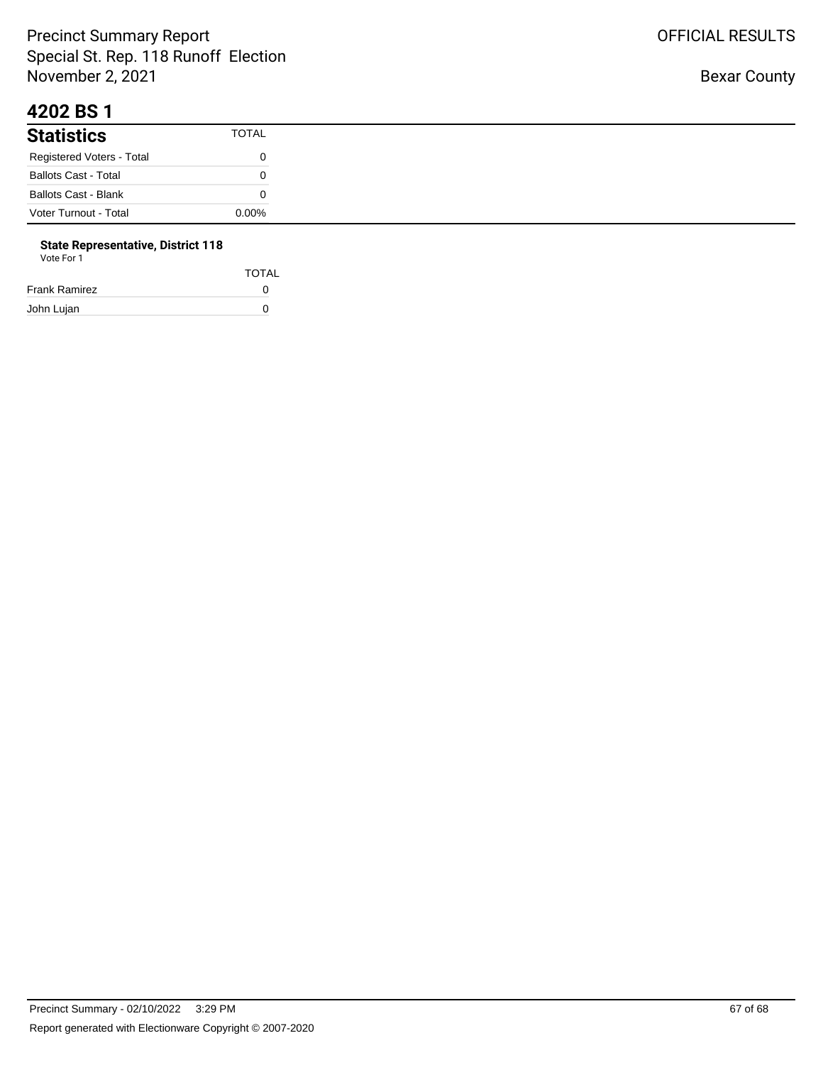# 4202 BS 1

## Statistics

| Statistics | TOTAL |
|---|---|
| Registered Voters - Total | 0 |
| Ballots Cast - Total | 0 |
| Ballots Cast - Blank | 0 |
| Voter Turnout - Total | 0.00% |

**State Representative, District 118**

Vote For 1

| | TOTAL |
|---|---|
| Frank Ramirez | 0 |
| John Lujan | 0 |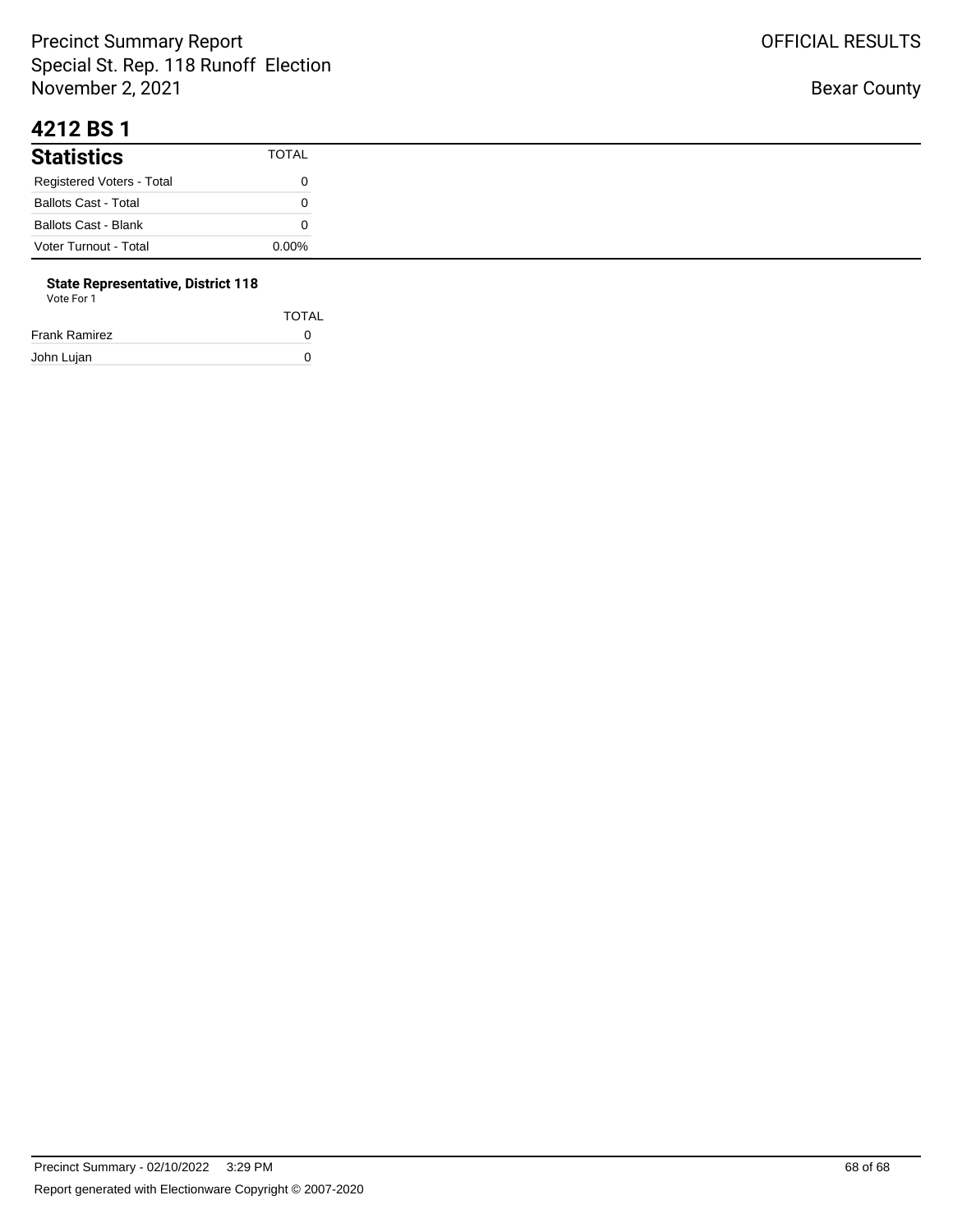# 4212 BS 1

## Statistics

| Statistics | TOTAL |
|---|---|
| Registered Voters - Total | 0 |
| Ballots Cast - Total | 0 |
| Ballots Cast - Blank | 0 |
| Voter Turnout - Total | 0.00% |

### State Representative, District 118

Vote For 1

| | TOTAL |
|---|---|
| Frank Ramirez | 0 |
| John Lujan | 0 |